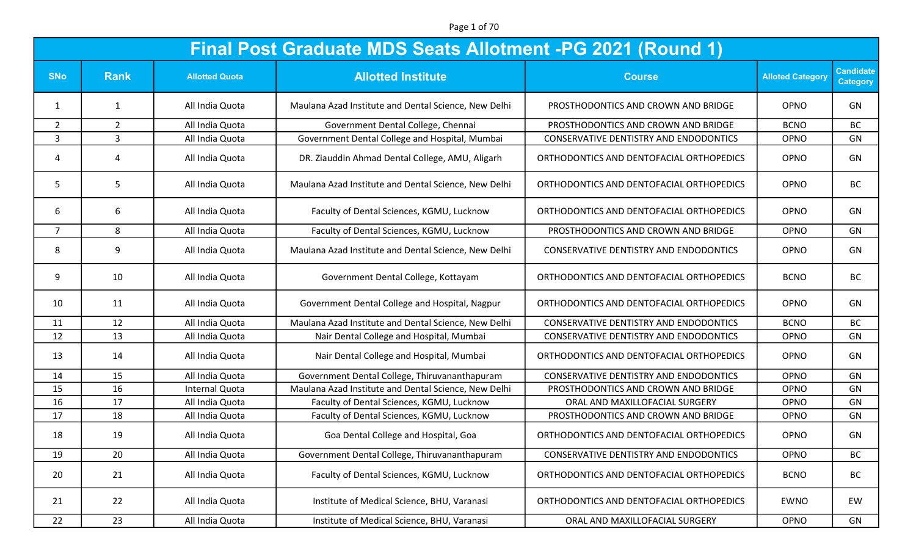# Final Post Graduate MDS Seats Allotment -PG 2021 (Round 1)

| SNo | Rank | Allotted Quota | Allotted Institute | Course | Alloted Category | Candidate Category |
|---|---|---|---|---|---|---|
| 1 | 1 | All India Quota | Maulana Azad Institute and Dental Science, New Delhi | PROSTHODONTICS AND CROWN AND BRIDGE | OPNO | GN |
| 2 | 2 | All India Quota | Government Dental College, Chennai | PROSTHODONTICS AND CROWN AND BRIDGE | BCNO | BC |
| 3 | 3 | All India Quota | Government Dental College and Hospital, Mumbai | CONSERVATIVE DENTISTRY AND ENDODONTICS | OPNO | GN |
| 4 | 4 | All India Quota | DR. Ziauddin Ahmad Dental College, AMU, Aligarh | ORTHODONTICS AND DENTOFACIAL ORTHOPEDICS | OPNO | GN |
| 5 | 5 | All India Quota | Maulana Azad Institute and Dental Science, New Delhi | ORTHODONTICS AND DENTOFACIAL ORTHOPEDICS | OPNO | BC |
| 6 | 6 | All India Quota | Faculty of Dental Sciences, KGMU, Lucknow | ORTHODONTICS AND DENTOFACIAL ORTHOPEDICS | OPNO | GN |
| 7 | 8 | All India Quota | Faculty of Dental Sciences, KGMU, Lucknow | PROSTHODONTICS AND CROWN AND BRIDGE | OPNO | GN |
| 8 | 9 | All India Quota | Maulana Azad Institute and Dental Science, New Delhi | CONSERVATIVE DENTISTRY AND ENDODONTICS | OPNO | GN |
| 9 | 10 | All India Quota | Government Dental College, Kottayam | ORTHODONTICS AND DENTOFACIAL ORTHOPEDICS | BCNO | BC |
| 10 | 11 | All India Quota | Government Dental College and Hospital, Nagpur | ORTHODONTICS AND DENTOFACIAL ORTHOPEDICS | OPNO | GN |
| 11 | 12 | All India Quota | Maulana Azad Institute and Dental Science, New Delhi | CONSERVATIVE DENTISTRY AND ENDODONTICS | BCNO | BC |
| 12 | 13 | All India Quota | Nair Dental College and Hospital, Mumbai | CONSERVATIVE DENTISTRY AND ENDODONTICS | OPNO | GN |
| 13 | 14 | All India Quota | Nair Dental College and Hospital, Mumbai | ORTHODONTICS AND DENTOFACIAL ORTHOPEDICS | OPNO | GN |
| 14 | 15 | All India Quota | Government Dental College, Thiruvananthapuram | CONSERVATIVE DENTISTRY AND ENDODONTICS | OPNO | GN |
| 15 | 16 | Internal Quota | Maulana Azad Institute and Dental Science, New Delhi | PROSTHODONTICS AND CROWN AND BRIDGE | OPNO | GN |
| 16 | 17 | All India Quota | Faculty of Dental Sciences, KGMU, Lucknow | ORAL AND MAXILLOFACIAL SURGERY | OPNO | GN |
| 17 | 18 | All India Quota | Faculty of Dental Sciences, KGMU, Lucknow | PROSTHODONTICS AND CROWN AND BRIDGE | OPNO | GN |
| 18 | 19 | All India Quota | Goa Dental College and Hospital, Goa | ORTHODONTICS AND DENTOFACIAL ORTHOPEDICS | OPNO | GN |
| 19 | 20 | All India Quota | Government Dental College, Thiruvananthapuram | CONSERVATIVE DENTISTRY AND ENDODONTICS | OPNO | BC |
| 20 | 21 | All India Quota | Faculty of Dental Sciences, KGMU, Lucknow | ORTHODONTICS AND DENTOFACIAL ORTHOPEDICS | BCNO | BC |
| 21 | 22 | All India Quota | Institute of Medical Science, BHU, Varanasi | ORTHODONTICS AND DENTOFACIAL ORTHOPEDICS | EWNO | EW |
| 22 | 23 | All India Quota | Institute of Medical Science, BHU, Varanasi | ORAL AND MAXILLOFACIAL SURGERY | OPNO | GN |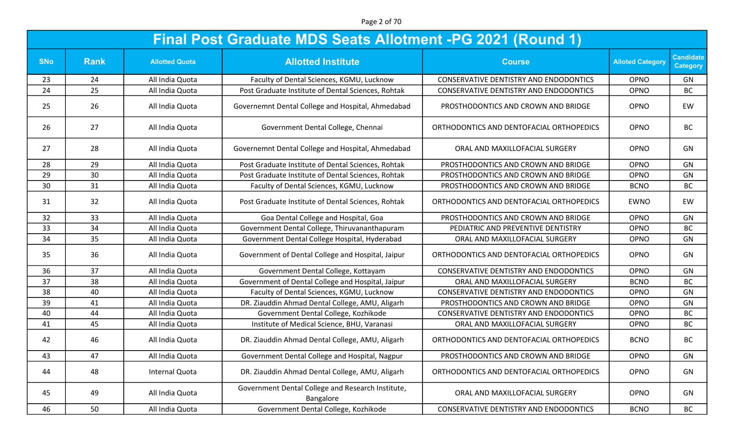# Final Post Graduate MDS Seats Allotment -PG 2021 (Round 1)

| SNo | Rank | Allotted Quota | Allotted Institute | Course | Alloted Category | Candidate Category |
|---|---|---|---|---|---|---|
| 23 | 24 | All India Quota | Faculty of Dental Sciences, KGMU, Lucknow | CONSERVATIVE DENTISTRY AND ENDODONTICS | OPNO | GN |
| 24 | 25 | All India Quota | Post Graduate Institute of Dental Sciences, Rohtak | CONSERVATIVE DENTISTRY AND ENDODONTICS | OPNO | BC |
| 25 | 26 | All India Quota | Governemnt Dental College and Hospital, Ahmedabad | PROSTHODONTICS AND CROWN AND BRIDGE | OPNO | EW |
| 26 | 27 | All India Quota | Government Dental College, Chennai | ORTHODONTICS AND DENTOFACIAL ORTHOPEDICS | OPNO | BC |
| 27 | 28 | All India Quota | Governemnt Dental College and Hospital, Ahmedabad | ORAL AND MAXILLOFACIAL SURGERY | OPNO | GN |
| 28 | 29 | All India Quota | Post Graduate Institute of Dental Sciences, Rohtak | PROSTHODONTICS AND CROWN AND BRIDGE | OPNO | GN |
| 29 | 30 | All India Quota | Post Graduate Institute of Dental Sciences, Rohtak | PROSTHODONTICS AND CROWN AND BRIDGE | OPNO | GN |
| 30 | 31 | All India Quota | Faculty of Dental Sciences, KGMU, Lucknow | PROSTHODONTICS AND CROWN AND BRIDGE | BCNO | BC |
| 31 | 32 | All India Quota | Post Graduate Institute of Dental Sciences, Rohtak | ORTHODONTICS AND DENTOFACIAL ORTHOPEDICS | EWNO | EW |
| 32 | 33 | All India Quota | Goa Dental College and Hospital, Goa | PROSTHODONTICS AND CROWN AND BRIDGE | OPNO | GN |
| 33 | 34 | All India Quota | Government Dental College, Thiruvananthapuram | PEDIATRIC AND PREVENTIVE DENTISTRY | OPNO | BC |
| 34 | 35 | All India Quota | Government Dental College Hospital, Hyderabad | ORAL AND MAXILLOFACIAL SURGERY | OPNO | GN |
| 35 | 36 | All India Quota | Government of Dental College and Hospital, Jaipur | ORTHODONTICS AND DENTOFACIAL ORTHOPEDICS | OPNO | GN |
| 36 | 37 | All India Quota | Government Dental College, Kottayam | CONSERVATIVE DENTISTRY AND ENDODONTICS | OPNO | GN |
| 37 | 38 | All India Quota | Government of Dental College and Hospital, Jaipur | ORAL AND MAXILLOFACIAL SURGERY | BCNO | BC |
| 38 | 40 | All India Quota | Faculty of Dental Sciences, KGMU, Lucknow | CONSERVATIVE DENTISTRY AND ENDODONTICS | OPNO | GN |
| 39 | 41 | All India Quota | DR. Ziauddin Ahmad Dental College, AMU, Aligarh | PROSTHODONTICS AND CROWN AND BRIDGE | OPNO | GN |
| 40 | 44 | All India Quota | Government Dental College, Kozhikode | CONSERVATIVE DENTISTRY AND ENDODONTICS | OPNO | BC |
| 41 | 45 | All India Quota | Institute of Medical Science, BHU, Varanasi | ORAL AND MAXILLOFACIAL SURGERY | OPNO | BC |
| 42 | 46 | All India Quota | DR. Ziauddin Ahmad Dental College, AMU, Aligarh | ORTHODONTICS AND DENTOFACIAL ORTHOPEDICS | BCNO | BC |
| 43 | 47 | All India Quota | Government Dental College and Hospital, Nagpur | PROSTHODONTICS AND CROWN AND BRIDGE | OPNO | GN |
| 44 | 48 | Internal Quota | DR. Ziauddin Ahmad Dental College, AMU, Aligarh | ORTHODONTICS AND DENTOFACIAL ORTHOPEDICS | OPNO | GN |
| 45 | 49 | All India Quota | Government Dental College and Research Institute, Bangalore | ORAL AND MAXILLOFACIAL SURGERY | OPNO | GN |
| 46 | 50 | All India Quota | Government Dental College, Kozhikode | CONSERVATIVE DENTISTRY AND ENDODONTICS | BCNO | BC |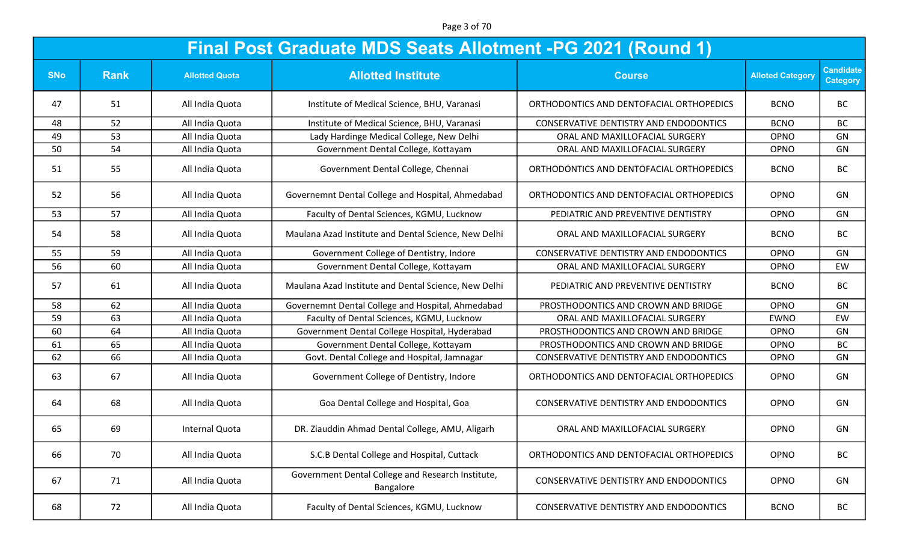# Final Post Graduate MDS Seats Allotment -PG 2021 (Round 1)

| SNo | Rank | Allotted Quota | Allotted Institute | Course | Alloted Category | Candidate Category |
|---|---|---|---|---|---|---|
| 47 | 51 | All India Quota | Institute of Medical Science, BHU, Varanasi | ORTHODONTICS AND DENTOFACIAL ORTHOPEDICS | BCNO | BC |
| 48 | 52 | All India Quota | Institute of Medical Science, BHU, Varanasi | CONSERVATIVE DENTISTRY AND ENDODONTICS | BCNO | BC |
| 49 | 53 | All India Quota | Lady Hardinge Medical College, New Delhi | ORAL AND MAXILLOFACIAL SURGERY | OPNO | GN |
| 50 | 54 | All India Quota | Government Dental College, Kottayam | ORAL AND MAXILLOFACIAL SURGERY | OPNO | GN |
| 51 | 55 | All India Quota | Government Dental College, Chennai | ORTHODONTICS AND DENTOFACIAL ORTHOPEDICS | BCNO | BC |
| 52 | 56 | All India Quota | Governemnt Dental College and Hospital, Ahmedabad | ORTHODONTICS AND DENTOFACIAL ORTHOPEDICS | OPNO | GN |
| 53 | 57 | All India Quota | Faculty of Dental Sciences, KGMU, Lucknow | PEDIATRIC AND PREVENTIVE DENTISTRY | OPNO | GN |
| 54 | 58 | All India Quota | Maulana Azad Institute and Dental Science, New Delhi | ORAL AND MAXILLOFACIAL SURGERY | BCNO | BC |
| 55 | 59 | All India Quota | Government College of Dentistry, Indore | CONSERVATIVE DENTISTRY AND ENDODONTICS | OPNO | GN |
| 56 | 60 | All India Quota | Government Dental College, Kottayam | ORAL AND MAXILLOFACIAL SURGERY | OPNO | EW |
| 57 | 61 | All India Quota | Maulana Azad Institute and Dental Science, New Delhi | PEDIATRIC AND PREVENTIVE DENTISTRY | BCNO | BC |
| 58 | 62 | All India Quota | Governemnt Dental College and Hospital, Ahmedabad | PROSTHODONTICS AND CROWN AND BRIDGE | OPNO | GN |
| 59 | 63 | All India Quota | Faculty of Dental Sciences, KGMU, Lucknow | ORAL AND MAXILLOFACIAL SURGERY | EWNO | EW |
| 60 | 64 | All India Quota | Government Dental College Hospital, Hyderabad | PROSTHODONTICS AND CROWN AND BRIDGE | OPNO | GN |
| 61 | 65 | All India Quota | Government Dental College, Kottayam | PROSTHODONTICS AND CROWN AND BRIDGE | OPNO | BC |
| 62 | 66 | All India Quota | Govt. Dental College and Hospital, Jamnagar | CONSERVATIVE DENTISTRY AND ENDODONTICS | OPNO | GN |
| 63 | 67 | All India Quota | Government College of Dentistry, Indore | ORTHODONTICS AND DENTOFACIAL ORTHOPEDICS | OPNO | GN |
| 64 | 68 | All India Quota | Goa Dental College and Hospital, Goa | CONSERVATIVE DENTISTRY AND ENDODONTICS | OPNO | GN |
| 65 | 69 | Internal Quota | DR. Ziauddin Ahmad Dental College, AMU, Aligarh | ORAL AND MAXILLOFACIAL SURGERY | OPNO | GN |
| 66 | 70 | All India Quota | S.C.B Dental College and Hospital, Cuttack | ORTHODONTICS AND DENTOFACIAL ORTHOPEDICS | OPNO | BC |
| 67 | 71 | All India Quota | Government Dental College and Research Institute, Bangalore | CONSERVATIVE DENTISTRY AND ENDODONTICS | OPNO | GN |
| 68 | 72 | All India Quota | Faculty of Dental Sciences, KGMU, Lucknow | CONSERVATIVE DENTISTRY AND ENDODONTICS | BCNO | BC |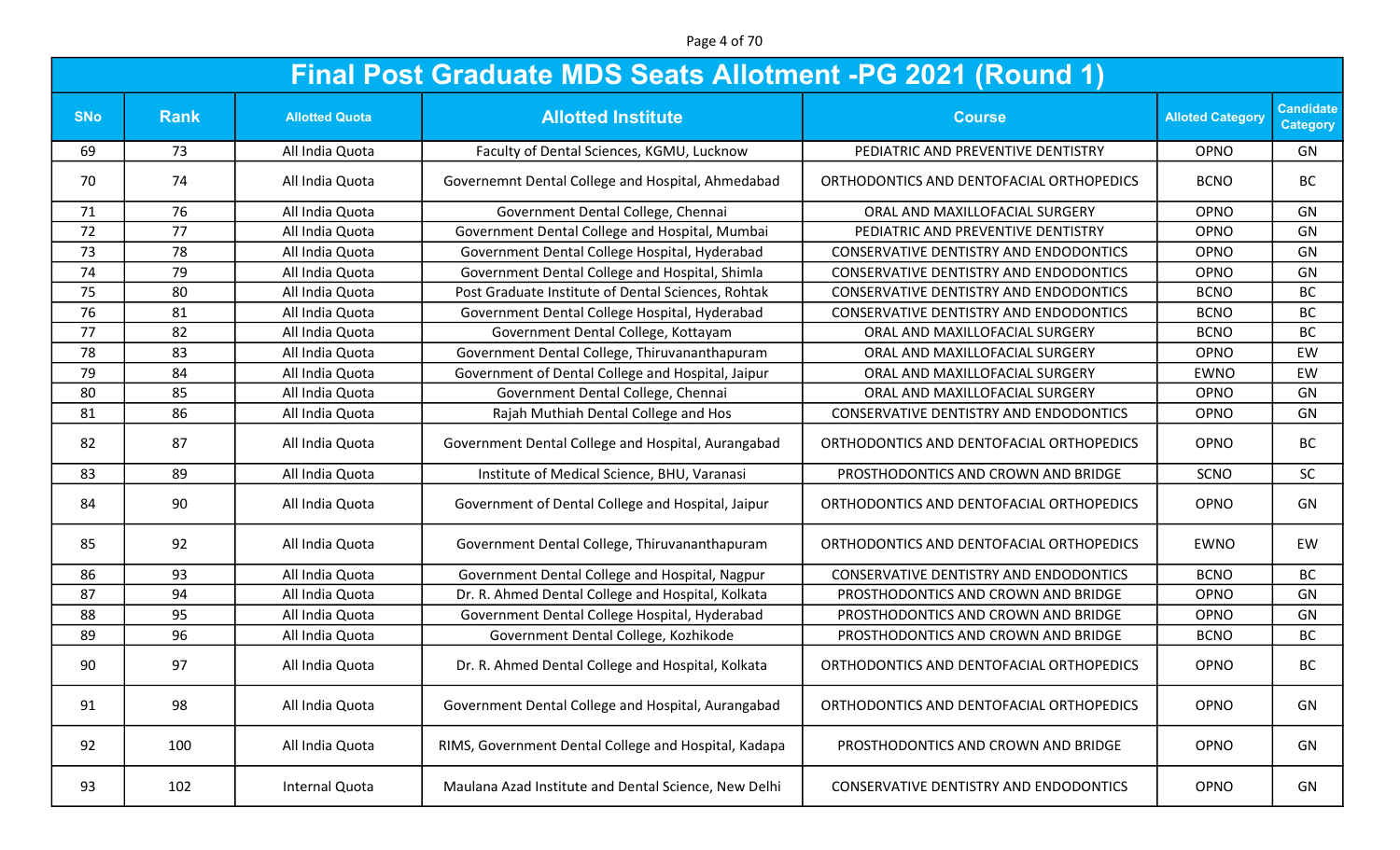# Final Post Graduate MDS Seats Allotment -PG 2021 (Round 1)

| SNo | Rank | Allotted Quota | Allotted Institute | Course | Alloted Category | Candidate Category |
|---|---|---|---|---|---|---|
| 69 | 73 | All India Quota | Faculty of Dental Sciences, KGMU, Lucknow | PEDIATRIC AND PREVENTIVE DENTISTRY | OPNO | GN |
| 70 | 74 | All India Quota | Governemnt Dental College and Hospital, Ahmedabad | ORTHODONTICS AND DENTOFACIAL ORTHOPEDICS | BCNO | BC |
| 71 | 76 | All India Quota | Government Dental College, Chennai | ORAL AND MAXILLOFACIAL SURGERY | OPNO | GN |
| 72 | 77 | All India Quota | Government Dental College and Hospital, Mumbai | PEDIATRIC AND PREVENTIVE DENTISTRY | OPNO | GN |
| 73 | 78 | All India Quota | Government Dental College Hospital, Hyderabad | CONSERVATIVE DENTISTRY AND ENDODONTICS | OPNO | GN |
| 74 | 79 | All India Quota | Government Dental College and Hospital, Shimla | CONSERVATIVE DENTISTRY AND ENDODONTICS | OPNO | GN |
| 75 | 80 | All India Quota | Post Graduate Institute of Dental Sciences, Rohtak | CONSERVATIVE DENTISTRY AND ENDODONTICS | BCNO | BC |
| 76 | 81 | All India Quota | Government Dental College Hospital, Hyderabad | CONSERVATIVE DENTISTRY AND ENDODONTICS | BCNO | BC |
| 77 | 82 | All India Quota | Government Dental College, Kottayam | ORAL AND MAXILLOFACIAL SURGERY | BCNO | BC |
| 78 | 83 | All India Quota | Government Dental College, Thiruvananthapuram | ORAL AND MAXILLOFACIAL SURGERY | OPNO | EW |
| 79 | 84 | All India Quota | Government of Dental College and Hospital, Jaipur | ORAL AND MAXILLOFACIAL SURGERY | EWNO | EW |
| 80 | 85 | All India Quota | Government Dental College, Chennai | ORAL AND MAXILLOFACIAL SURGERY | OPNO | GN |
| 81 | 86 | All India Quota | Rajah Muthiah Dental College and Hos | CONSERVATIVE DENTISTRY AND ENDODONTICS | OPNO | GN |
| 82 | 87 | All India Quota | Government Dental College and Hospital, Aurangabad | ORTHODONTICS AND DENTOFACIAL ORTHOPEDICS | OPNO | BC |
| 83 | 89 | All India Quota | Institute of Medical Science, BHU, Varanasi | PROSTHODONTICS AND CROWN AND BRIDGE | SCNO | SC |
| 84 | 90 | All India Quota | Government of Dental College and Hospital, Jaipur | ORTHODONTICS AND DENTOFACIAL ORTHOPEDICS | OPNO | GN |
| 85 | 92 | All India Quota | Government Dental College, Thiruvananthapuram | ORTHODONTICS AND DENTOFACIAL ORTHOPEDICS | EWNO | EW |
| 86 | 93 | All India Quota | Government Dental College and Hospital, Nagpur | CONSERVATIVE DENTISTRY AND ENDODONTICS | BCNO | BC |
| 87 | 94 | All India Quota | Dr. R. Ahmed Dental College and Hospital, Kolkata | PROSTHODONTICS AND CROWN AND BRIDGE | OPNO | GN |
| 88 | 95 | All India Quota | Government Dental College Hospital, Hyderabad | PROSTHODONTICS AND CROWN AND BRIDGE | OPNO | GN |
| 89 | 96 | All India Quota | Government Dental College, Kozhikode | PROSTHODONTICS AND CROWN AND BRIDGE | BCNO | BC |
| 90 | 97 | All India Quota | Dr. R. Ahmed Dental College and Hospital, Kolkata | ORTHODONTICS AND DENTOFACIAL ORTHOPEDICS | OPNO | BC |
| 91 | 98 | All India Quota | Government Dental College and Hospital, Aurangabad | ORTHODONTICS AND DENTOFACIAL ORTHOPEDICS | OPNO | GN |
| 92 | 100 | All India Quota | RIMS, Government Dental College and Hospital, Kadapa | PROSTHODONTICS AND CROWN AND BRIDGE | OPNO | GN |
| 93 | 102 | Internal Quota | Maulana Azad Institute and Dental Science, New Delhi | CONSERVATIVE DENTISTRY AND ENDODONTICS | OPNO | GN |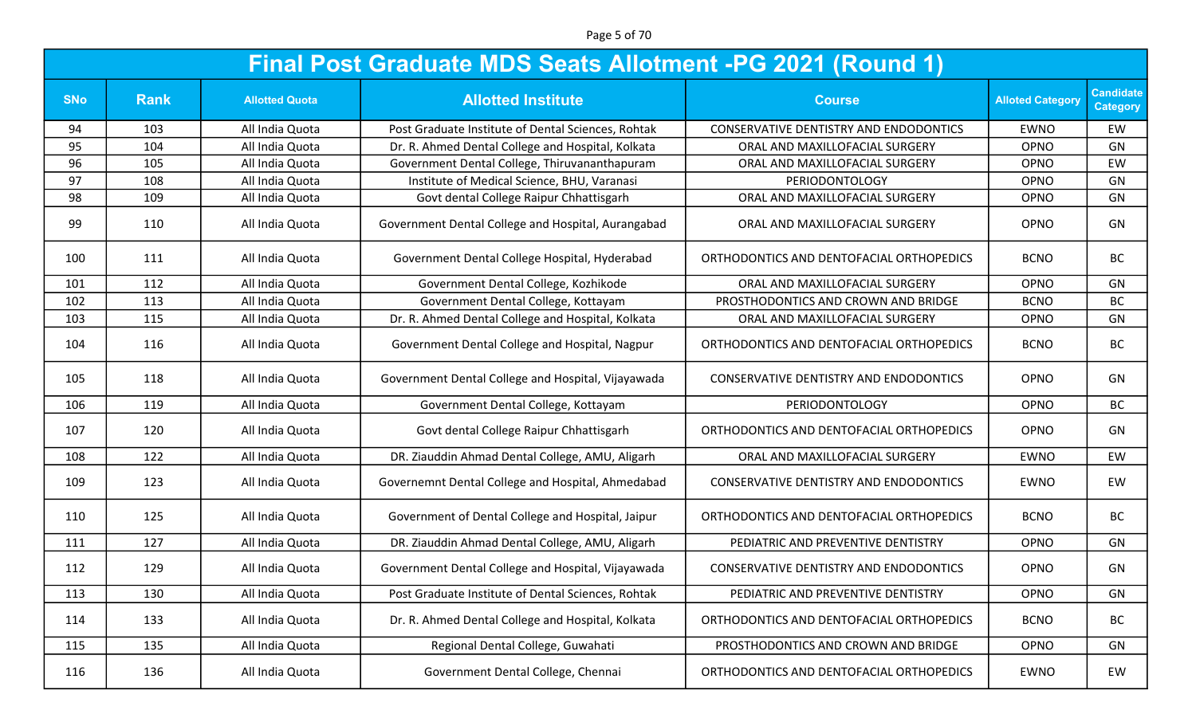# Final Post Graduate MDS Seats Allotment -PG 2021 (Round 1)

| SNo | Rank | Allotted Quota | Allotted Institute | Course | Alloted Category | Candidate Category |
|---|---|---|---|---|---|---|
| 94 | 103 | All India Quota | Post Graduate Institute of Dental Sciences, Rohtak | CONSERVATIVE DENTISTRY AND ENDODONTICS | EWNO | EW |
| 95 | 104 | All India Quota | Dr. R. Ahmed Dental College and Hospital, Kolkata | ORAL AND MAXILLOFACIAL SURGERY | OPNO | GN |
| 96 | 105 | All India Quota | Government Dental College, Thiruvananthapuram | ORAL AND MAXILLOFACIAL SURGERY | OPNO | EW |
| 97 | 108 | All India Quota | Institute of Medical Science, BHU, Varanasi | PERIODONTOLOGY | OPNO | GN |
| 98 | 109 | All India Quota | Govt dental College Raipur Chhattisgarh | ORAL AND MAXILLOFACIAL SURGERY | OPNO | GN |
| 99 | 110 | All India Quota | Government Dental College and Hospital, Aurangabad | ORAL AND MAXILLOFACIAL SURGERY | OPNO | GN |
| 100 | 111 | All India Quota | Government Dental College Hospital, Hyderabad | ORTHODONTICS AND DENTOFACIAL ORTHOPEDICS | BCNO | BC |
| 101 | 112 | All India Quota | Government Dental College, Kozhikode | ORAL AND MAXILLOFACIAL SURGERY | OPNO | GN |
| 102 | 113 | All India Quota | Government Dental College, Kottayam | PROSTHODONTICS AND CROWN AND BRIDGE | BCNO | BC |
| 103 | 115 | All India Quota | Dr. R. Ahmed Dental College and Hospital, Kolkata | ORAL AND MAXILLOFACIAL SURGERY | OPNO | GN |
| 104 | 116 | All India Quota | Government Dental College and Hospital, Nagpur | ORTHODONTICS AND DENTOFACIAL ORTHOPEDICS | BCNO | BC |
| 105 | 118 | All India Quota | Government Dental College and Hospital, Vijayawada | CONSERVATIVE DENTISTRY AND ENDODONTICS | OPNO | GN |
| 106 | 119 | All India Quota | Government Dental College, Kottayam | PERIODONTOLOGY | OPNO | BC |
| 107 | 120 | All India Quota | Govt dental College Raipur Chhattisgarh | ORTHODONTICS AND DENTOFACIAL ORTHOPEDICS | OPNO | GN |
| 108 | 122 | All India Quota | DR. Ziauddin Ahmad Dental College, AMU, Aligarh | ORAL AND MAXILLOFACIAL SURGERY | EWNO | EW |
| 109 | 123 | All India Quota | Governemnt Dental College and Hospital, Ahmedabad | CONSERVATIVE DENTISTRY AND ENDODONTICS | EWNO | EW |
| 110 | 125 | All India Quota | Government of Dental College and Hospital, Jaipur | ORTHODONTICS AND DENTOFACIAL ORTHOPEDICS | BCNO | BC |
| 111 | 127 | All India Quota | DR. Ziauddin Ahmad Dental College, AMU, Aligarh | PEDIATRIC AND PREVENTIVE DENTISTRY | OPNO | GN |
| 112 | 129 | All India Quota | Government Dental College and Hospital, Vijayawada | CONSERVATIVE DENTISTRY AND ENDODONTICS | OPNO | GN |
| 113 | 130 | All India Quota | Post Graduate Institute of Dental Sciences, Rohtak | PEDIATRIC AND PREVENTIVE DENTISTRY | OPNO | GN |
| 114 | 133 | All India Quota | Dr. R. Ahmed Dental College and Hospital, Kolkata | ORTHODONTICS AND DENTOFACIAL ORTHOPEDICS | BCNO | BC |
| 115 | 135 | All India Quota | Regional Dental College, Guwahati | PROSTHODONTICS AND CROWN AND BRIDGE | OPNO | GN |
| 116 | 136 | All India Quota | Government Dental College, Chennai | ORTHODONTICS AND DENTOFACIAL ORTHOPEDICS | EWNO | EW |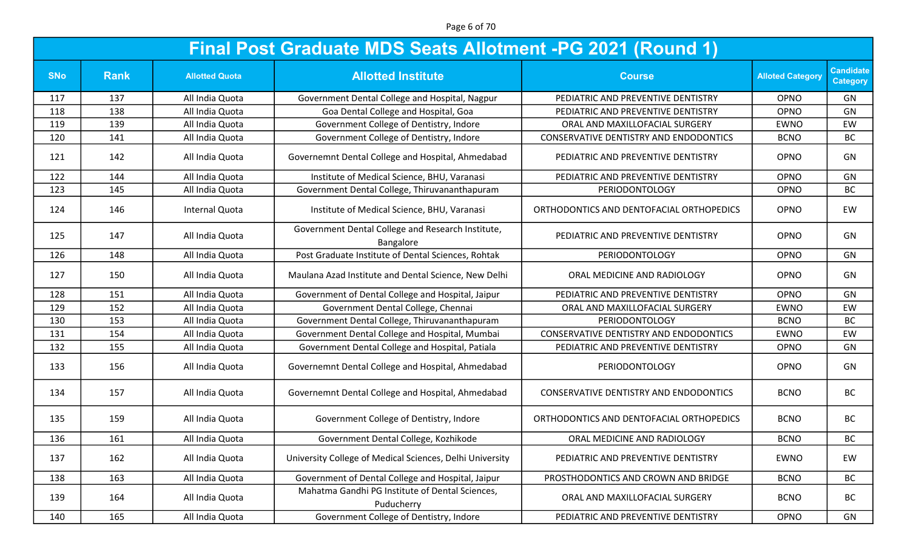# Final Post Graduate MDS Seats Allotment -PG 2021 (Round 1)

| SNo | Rank | Allotted Quota | Allotted Institute | Course | Alloted Category | Candidate Category |
|---|---|---|---|---|---|---|
| 117 | 137 | All India Quota | Government Dental College and Hospital, Nagpur | PEDIATRIC AND PREVENTIVE DENTISTRY | OPNO | GN |
| 118 | 138 | All India Quota | Goa Dental College and Hospital, Goa | PEDIATRIC AND PREVENTIVE DENTISTRY | OPNO | GN |
| 119 | 139 | All India Quota | Government College of Dentistry, Indore | ORAL AND MAXILLOFACIAL SURGERY | EWNO | EW |
| 120 | 141 | All India Quota | Government College of Dentistry, Indore | CONSERVATIVE DENTISTRY AND ENDODONTICS | BCNO | BC |
| 121 | 142 | All India Quota | Governemnt Dental College and Hospital, Ahmedabad | PEDIATRIC AND PREVENTIVE DENTISTRY | OPNO | GN |
| 122 | 144 | All India Quota | Institute of Medical Science, BHU, Varanasi | PEDIATRIC AND PREVENTIVE DENTISTRY | OPNO | GN |
| 123 | 145 | All India Quota | Government Dental College, Thiruvananthapuram | PERIODONTOLOGY | OPNO | BC |
| 124 | 146 | Internal Quota | Institute of Medical Science, BHU, Varanasi | ORTHODONTICS AND DENTOFACIAL ORTHOPEDICS | OPNO | EW |
| 125 | 147 | All India Quota | Government Dental College and Research Institute, Bangalore | PEDIATRIC AND PREVENTIVE DENTISTRY | OPNO | GN |
| 126 | 148 | All India Quota | Post Graduate Institute of Dental Sciences, Rohtak | PERIODONTOLOGY | OPNO | GN |
| 127 | 150 | All India Quota | Maulana Azad Institute and Dental Science, New Delhi | ORAL MEDICINE AND RADIOLOGY | OPNO | GN |
| 128 | 151 | All India Quota | Government of Dental College and Hospital, Jaipur | PEDIATRIC AND PREVENTIVE DENTISTRY | OPNO | GN |
| 129 | 152 | All India Quota | Government Dental College, Chennai | ORAL AND MAXILLOFACIAL SURGERY | EWNO | EW |
| 130 | 153 | All India Quota | Government Dental College, Thiruvananthapuram | PERIODONTOLOGY | BCNO | BC |
| 131 | 154 | All India Quota | Government Dental College and Hospital, Mumbai | CONSERVATIVE DENTISTRY AND ENDODONTICS | EWNO | EW |
| 132 | 155 | All India Quota | Government Dental College and Hospital, Patiala | PEDIATRIC AND PREVENTIVE DENTISTRY | OPNO | GN |
| 133 | 156 | All India Quota | Governemnt Dental College and Hospital, Ahmedabad | PERIODONTOLOGY | OPNO | GN |
| 134 | 157 | All India Quota | Governemnt Dental College and Hospital, Ahmedabad | CONSERVATIVE DENTISTRY AND ENDODONTICS | BCNO | BC |
| 135 | 159 | All India Quota | Government College of Dentistry, Indore | ORTHODONTICS AND DENTOFACIAL ORTHOPEDICS | BCNO | BC |
| 136 | 161 | All India Quota | Government Dental College, Kozhikode | ORAL MEDICINE AND RADIOLOGY | BCNO | BC |
| 137 | 162 | All India Quota | University College of Medical Sciences, Delhi University | PEDIATRIC AND PREVENTIVE DENTISTRY | EWNO | EW |
| 138 | 163 | All India Quota | Government of Dental College and Hospital, Jaipur | PROSTHODONTICS AND CROWN AND BRIDGE | BCNO | BC |
| 139 | 164 | All India Quota | Mahatma Gandhi PG Institute of Dental Sciences, Puducherry | ORAL AND MAXILLOFACIAL SURGERY | BCNO | BC |
| 140 | 165 | All India Quota | Government College of Dentistry, Indore | PEDIATRIC AND PREVENTIVE DENTISTRY | OPNO | GN |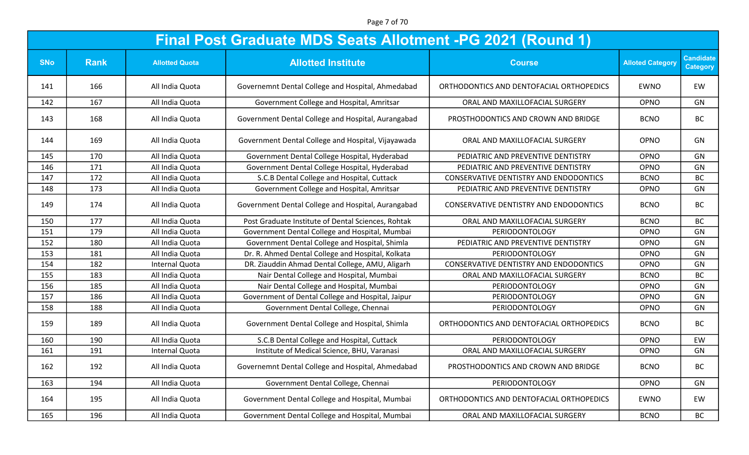# Final Post Graduate MDS Seats Allotment -PG 2021 (Round 1)

| SNo | Rank | Allotted Quota | Allotted Institute | Course | Alloted Category | Candidate Category |
|---|---|---|---|---|---|---|
| 141 | 166 | All India Quota | Governemnt Dental College and Hospital, Ahmedabad | ORTHODONTICS AND DENTOFACIAL ORTHOPEDICS | EWNO | EW |
| 142 | 167 | All India Quota | Government College and Hospital, Amritsar | ORAL AND MAXILLOFACIAL SURGERY | OPNO | GN |
| 143 | 168 | All India Quota | Government Dental College and Hospital, Aurangabad | PROSTHODONTICS AND CROWN AND BRIDGE | BCNO | BC |
| 144 | 169 | All India Quota | Government Dental College and Hospital, Vijayawada | ORAL AND MAXILLOFACIAL SURGERY | OPNO | GN |
| 145 | 170 | All India Quota | Government Dental College Hospital, Hyderabad | PEDIATRIC AND PREVENTIVE DENTISTRY | OPNO | GN |
| 146 | 171 | All India Quota | Government Dental College Hospital, Hyderabad | PEDIATRIC AND PREVENTIVE DENTISTRY | OPNO | GN |
| 147 | 172 | All India Quota | S.C.B Dental College and Hospital, Cuttack | CONSERVATIVE DENTISTRY AND ENDODONTICS | BCNO | BC |
| 148 | 173 | All India Quota | Government College and Hospital, Amritsar | PEDIATRIC AND PREVENTIVE DENTISTRY | OPNO | GN |
| 149 | 174 | All India Quota | Government Dental College and Hospital, Aurangabad | CONSERVATIVE DENTISTRY AND ENDODONTICS | BCNO | BC |
| 150 | 177 | All India Quota | Post Graduate Institute of Dental Sciences, Rohtak | ORAL AND MAXILLOFACIAL SURGERY | BCNO | BC |
| 151 | 179 | All India Quota | Government Dental College and Hospital, Mumbai | PERIODONTOLOGY | OPNO | GN |
| 152 | 180 | All India Quota | Government Dental College and Hospital, Shimla | PEDIATRIC AND PREVENTIVE DENTISTRY | OPNO | GN |
| 153 | 181 | All India Quota | Dr. R. Ahmed Dental College and Hospital, Kolkata | PERIODONTOLOGY | OPNO | GN |
| 154 | 182 | Internal Quota | DR. Ziauddin Ahmad Dental College, AMU, Aligarh | CONSERVATIVE DENTISTRY AND ENDODONTICS | OPNO | GN |
| 155 | 183 | All India Quota | Nair Dental College and Hospital, Mumbai | ORAL AND MAXILLOFACIAL SURGERY | BCNO | BC |
| 156 | 185 | All India Quota | Nair Dental College and Hospital, Mumbai | PERIODONTOLOGY | OPNO | GN |
| 157 | 186 | All India Quota | Government of Dental College and Hospital, Jaipur | PERIODONTOLOGY | OPNO | GN |
| 158 | 188 | All India Quota | Government Dental College, Chennai | PERIODONTOLOGY | OPNO | GN |
| 159 | 189 | All India Quota | Government Dental College and Hospital, Shimla | ORTHODONTICS AND DENTOFACIAL ORTHOPEDICS | BCNO | BC |
| 160 | 190 | All India Quota | S.C.B Dental College and Hospital, Cuttack | PERIODONTOLOGY | OPNO | EW |
| 161 | 191 | Internal Quota | Institute of Medical Science, BHU, Varanasi | ORAL AND MAXILLOFACIAL SURGERY | OPNO | GN |
| 162 | 192 | All India Quota | Governemnt Dental College and Hospital, Ahmedabad | PROSTHODONTICS AND CROWN AND BRIDGE | BCNO | BC |
| 163 | 194 | All India Quota | Government Dental College, Chennai | PERIODONTOLOGY | OPNO | GN |
| 164 | 195 | All India Quota | Government Dental College and Hospital, Mumbai | ORTHODONTICS AND DENTOFACIAL ORTHOPEDICS | EWNO | EW |
| 165 | 196 | All India Quota | Government Dental College and Hospital, Mumbai | ORAL AND MAXILLOFACIAL SURGERY | BCNO | BC |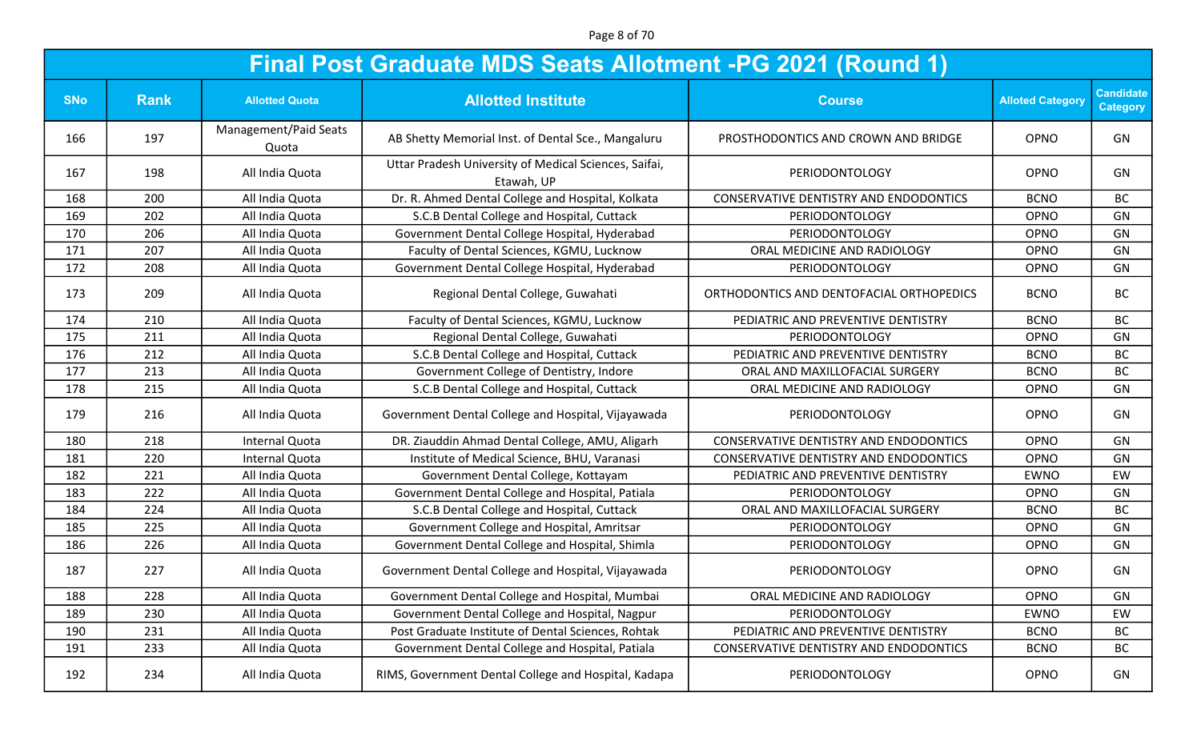# Final Post Graduate MDS Seats Allotment -PG 2021 (Round 1)

| SNo | Rank | Allotted Quota | Allotted Institute | Course | Alloted Category | Candidate Category |
|---|---|---|---|---|---|---|
| 166 | 197 | Management/Paid Seats Quota | AB Shetty Memorial Inst. of Dental Sce., Mangaluru | PROSTHODONTICS AND CROWN AND BRIDGE | OPNO | GN |
| 167 | 198 | All India Quota | Uttar Pradesh University of Medical Sciences, Saifai, Etawah, UP | PERIODONTOLOGY | OPNO | GN |
| 168 | 200 | All India Quota | Dr. R. Ahmed Dental College and Hospital, Kolkata | CONSERVATIVE DENTISTRY AND ENDODONTICS | BCNO | BC |
| 169 | 202 | All India Quota | S.C.B Dental College and Hospital, Cuttack | PERIODONTOLOGY | OPNO | GN |
| 170 | 206 | All India Quota | Government Dental College Hospital, Hyderabad | PERIODONTOLOGY | OPNO | GN |
| 171 | 207 | All India Quota | Faculty of Dental Sciences, KGMU, Lucknow | ORAL MEDICINE AND RADIOLOGY | OPNO | GN |
| 172 | 208 | All India Quota | Government Dental College Hospital, Hyderabad | PERIODONTOLOGY | OPNO | GN |
| 173 | 209 | All India Quota | Regional Dental College, Guwahati | ORTHODONTICS AND DENTOFACIAL ORTHOPEDICS | BCNO | BC |
| 174 | 210 | All India Quota | Faculty of Dental Sciences, KGMU, Lucknow | PEDIATRIC AND PREVENTIVE DENTISTRY | BCNO | BC |
| 175 | 211 | All India Quota | Regional Dental College, Guwahati | PERIODONTOLOGY | OPNO | GN |
| 176 | 212 | All India Quota | S.C.B Dental College and Hospital, Cuttack | PEDIATRIC AND PREVENTIVE DENTISTRY | BCNO | BC |
| 177 | 213 | All India Quota | Government College of Dentistry, Indore | ORAL AND MAXILLOFACIAL SURGERY | BCNO | BC |
| 178 | 215 | All India Quota | S.C.B Dental College and Hospital, Cuttack | ORAL MEDICINE AND RADIOLOGY | OPNO | GN |
| 179 | 216 | All India Quota | Government Dental College and Hospital, Vijayawada | PERIODONTOLOGY | OPNO | GN |
| 180 | 218 | Internal Quota | DR. Ziauddin Ahmad Dental College, AMU, Aligarh | CONSERVATIVE DENTISTRY AND ENDODONTICS | OPNO | GN |
| 181 | 220 | Internal Quota | Institute of Medical Science, BHU, Varanasi | CONSERVATIVE DENTISTRY AND ENDODONTICS | OPNO | GN |
| 182 | 221 | All India Quota | Government Dental College, Kottayam | PEDIATRIC AND PREVENTIVE DENTISTRY | EWNO | EW |
| 183 | 222 | All India Quota | Government Dental College and Hospital, Patiala | PERIODONTOLOGY | OPNO | GN |
| 184 | 224 | All India Quota | S.C.B Dental College and Hospital, Cuttack | ORAL AND MAXILLOFACIAL SURGERY | BCNO | BC |
| 185 | 225 | All India Quota | Government College and Hospital, Amritsar | PERIODONTOLOGY | OPNO | GN |
| 186 | 226 | All India Quota | Government Dental College and Hospital, Shimla | PERIODONTOLOGY | OPNO | GN |
| 187 | 227 | All India Quota | Government Dental College and Hospital, Vijayawada | PERIODONTOLOGY | OPNO | GN |
| 188 | 228 | All India Quota | Government Dental College and Hospital, Mumbai | ORAL MEDICINE AND RADIOLOGY | OPNO | GN |
| 189 | 230 | All India Quota | Government Dental College and Hospital, Nagpur | PERIODONTOLOGY | EWNO | EW |
| 190 | 231 | All India Quota | Post Graduate Institute of Dental Sciences, Rohtak | PEDIATRIC AND PREVENTIVE DENTISTRY | BCNO | BC |
| 191 | 233 | All India Quota | Government Dental College and Hospital, Patiala | CONSERVATIVE DENTISTRY AND ENDODONTICS | BCNO | BC |
| 192 | 234 | All India Quota | RIMS, Government Dental College and Hospital, Kadapa | PERIODONTOLOGY | OPNO | GN |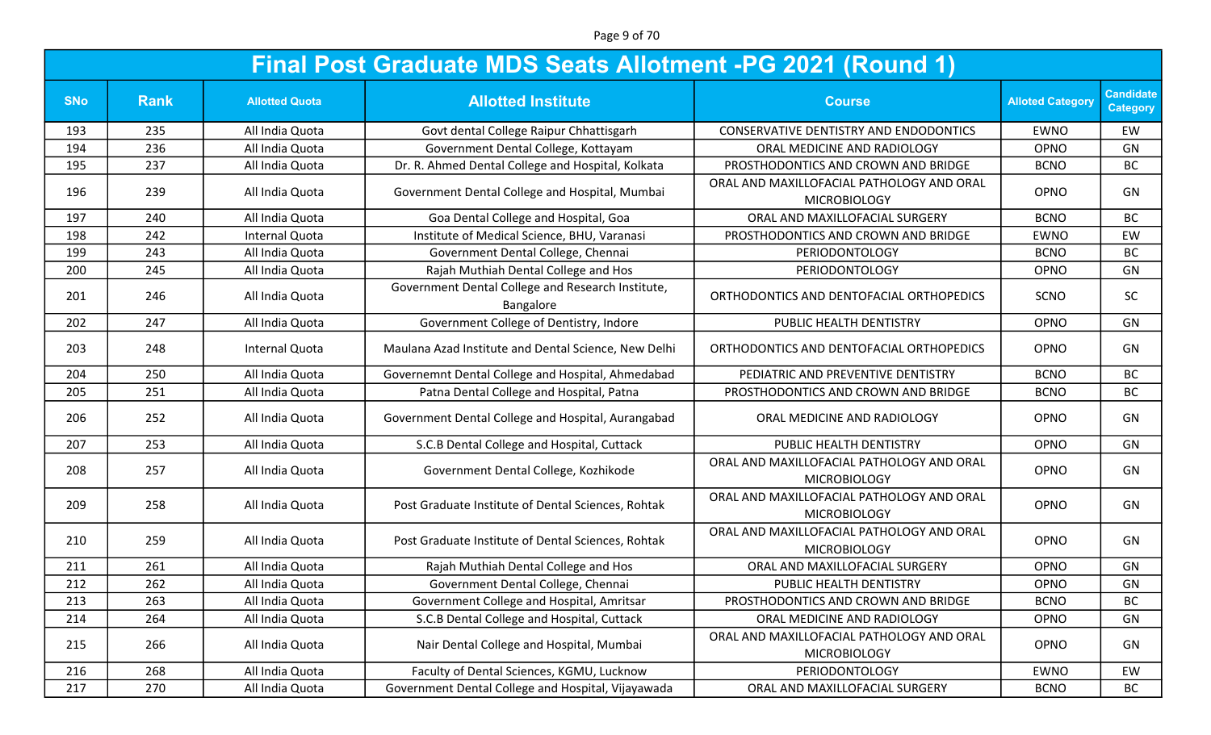# Final Post Graduate MDS Seats Allotment -PG 2021 (Round 1)

| SNo | Rank | Allotted Quota | Allotted Institute | Course | Alloted Category | Candidate Category |
|---|---|---|---|---|---|---|
| 193 | 235 | All India Quota | Govt dental College Raipur Chhattisgarh | CONSERVATIVE DENTISTRY AND ENDODONTICS | EWNO | EW |
| 194 | 236 | All India Quota | Government Dental College, Kottayam | ORAL MEDICINE AND RADIOLOGY | OPNO | GN |
| 195 | 237 | All India Quota | Dr. R. Ahmed Dental College and Hospital, Kolkata | PROSTHODONTICS AND CROWN AND BRIDGE | BCNO | BC |
| 196 | 239 | All India Quota | Government Dental College and Hospital, Mumbai | ORAL AND MAXILLOFACIAL PATHOLOGY AND ORAL MICROBIOLOGY | OPNO | GN |
| 197 | 240 | All India Quota | Goa Dental College and Hospital, Goa | ORAL AND MAXILLOFACIAL SURGERY | BCNO | BC |
| 198 | 242 | Internal Quota | Institute of Medical Science, BHU, Varanasi | PROSTHODONTICS AND CROWN AND BRIDGE | EWNO | EW |
| 199 | 243 | All India Quota | Government Dental College, Chennai | PERIODONTOLOGY | BCNO | BC |
| 200 | 245 | All India Quota | Rajah Muthiah Dental College and Hos | PERIODONTOLOGY | OPNO | GN |
| 201 | 246 | All India Quota | Government Dental College and Research Institute, Bangalore | ORTHODONTICS AND DENTOFACIAL ORTHOPEDICS | SCNO | SC |
| 202 | 247 | All India Quota | Government College of Dentistry, Indore | PUBLIC HEALTH DENTISTRY | OPNO | GN |
| 203 | 248 | Internal Quota | Maulana Azad Institute and Dental Science, New Delhi | ORTHODONTICS AND DENTOFACIAL ORTHOPEDICS | OPNO | GN |
| 204 | 250 | All India Quota | Governemnt Dental College and Hospital, Ahmedabad | PEDIATRIC AND PREVENTIVE DENTISTRY | BCNO | BC |
| 205 | 251 | All India Quota | Patna Dental College and Hospital, Patna | PROSTHODONTICS AND CROWN AND BRIDGE | BCNO | BC |
| 206 | 252 | All India Quota | Government Dental College and Hospital, Aurangabad | ORAL MEDICINE AND RADIOLOGY | OPNO | GN |
| 207 | 253 | All India Quota | S.C.B Dental College and Hospital, Cuttack | PUBLIC HEALTH DENTISTRY | OPNO | GN |
| 208 | 257 | All India Quota | Government Dental College, Kozhikode | ORAL AND MAXILLOFACIAL PATHOLOGY AND ORAL MICROBIOLOGY | OPNO | GN |
| 209 | 258 | All India Quota | Post Graduate Institute of Dental Sciences, Rohtak | ORAL AND MAXILLOFACIAL PATHOLOGY AND ORAL MICROBIOLOGY | OPNO | GN |
| 210 | 259 | All India Quota | Post Graduate Institute of Dental Sciences, Rohtak | ORAL AND MAXILLOFACIAL PATHOLOGY AND ORAL MICROBIOLOGY | OPNO | GN |
| 211 | 261 | All India Quota | Rajah Muthiah Dental College and Hos | ORAL AND MAXILLOFACIAL SURGERY | OPNO | GN |
| 212 | 262 | All India Quota | Government Dental College, Chennai | PUBLIC HEALTH DENTISTRY | OPNO | GN |
| 213 | 263 | All India Quota | Government College and Hospital, Amritsar | PROSTHODONTICS AND CROWN AND BRIDGE | BCNO | BC |
| 214 | 264 | All India Quota | S.C.B Dental College and Hospital, Cuttack | ORAL MEDICINE AND RADIOLOGY | OPNO | GN |
| 215 | 266 | All India Quota | Nair Dental College and Hospital, Mumbai | ORAL AND MAXILLOFACIAL PATHOLOGY AND ORAL MICROBIOLOGY | OPNO | GN |
| 216 | 268 | All India Quota | Faculty of Dental Sciences, KGMU, Lucknow | PERIODONTOLOGY | EWNO | EW |
| 217 | 270 | All India Quota | Government Dental College and Hospital, Vijayawada | ORAL AND MAXILLOFACIAL SURGERY | BCNO | BC |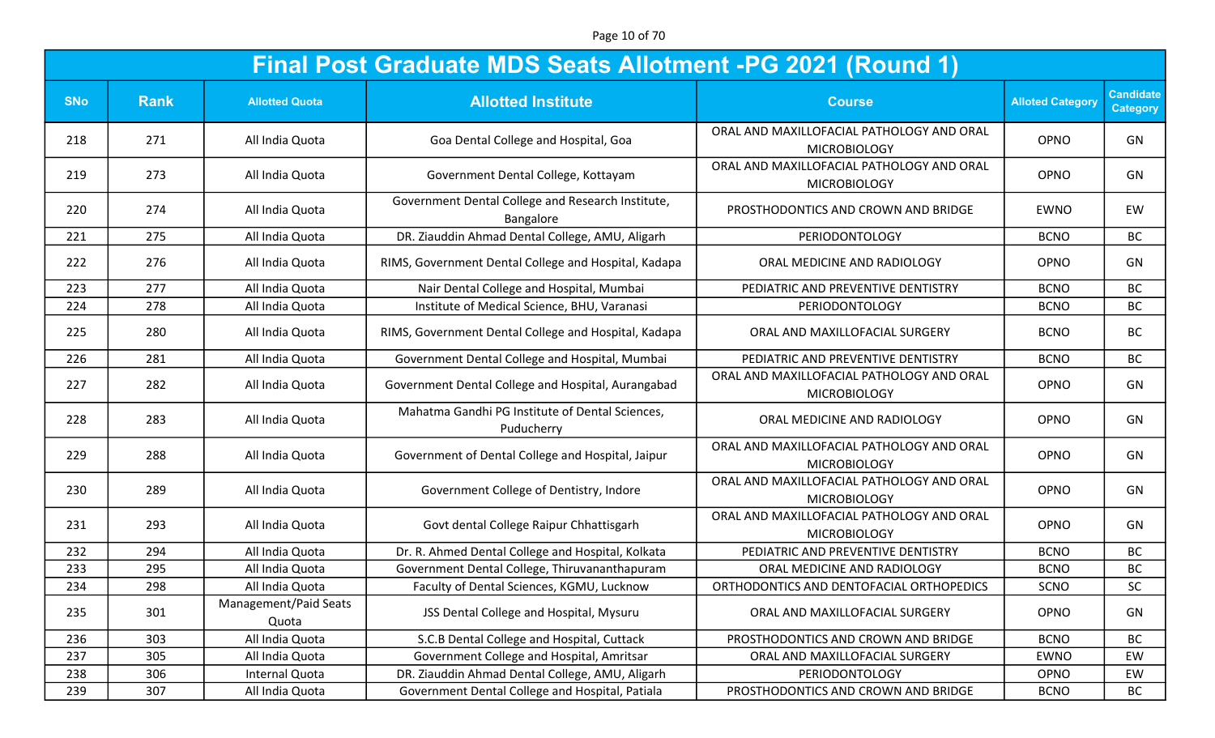# Final Post Graduate MDS Seats Allotment -PG 2021 (Round 1)

| SNo | Rank | Allotted Quota | Allotted Institute | Course | Alloted Category | Candidate Category |
|---|---|---|---|---|---|---|
| 218 | 271 | All India Quota | Goa Dental College and Hospital, Goa | ORAL AND MAXILLOFACIAL PATHOLOGY AND ORAL MICROBIOLOGY | OPNO | GN |
| 219 | 273 | All India Quota | Government Dental College, Kottayam | ORAL AND MAXILLOFACIAL PATHOLOGY AND ORAL MICROBIOLOGY | OPNO | GN |
| 220 | 274 | All India Quota | Government Dental College and Research Institute, Bangalore | PROSTHODONTICS AND CROWN AND BRIDGE | EWNO | EW |
| 221 | 275 | All India Quota | DR. Ziauddin Ahmad Dental College, AMU, Aligarh | PERIODONTOLOGY | BCNO | BC |
| 222 | 276 | All India Quota | RIMS, Government Dental College and Hospital, Kadapa | ORAL MEDICINE AND RADIOLOGY | OPNO | GN |
| 223 | 277 | All India Quota | Nair Dental College and Hospital, Mumbai | PEDIATRIC AND PREVENTIVE DENTISTRY | BCNO | BC |
| 224 | 278 | All India Quota | Institute of Medical Science, BHU, Varanasi | PERIODONTOLOGY | BCNO | BC |
| 225 | 280 | All India Quota | RIMS, Government Dental College and Hospital, Kadapa | ORAL AND MAXILLOFACIAL SURGERY | BCNO | BC |
| 226 | 281 | All India Quota | Government Dental College and Hospital, Mumbai | PEDIATRIC AND PREVENTIVE DENTISTRY | BCNO | BC |
| 227 | 282 | All India Quota | Government Dental College and Hospital, Aurangabad | ORAL AND MAXILLOFACIAL PATHOLOGY AND ORAL MICROBIOLOGY | OPNO | GN |
| 228 | 283 | All India Quota | Mahatma Gandhi PG Institute of Dental Sciences, Puducherry | ORAL MEDICINE AND RADIOLOGY | OPNO | GN |
| 229 | 288 | All India Quota | Government of Dental College and Hospital, Jaipur | ORAL AND MAXILLOFACIAL PATHOLOGY AND ORAL MICROBIOLOGY | OPNO | GN |
| 230 | 289 | All India Quota | Government College of Dentistry, Indore | ORAL AND MAXILLOFACIAL PATHOLOGY AND ORAL MICROBIOLOGY | OPNO | GN |
| 231 | 293 | All India Quota | Govt dental College Raipur Chhattisgarh | ORAL AND MAXILLOFACIAL PATHOLOGY AND ORAL MICROBIOLOGY | OPNO | GN |
| 232 | 294 | All India Quota | Dr. R. Ahmed Dental College and Hospital, Kolkata | PEDIATRIC AND PREVENTIVE DENTISTRY | BCNO | BC |
| 233 | 295 | All India Quota | Government Dental College, Thiruvananthapuram | ORAL MEDICINE AND RADIOLOGY | BCNO | BC |
| 234 | 298 | All India Quota | Faculty of Dental Sciences, KGMU, Lucknow | ORTHODONTICS AND DENTOFACIAL ORTHOPEDICS | SCNO | SC |
| 235 | 301 | Management/Paid Seats Quota | JSS Dental College and Hospital, Mysuru | ORAL AND MAXILLOFACIAL SURGERY | OPNO | GN |
| 236 | 303 | All India Quota | S.C.B Dental College and Hospital, Cuttack | PROSTHODONTICS AND CROWN AND BRIDGE | BCNO | BC |
| 237 | 305 | All India Quota | Government College and Hospital, Amritsar | ORAL AND MAXILLOFACIAL SURGERY | EWNO | EW |
| 238 | 306 | Internal Quota | DR. Ziauddin Ahmad Dental College, AMU, Aligarh | PERIODONTOLOGY | OPNO | EW |
| 239 | 307 | All India Quota | Government Dental College and Hospital, Patiala | PROSTHODONTICS AND CROWN AND BRIDGE | BCNO | BC |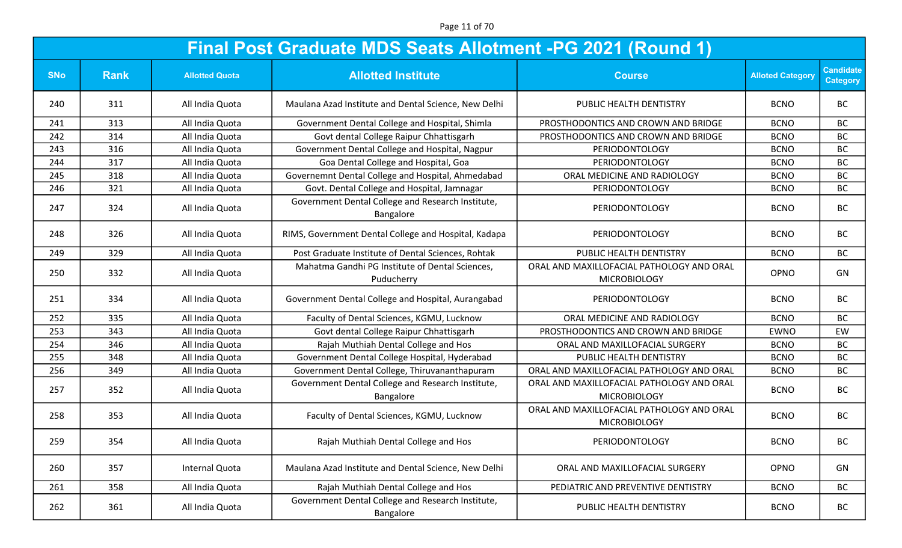# Final Post Graduate MDS Seats Allotment -PG 2021 (Round 1)

| SNo | Rank | Allotted Quota | Allotted Institute | Course | Alloted Category | Candidate Category |
|---|---|---|---|---|---|---|
| 240 | 311 | All India Quota | Maulana Azad Institute and Dental Science, New Delhi | PUBLIC HEALTH DENTISTRY | BCNO | BC |
| 241 | 313 | All India Quota | Government Dental College and Hospital, Shimla | PROSTHODONTICS AND CROWN AND BRIDGE | BCNO | BC |
| 242 | 314 | All India Quota | Govt dental College Raipur Chhattisgarh | PROSTHODONTICS AND CROWN AND BRIDGE | BCNO | BC |
| 243 | 316 | All India Quota | Government Dental College and Hospital, Nagpur | PERIODONTOLOGY | BCNO | BC |
| 244 | 317 | All India Quota | Goa Dental College and Hospital, Goa | PERIODONTOLOGY | BCNO | BC |
| 245 | 318 | All India Quota | Governemnt Dental College and Hospital, Ahmedabad | ORAL MEDICINE AND RADIOLOGY | BCNO | BC |
| 246 | 321 | All India Quota | Govt. Dental College and Hospital, Jamnagar | PERIODONTOLOGY | BCNO | BC |
| 247 | 324 | All India Quota | Government Dental College and Research Institute, Bangalore | PERIODONTOLOGY | BCNO | BC |
| 248 | 326 | All India Quota | RIMS, Government Dental College and Hospital, Kadapa | PERIODONTOLOGY | BCNO | BC |
| 249 | 329 | All India Quota | Post Graduate Institute of Dental Sciences, Rohtak | PUBLIC HEALTH DENTISTRY | BCNO | BC |
| 250 | 332 | All India Quota | Mahatma Gandhi PG Institute of Dental Sciences, Puducherry | ORAL AND MAXILLOFACIAL PATHOLOGY AND ORAL MICROBIOLOGY | OPNO | GN |
| 251 | 334 | All India Quota | Government Dental College and Hospital, Aurangabad | PERIODONTOLOGY | BCNO | BC |
| 252 | 335 | All India Quota | Faculty of Dental Sciences, KGMU, Lucknow | ORAL MEDICINE AND RADIOLOGY | BCNO | BC |
| 253 | 343 | All India Quota | Govt dental College Raipur Chhattisgarh | PROSTHODONTICS AND CROWN AND BRIDGE | EWNO | EW |
| 254 | 346 | All India Quota | Rajah Muthiah Dental College and Hos | ORAL AND MAXILLOFACIAL SURGERY | BCNO | BC |
| 255 | 348 | All India Quota | Government Dental College Hospital, Hyderabad | PUBLIC HEALTH DENTISTRY | BCNO | BC |
| 256 | 349 | All India Quota | Government Dental College, Thiruvananthapuram | ORAL AND MAXILLOFACIAL PATHOLOGY AND ORAL | BCNO | BC |
| 257 | 352 | All India Quota | Government Dental College and Research Institute, Bangalore | ORAL AND MAXILLOFACIAL PATHOLOGY AND ORAL MICROBIOLOGY | BCNO | BC |
| 258 | 353 | All India Quota | Faculty of Dental Sciences, KGMU, Lucknow | ORAL AND MAXILLOFACIAL PATHOLOGY AND ORAL MICROBIOLOGY | BCNO | BC |
| 259 | 354 | All India Quota | Rajah Muthiah Dental College and Hos | PERIODONTOLOGY | BCNO | BC |
| 260 | 357 | Internal Quota | Maulana Azad Institute and Dental Science, New Delhi | ORAL AND MAXILLOFACIAL SURGERY | OPNO | GN |
| 261 | 358 | All India Quota | Rajah Muthiah Dental College and Hos | PEDIATRIC AND PREVENTIVE DENTISTRY | BCNO | BC |
| 262 | 361 | All India Quota | Government Dental College and Research Institute, Bangalore | PUBLIC HEALTH DENTISTRY | BCNO | BC |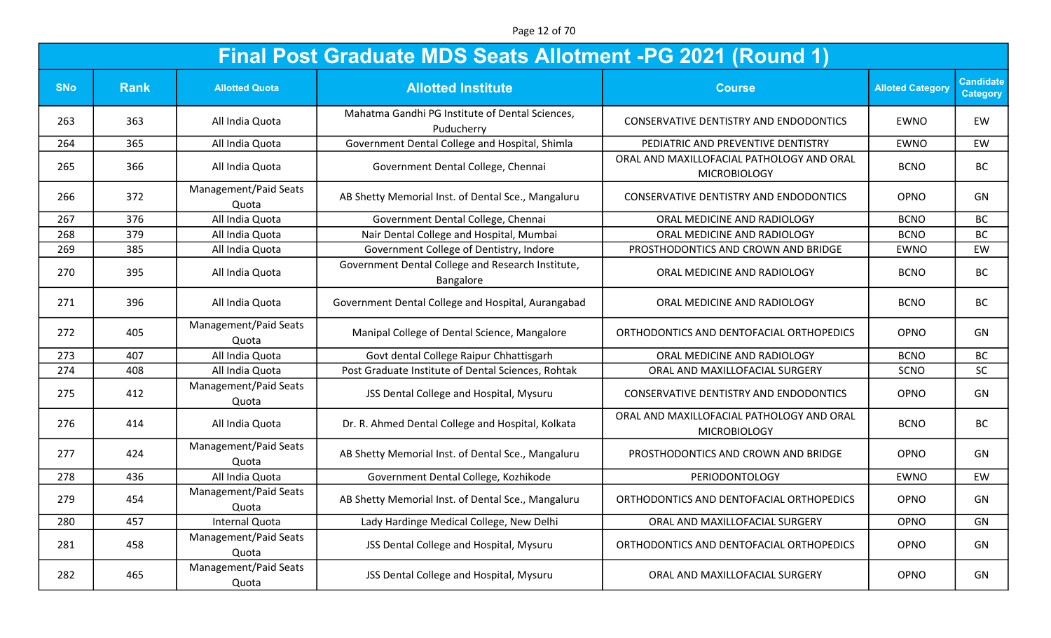# Final Post Graduate MDS Seats Allotment -PG 2021 (Round 1)

| SNo | Rank | Allotted Quota | Allotted Institute | Course | Alloted Category | Candidate Category |
|---|---|---|---|---|---|---|
| 263 | 363 | All India Quota | Mahatma Gandhi PG Institute of Dental Sciences, Puducherry | CONSERVATIVE DENTISTRY AND ENDODONTICS | EWNO | EW |
| 264 | 365 | All India Quota | Government Dental College and Hospital, Shimla | PEDIATRIC AND PREVENTIVE DENTISTRY | EWNO | EW |
| 265 | 366 | All India Quota | Government Dental College, Chennai | ORAL AND MAXILLOFACIAL PATHOLOGY AND ORAL MICROBIOLOGY | BCNO | BC |
| 266 | 372 | Management/Paid Seats Quota | AB Shetty Memorial Inst. of Dental Sce., Mangaluru | CONSERVATIVE DENTISTRY AND ENDODONTICS | OPNO | GN |
| 267 | 376 | All India Quota | Government Dental College, Chennai | ORAL MEDICINE AND RADIOLOGY | BCNO | BC |
| 268 | 379 | All India Quota | Nair Dental College and Hospital, Mumbai | ORAL MEDICINE AND RADIOLOGY | BCNO | BC |
| 269 | 385 | All India Quota | Government College of Dentistry, Indore | PROSTHODONTICS AND CROWN AND BRIDGE | EWNO | EW |
| 270 | 395 | All India Quota | Government Dental College and Research Institute, Bangalore | ORAL MEDICINE AND RADIOLOGY | BCNO | BC |
| 271 | 396 | All India Quota | Government Dental College and Hospital, Aurangabad | ORAL MEDICINE AND RADIOLOGY | BCNO | BC |
| 272 | 405 | Management/Paid Seats Quota | Manipal College of Dental Science, Mangalore | ORTHODONTICS AND DENTOFACIAL ORTHOPEDICS | OPNO | GN |
| 273 | 407 | All India Quota | Govt dental College Raipur Chhattisgarh | ORAL MEDICINE AND RADIOLOGY | BCNO | BC |
| 274 | 408 | All India Quota | Post Graduate Institute of Dental Sciences, Rohtak | ORAL AND MAXILLOFACIAL SURGERY | SCNO | SC |
| 275 | 412 | Management/Paid Seats Quota | JSS Dental College and Hospital, Mysuru | CONSERVATIVE DENTISTRY AND ENDODONTICS | OPNO | GN |
| 276 | 414 | All India Quota | Dr. R. Ahmed Dental College and Hospital, Kolkata | ORAL AND MAXILLOFACIAL PATHOLOGY AND ORAL MICROBIOLOGY | BCNO | BC |
| 277 | 424 | Management/Paid Seats Quota | AB Shetty Memorial Inst. of Dental Sce., Mangaluru | PROSTHODONTICS AND CROWN AND BRIDGE | OPNO | GN |
| 278 | 436 | All India Quota | Government Dental College, Kozhikode | PERIODONTOLOGY | EWNO | EW |
| 279 | 454 | Management/Paid Seats Quota | AB Shetty Memorial Inst. of Dental Sce., Mangaluru | ORTHODONTICS AND DENTOFACIAL ORTHOPEDICS | OPNO | GN |
| 280 | 457 | Internal Quota | Lady Hardinge Medical College, New Delhi | ORAL AND MAXILLOFACIAL SURGERY | OPNO | GN |
| 281 | 458 | Management/Paid Seats Quota | JSS Dental College and Hospital, Mysuru | ORTHODONTICS AND DENTOFACIAL ORTHOPEDICS | OPNO | GN |
| 282 | 465 | Management/Paid Seats Quota | JSS Dental College and Hospital, Mysuru | ORAL AND MAXILLOFACIAL SURGERY | OPNO | GN |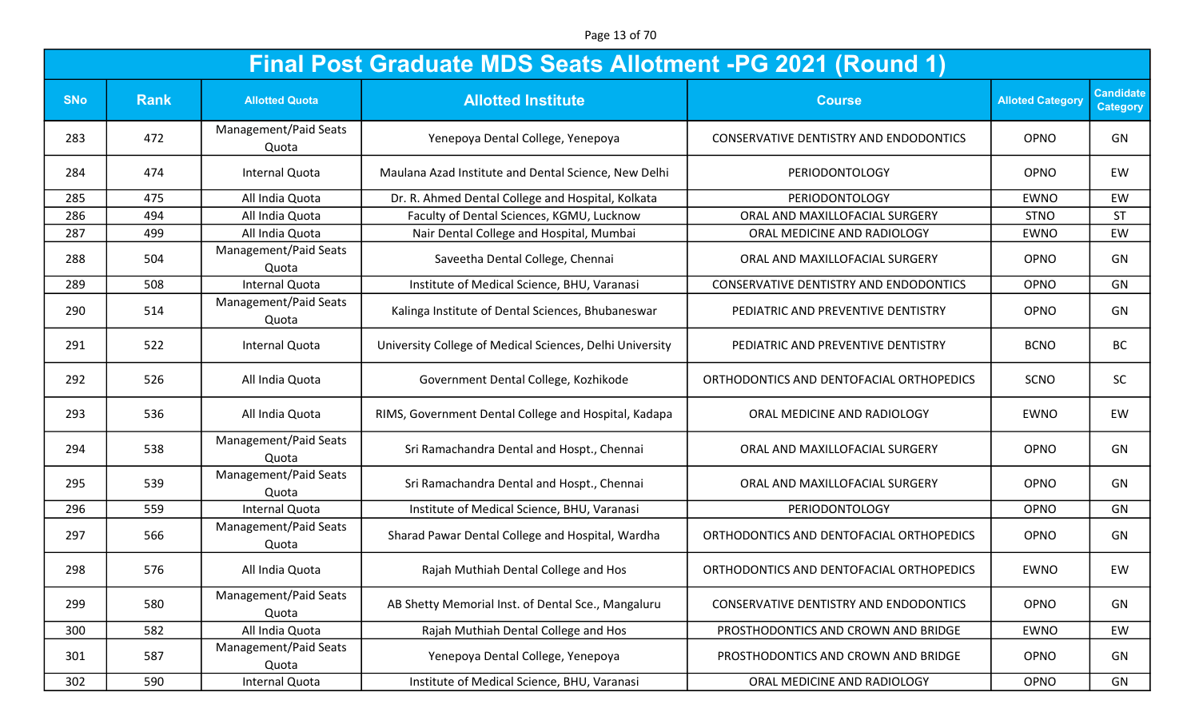# Final Post Graduate MDS Seats Allotment -PG 2021 (Round 1)

| SNo | Rank | Allotted Quota | Allotted Institute | Course | Alloted Category | Candidate Category |
|---|---|---|---|---|---|---|
| 283 | 472 | Management/Paid Seats Quota | Yenepoya Dental College, Yenepoya | CONSERVATIVE DENTISTRY AND ENDODONTICS | OPNO | GN |
| 284 | 474 | Internal Quota | Maulana Azad Institute and Dental Science, New Delhi | PERIODONTOLOGY | OPNO | EW |
| 285 | 475 | All India Quota | Dr. R. Ahmed Dental College and Hospital, Kolkata | PERIODONTOLOGY | EWNO | EW |
| 286 | 494 | All India Quota | Faculty of Dental Sciences, KGMU, Lucknow | ORAL AND MAXILLOFACIAL SURGERY | STNO | ST |
| 287 | 499 | All India Quota | Nair Dental College and Hospital, Mumbai | ORAL MEDICINE AND RADIOLOGY | EWNO | EW |
| 288 | 504 | Management/Paid Seats Quota | Saveetha Dental College, Chennai | ORAL AND MAXILLOFACIAL SURGERY | OPNO | GN |
| 289 | 508 | Internal Quota | Institute of Medical Science, BHU, Varanasi | CONSERVATIVE DENTISTRY AND ENDODONTICS | OPNO | GN |
| 290 | 514 | Management/Paid Seats Quota | Kalinga Institute of Dental Sciences, Bhubaneswar | PEDIATRIC AND PREVENTIVE DENTISTRY | OPNO | GN |
| 291 | 522 | Internal Quota | University College of Medical Sciences, Delhi University | PEDIATRIC AND PREVENTIVE DENTISTRY | BCNO | BC |
| 292 | 526 | All India Quota | Government Dental College, Kozhikode | ORTHODONTICS AND DENTOFACIAL ORTHOPEDICS | SCNO | SC |
| 293 | 536 | All India Quota | RIMS, Government Dental College and Hospital, Kadapa | ORAL MEDICINE AND RADIOLOGY | EWNO | EW |
| 294 | 538 | Management/Paid Seats Quota | Sri Ramachandra Dental and Hospt., Chennai | ORAL AND MAXILLOFACIAL SURGERY | OPNO | GN |
| 295 | 539 | Management/Paid Seats Quota | Sri Ramachandra Dental and Hospt., Chennai | ORAL AND MAXILLOFACIAL SURGERY | OPNO | GN |
| 296 | 559 | Internal Quota | Institute of Medical Science, BHU, Varanasi | PERIODONTOLOGY | OPNO | GN |
| 297 | 566 | Management/Paid Seats Quota | Sharad Pawar Dental College and Hospital, Wardha | ORTHODONTICS AND DENTOFACIAL ORTHOPEDICS | OPNO | GN |
| 298 | 576 | All India Quota | Rajah Muthiah Dental College and Hos | ORTHODONTICS AND DENTOFACIAL ORTHOPEDICS | EWNO | EW |
| 299 | 580 | Management/Paid Seats Quota | AB Shetty Memorial Inst. of Dental Sce., Mangaluru | CONSERVATIVE DENTISTRY AND ENDODONTICS | OPNO | GN |
| 300 | 582 | All India Quota | Rajah Muthiah Dental College and Hos | PROSTHODONTICS AND CROWN AND BRIDGE | EWNO | EW |
| 301 | 587 | Management/Paid Seats Quota | Yenepoya Dental College, Yenepoya | PROSTHODONTICS AND CROWN AND BRIDGE | OPNO | GN |
| 302 | 590 | Internal Quota | Institute of Medical Science, BHU, Varanasi | ORAL MEDICINE AND RADIOLOGY | OPNO | GN |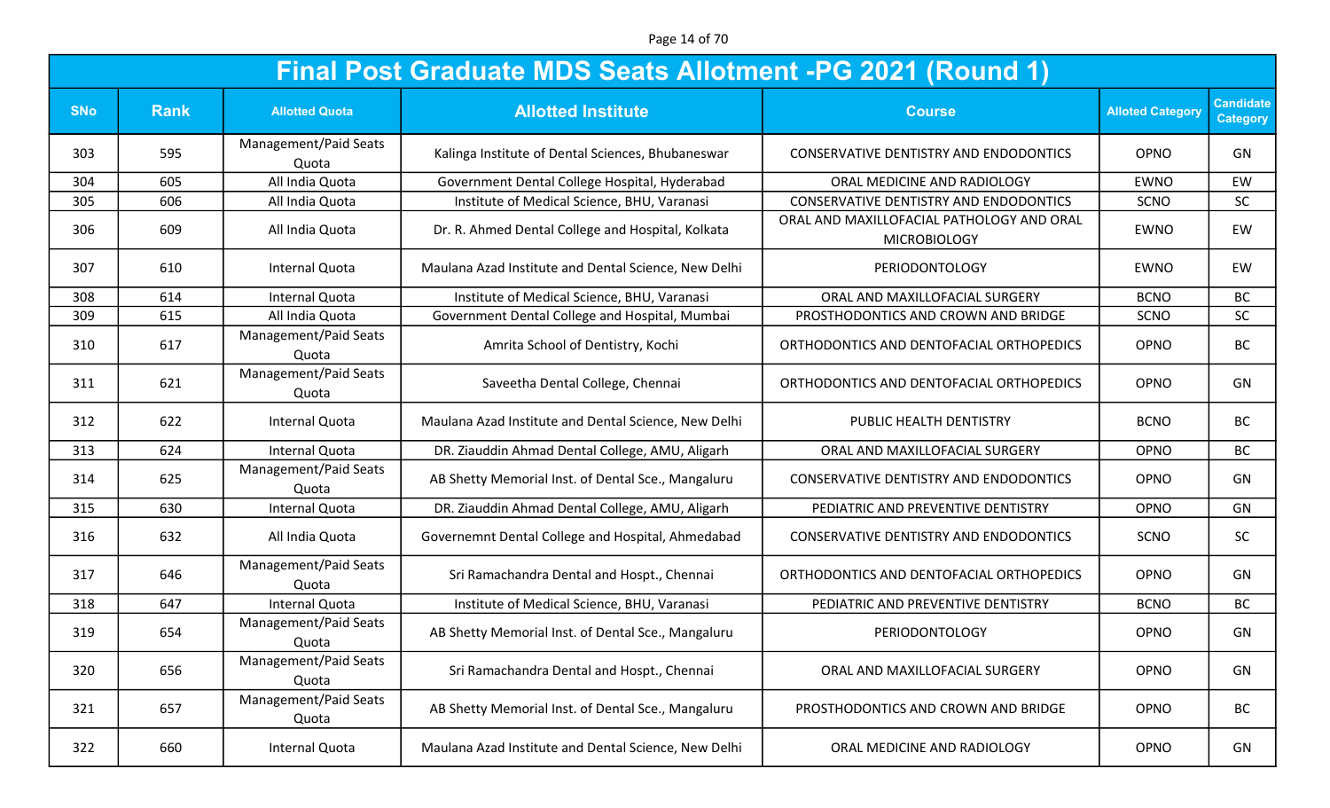# Final Post Graduate MDS Seats Allotment -PG 2021 (Round 1)

| SNo | Rank | Allotted Quota | Allotted Institute | Course | Alloted Category | Candidate Category |
|---|---|---|---|---|---|---|
| 303 | 595 | Management/Paid Seats Quota | Kalinga Institute of Dental Sciences, Bhubaneswar | CONSERVATIVE DENTISTRY AND ENDODONTICS | OPNO | GN |
| 304 | 605 | All India Quota | Government Dental College Hospital, Hyderabad | ORAL MEDICINE AND RADIOLOGY | EWNO | EW |
| 305 | 606 | All India Quota | Institute of Medical Science, BHU, Varanasi | CONSERVATIVE DENTISTRY AND ENDODONTICS | SCNO | SC |
| 306 | 609 | All India Quota | Dr. R. Ahmed Dental College and Hospital, Kolkata | ORAL AND MAXILLOFACIAL PATHOLOGY AND ORAL MICROBIOLOGY | EWNO | EW |
| 307 | 610 | Internal Quota | Maulana Azad Institute and Dental Science, New Delhi | PERIODONTOLOGY | EWNO | EW |
| 308 | 614 | Internal Quota | Institute of Medical Science, BHU, Varanasi | ORAL AND MAXILLOFACIAL SURGERY | BCNO | BC |
| 309 | 615 | All India Quota | Government Dental College and Hospital, Mumbai | PROSTHODONTICS AND CROWN AND BRIDGE | SCNO | SC |
| 310 | 617 | Management/Paid Seats Quota | Amrita School of Dentistry, Kochi | ORTHODONTICS AND DENTOFACIAL ORTHOPEDICS | OPNO | BC |
| 311 | 621 | Management/Paid Seats Quota | Saveetha Dental College, Chennai | ORTHODONTICS AND DENTOFACIAL ORTHOPEDICS | OPNO | GN |
| 312 | 622 | Internal Quota | Maulana Azad Institute and Dental Science, New Delhi | PUBLIC HEALTH DENTISTRY | BCNO | BC |
| 313 | 624 | Internal Quota | DR. Ziauddin Ahmad Dental College, AMU, Aligarh | ORAL AND MAXILLOFACIAL SURGERY | OPNO | BC |
| 314 | 625 | Management/Paid Seats Quota | AB Shetty Memorial Inst. of Dental Sce., Mangaluru | CONSERVATIVE DENTISTRY AND ENDODONTICS | OPNO | GN |
| 315 | 630 | Internal Quota | DR. Ziauddin Ahmad Dental College, AMU, Aligarh | PEDIATRIC AND PREVENTIVE DENTISTRY | OPNO | GN |
| 316 | 632 | All India Quota | Governemnt Dental College and Hospital, Ahmedabad | CONSERVATIVE DENTISTRY AND ENDODONTICS | SCNO | SC |
| 317 | 646 | Management/Paid Seats Quota | Sri Ramachandra Dental and Hospt., Chennai | ORTHODONTICS AND DENTOFACIAL ORTHOPEDICS | OPNO | GN |
| 318 | 647 | Internal Quota | Institute of Medical Science, BHU, Varanasi | PEDIATRIC AND PREVENTIVE DENTISTRY | BCNO | BC |
| 319 | 654 | Management/Paid Seats Quota | AB Shetty Memorial Inst. of Dental Sce., Mangaluru | PERIODONTOLOGY | OPNO | GN |
| 320 | 656 | Management/Paid Seats Quota | Sri Ramachandra Dental and Hospt., Chennai | ORAL AND MAXILLOFACIAL SURGERY | OPNO | GN |
| 321 | 657 | Management/Paid Seats Quota | AB Shetty Memorial Inst. of Dental Sce., Mangaluru | PROSTHODONTICS AND CROWN AND BRIDGE | OPNO | BC |
| 322 | 660 | Internal Quota | Maulana Azad Institute and Dental Science, New Delhi | ORAL MEDICINE AND RADIOLOGY | OPNO | GN |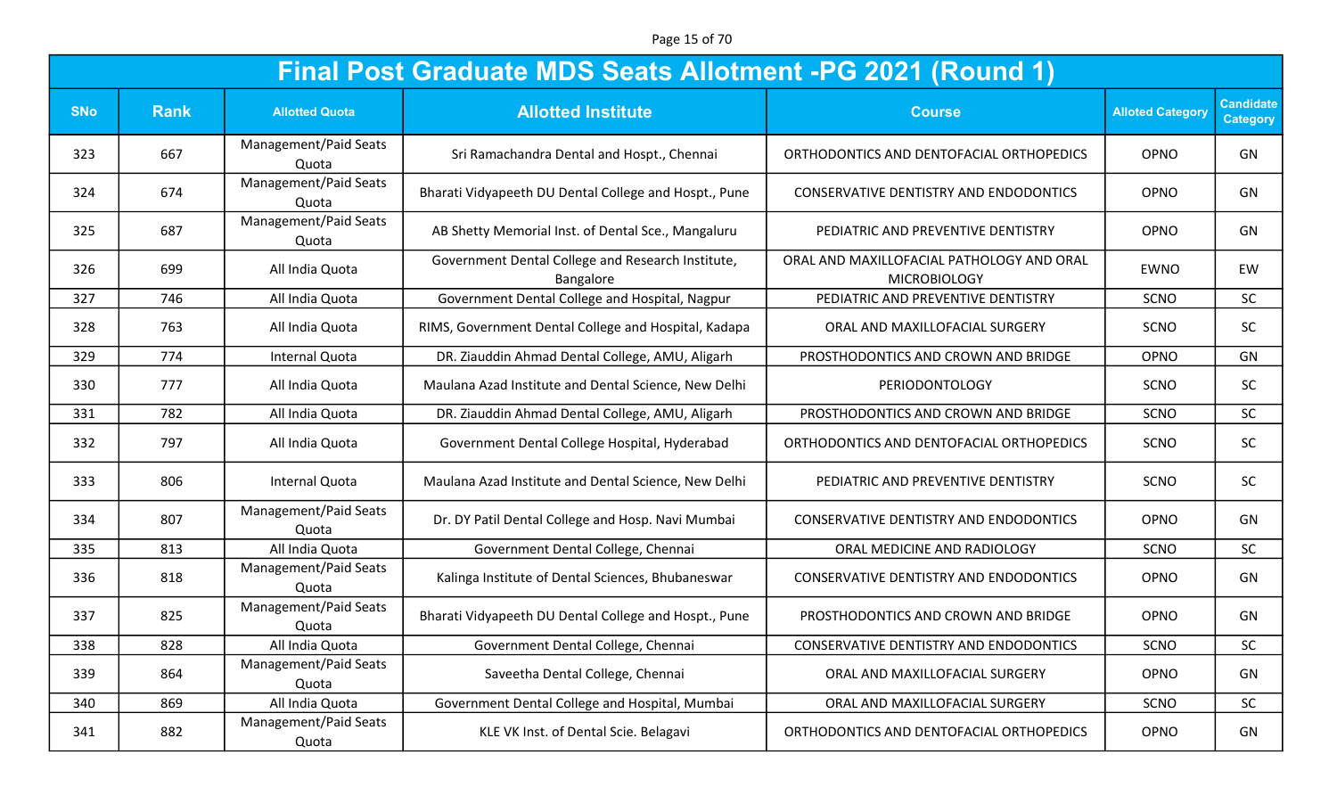# Final Post Graduate MDS Seats Allotment -PG 2021 (Round 1)

| SNo | Rank | Allotted Quota | Allotted Institute | Course | Alloted Category | Candidate Category |
|---|---|---|---|---|---|---|
| 323 | 667 | Management/Paid Seats Quota | Sri Ramachandra Dental and Hospt., Chennai | ORTHODONTICS AND DENTOFACIAL ORTHOPEDICS | OPNO | GN |
| 324 | 674 | Management/Paid Seats Quota | Bharati Vidyapeeth DU Dental College and Hospt., Pune | CONSERVATIVE DENTISTRY AND ENDODONTICS | OPNO | GN |
| 325 | 687 | Management/Paid Seats Quota | AB Shetty Memorial Inst. of Dental Sce., Mangaluru | PEDIATRIC AND PREVENTIVE DENTISTRY | OPNO | GN |
| 326 | 699 | All India Quota | Government Dental College and Research Institute, Bangalore | ORAL AND MAXILLOFACIAL PATHOLOGY AND ORAL MICROBIOLOGY | EWNO | EW |
| 327 | 746 | All India Quota | Government Dental College and Hospital, Nagpur | PEDIATRIC AND PREVENTIVE DENTISTRY | SCNO | SC |
| 328 | 763 | All India Quota | RIMS, Government Dental College and Hospital, Kadapa | ORAL AND MAXILLOFACIAL SURGERY | SCNO | SC |
| 329 | 774 | Internal Quota | DR. Ziauddin Ahmad Dental College, AMU, Aligarh | PROSTHODONTICS AND CROWN AND BRIDGE | OPNO | GN |
| 330 | 777 | All India Quota | Maulana Azad Institute and Dental Science, New Delhi | PERIODONTOLOGY | SCNO | SC |
| 331 | 782 | All India Quota | DR. Ziauddin Ahmad Dental College, AMU, Aligarh | PROSTHODONTICS AND CROWN AND BRIDGE | SCNO | SC |
| 332 | 797 | All India Quota | Government Dental College Hospital, Hyderabad | ORTHODONTICS AND DENTOFACIAL ORTHOPEDICS | SCNO | SC |
| 333 | 806 | Internal Quota | Maulana Azad Institute and Dental Science, New Delhi | PEDIATRIC AND PREVENTIVE DENTISTRY | SCNO | SC |
| 334 | 807 | Management/Paid Seats Quota | Dr. DY Patil Dental College and Hosp. Navi Mumbai | CONSERVATIVE DENTISTRY AND ENDODONTICS | OPNO | GN |
| 335 | 813 | All India Quota | Government Dental College, Chennai | ORAL MEDICINE AND RADIOLOGY | SCNO | SC |
| 336 | 818 | Management/Paid Seats Quota | Kalinga Institute of Dental Sciences, Bhubaneswar | CONSERVATIVE DENTISTRY AND ENDODONTICS | OPNO | GN |
| 337 | 825 | Management/Paid Seats Quota | Bharati Vidyapeeth DU Dental College and Hospt., Pune | PROSTHODONTICS AND CROWN AND BRIDGE | OPNO | GN |
| 338 | 828 | All India Quota | Government Dental College, Chennai | CONSERVATIVE DENTISTRY AND ENDODONTICS | SCNO | SC |
| 339 | 864 | Management/Paid Seats Quota | Saveetha Dental College, Chennai | ORAL AND MAXILLOFACIAL SURGERY | OPNO | GN |
| 340 | 869 | All India Quota | Government Dental College and Hospital, Mumbai | ORAL AND MAXILLOFACIAL SURGERY | SCNO | SC |
| 341 | 882 | Management/Paid Seats Quota | KLE VK Inst. of Dental Scie. Belagavi | ORTHODONTICS AND DENTOFACIAL ORTHOPEDICS | OPNO | GN |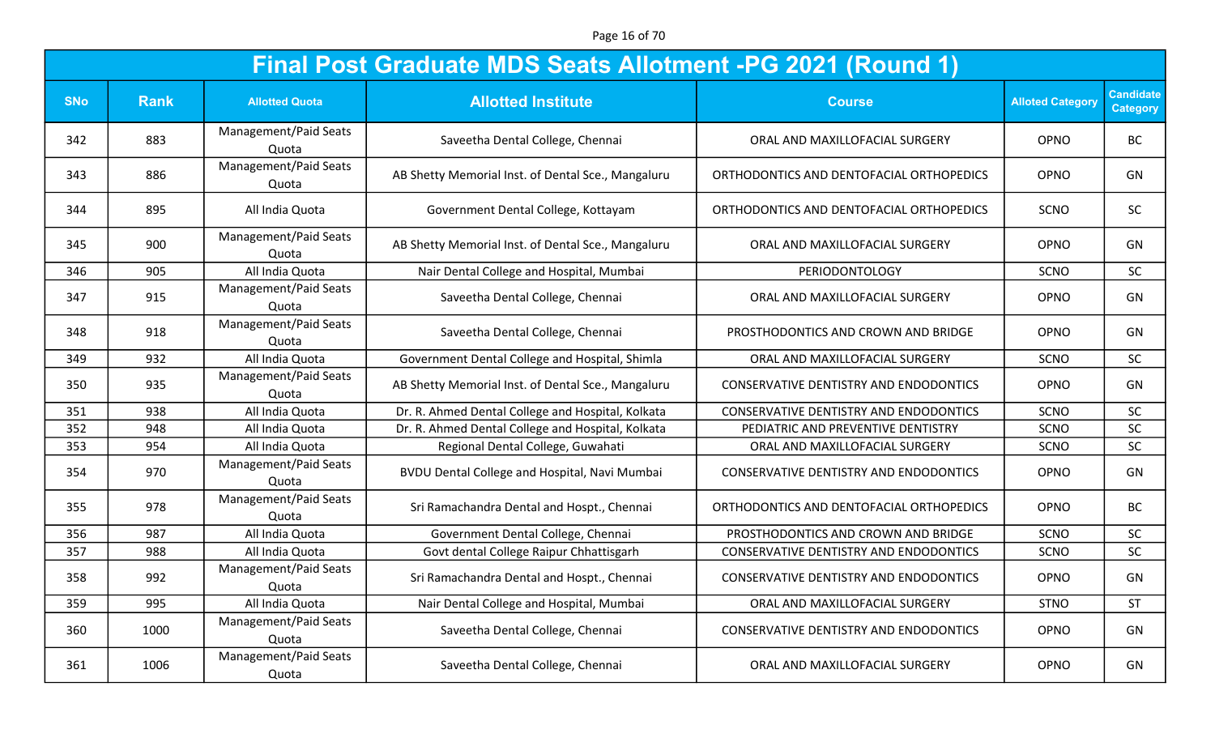# Final Post Graduate MDS Seats Allotment -PG 2021 (Round 1)

| SNo | Rank | Allotted Quota | Allotted Institute | Course | Alloted Category | Candidate Category |
|---|---|---|---|---|---|---|
| 342 | 883 | Management/Paid Seats Quota | Saveetha Dental College, Chennai | ORAL AND MAXILLOFACIAL SURGERY | OPNO | BC |
| 343 | 886 | Management/Paid Seats Quota | AB Shetty Memorial Inst. of Dental Sce., Mangaluru | ORTHODONTICS AND DENTOFACIAL ORTHOPEDICS | OPNO | GN |
| 344 | 895 | All India Quota | Government Dental College, Kottayam | ORTHODONTICS AND DENTOFACIAL ORTHOPEDICS | SCNO | SC |
| 345 | 900 | Management/Paid Seats Quota | AB Shetty Memorial Inst. of Dental Sce., Mangaluru | ORAL AND MAXILLOFACIAL SURGERY | OPNO | GN |
| 346 | 905 | All India Quota | Nair Dental College and Hospital, Mumbai | PERIODONTOLOGY | SCNO | SC |
| 347 | 915 | Management/Paid Seats Quota | Saveetha Dental College, Chennai | ORAL AND MAXILLOFACIAL SURGERY | OPNO | GN |
| 348 | 918 | Management/Paid Seats Quota | Saveetha Dental College, Chennai | PROSTHODONTICS AND CROWN AND BRIDGE | OPNO | GN |
| 349 | 932 | All India Quota | Government Dental College and Hospital, Shimla | ORAL AND MAXILLOFACIAL SURGERY | SCNO | SC |
| 350 | 935 | Management/Paid Seats Quota | AB Shetty Memorial Inst. of Dental Sce., Mangaluru | CONSERVATIVE DENTISTRY AND ENDODONTICS | OPNO | GN |
| 351 | 938 | All India Quota | Dr. R. Ahmed Dental College and Hospital, Kolkata | CONSERVATIVE DENTISTRY AND ENDODONTICS | SCNO | SC |
| 352 | 948 | All India Quota | Dr. R. Ahmed Dental College and Hospital, Kolkata | PEDIATRIC AND PREVENTIVE DENTISTRY | SCNO | SC |
| 353 | 954 | All India Quota | Regional Dental College, Guwahati | ORAL AND MAXILLOFACIAL SURGERY | SCNO | SC |
| 354 | 970 | Management/Paid Seats Quota | BVDU Dental College and Hospital, Navi Mumbai | CONSERVATIVE DENTISTRY AND ENDODONTICS | OPNO | GN |
| 355 | 978 | Management/Paid Seats Quota | Sri Ramachandra Dental and Hospt., Chennai | ORTHODONTICS AND DENTOFACIAL ORTHOPEDICS | OPNO | BC |
| 356 | 987 | All India Quota | Government Dental College, Chennai | PROSTHODONTICS AND CROWN AND BRIDGE | SCNO | SC |
| 357 | 988 | All India Quota | Govt dental College Raipur Chhattisgarh | CONSERVATIVE DENTISTRY AND ENDODONTICS | SCNO | SC |
| 358 | 992 | Management/Paid Seats Quota | Sri Ramachandra Dental and Hospt., Chennai | CONSERVATIVE DENTISTRY AND ENDODONTICS | OPNO | GN |
| 359 | 995 | All India Quota | Nair Dental College and Hospital, Mumbai | ORAL AND MAXILLOFACIAL SURGERY | STNO | ST |
| 360 | 1000 | Management/Paid Seats Quota | Saveetha Dental College, Chennai | CONSERVATIVE DENTISTRY AND ENDODONTICS | OPNO | GN |
| 361 | 1006 | Management/Paid Seats Quota | Saveetha Dental College, Chennai | ORAL AND MAXILLOFACIAL SURGERY | OPNO | GN |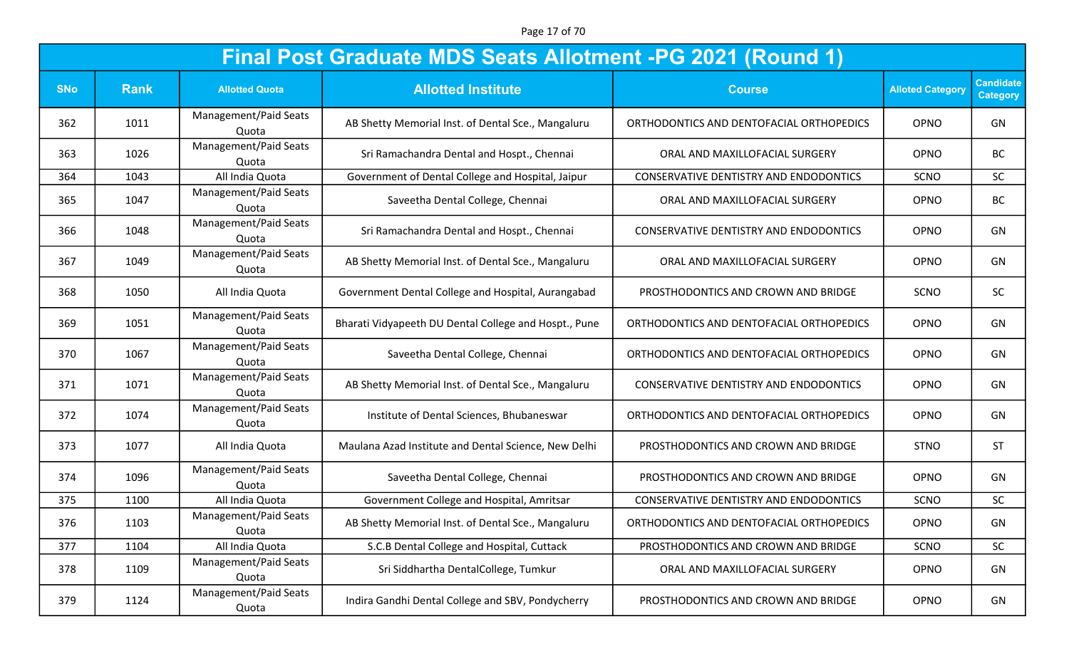# Final Post Graduate MDS Seats Allotment -PG 2021 (Round 1)

| SNo | Rank | Allotted Quota | Allotted Institute | Course | Alloted Category | Candidate Category |
|---|---|---|---|---|---|---|
| 362 | 1011 | Management/Paid Seats Quota | AB Shetty Memorial Inst. of Dental Sce., Mangaluru | ORTHODONTICS AND DENTOFACIAL ORTHOPEDICS | OPNO | GN |
| 363 | 1026 | Management/Paid Seats Quota | Sri Ramachandra Dental and Hospt., Chennai | ORAL AND MAXILLOFACIAL SURGERY | OPNO | BC |
| 364 | 1043 | All India Quota | Government of Dental College and Hospital, Jaipur | CONSERVATIVE DENTISTRY AND ENDODONTICS | SCNO | SC |
| 365 | 1047 | Management/Paid Seats Quota | Saveetha Dental College, Chennai | ORAL AND MAXILLOFACIAL SURGERY | OPNO | BC |
| 366 | 1048 | Management/Paid Seats Quota | Sri Ramachandra Dental and Hospt., Chennai | CONSERVATIVE DENTISTRY AND ENDODONTICS | OPNO | GN |
| 367 | 1049 | Management/Paid Seats Quota | AB Shetty Memorial Inst. of Dental Sce., Mangaluru | ORAL AND MAXILLOFACIAL SURGERY | OPNO | GN |
| 368 | 1050 | All India Quota | Government Dental College and Hospital, Aurangabad | PROSTHODONTICS AND CROWN AND BRIDGE | SCNO | SC |
| 369 | 1051 | Management/Paid Seats Quota | Bharati Vidyapeeth DU Dental College and Hospt., Pune | ORTHODONTICS AND DENTOFACIAL ORTHOPEDICS | OPNO | GN |
| 370 | 1067 | Management/Paid Seats Quota | Saveetha Dental College, Chennai | ORTHODONTICS AND DENTOFACIAL ORTHOPEDICS | OPNO | GN |
| 371 | 1071 | Management/Paid Seats Quota | AB Shetty Memorial Inst. of Dental Sce., Mangaluru | CONSERVATIVE DENTISTRY AND ENDODONTICS | OPNO | GN |
| 372 | 1074 | Management/Paid Seats Quota | Institute of Dental Sciences, Bhubaneswar | ORTHODONTICS AND DENTOFACIAL ORTHOPEDICS | OPNO | GN |
| 373 | 1077 | All India Quota | Maulana Azad Institute and Dental Science, New Delhi | PROSTHODONTICS AND CROWN AND BRIDGE | STNO | ST |
| 374 | 1096 | Management/Paid Seats Quota | Saveetha Dental College, Chennai | PROSTHODONTICS AND CROWN AND BRIDGE | OPNO | GN |
| 375 | 1100 | All India Quota | Government College and Hospital, Amritsar | CONSERVATIVE DENTISTRY AND ENDODONTICS | SCNO | SC |
| 376 | 1103 | Management/Paid Seats Quota | AB Shetty Memorial Inst. of Dental Sce., Mangaluru | ORTHODONTICS AND DENTOFACIAL ORTHOPEDICS | OPNO | GN |
| 377 | 1104 | All India Quota | S.C.B Dental College and Hospital, Cuttack | PROSTHODONTICS AND CROWN AND BRIDGE | SCNO | SC |
| 378 | 1109 | Management/Paid Seats Quota | Sri Siddhartha DentalCollege, Tumkur | ORAL AND MAXILLOFACIAL SURGERY | OPNO | GN |
| 379 | 1124 | Management/Paid Seats Quota | Indira Gandhi Dental College and SBV, Pondycherry | PROSTHODONTICS AND CROWN AND BRIDGE | OPNO | GN |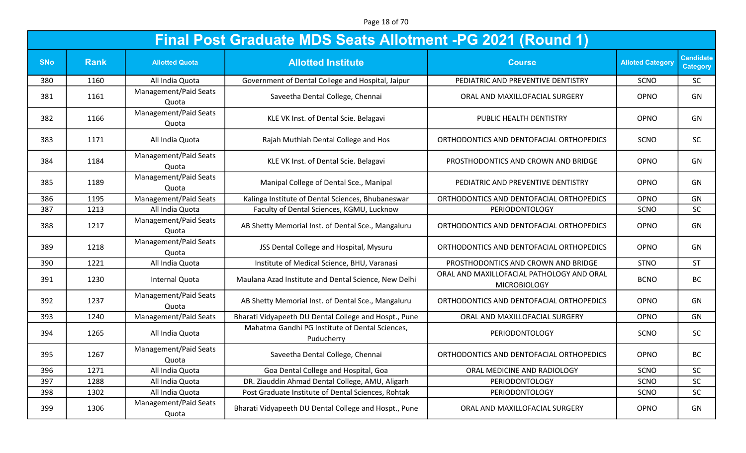# Final Post Graduate MDS Seats Allotment -PG 2021 (Round 1)

| SNo | Rank | Allotted Quota | Allotted Institute | Course | Alloted Category | Candidate Category |
|---|---|---|---|---|---|---|
| 380 | 1160 | All India Quota | Government of Dental College and Hospital, Jaipur | PEDIATRIC AND PREVENTIVE DENTISTRY | SCNO | SC |
| 381 | 1161 | Management/Paid Seats Quota | Saveetha Dental College, Chennai | ORAL AND MAXILLOFACIAL SURGERY | OPNO | GN |
| 382 | 1166 | Management/Paid Seats Quota | KLE VK Inst. of Dental Scie. Belagavi | PUBLIC HEALTH DENTISTRY | OPNO | GN |
| 383 | 1171 | All India Quota | Rajah Muthiah Dental College and Hos | ORTHODONTICS AND DENTOFACIAL ORTHOPEDICS | SCNO | SC |
| 384 | 1184 | Management/Paid Seats Quota | KLE VK Inst. of Dental Scie. Belagavi | PROSTHODONTICS AND CROWN AND BRIDGE | OPNO | GN |
| 385 | 1189 | Management/Paid Seats Quota | Manipal College of Dental Sce., Manipal | PEDIATRIC AND PREVENTIVE DENTISTRY | OPNO | GN |
| 386 | 1195 | Management/Paid Seats | Kalinga Institute of Dental Sciences, Bhubaneswar | ORTHODONTICS AND DENTOFACIAL ORTHOPEDICS | OPNO | GN |
| 387 | 1213 | All India Quota | Faculty of Dental Sciences, KGMU, Lucknow | PERIODONTOLOGY | SCNO | SC |
| 388 | 1217 | Management/Paid Seats Quota | AB Shetty Memorial Inst. of Dental Sce., Mangaluru | ORTHODONTICS AND DENTOFACIAL ORTHOPEDICS | OPNO | GN |
| 389 | 1218 | Management/Paid Seats Quota | JSS Dental College and Hospital, Mysuru | ORTHODONTICS AND DENTOFACIAL ORTHOPEDICS | OPNO | GN |
| 390 | 1221 | All India Quota | Institute of Medical Science, BHU, Varanasi | PROSTHODONTICS AND CROWN AND BRIDGE | STNO | ST |
| 391 | 1230 | Internal Quota | Maulana Azad Institute and Dental Science, New Delhi | ORAL AND MAXILLOFACIAL PATHOLOGY AND ORAL MICROBIOLOGY | BCNO | BC |
| 392 | 1237 | Management/Paid Seats Quota | AB Shetty Memorial Inst. of Dental Sce., Mangaluru | ORTHODONTICS AND DENTOFACIAL ORTHOPEDICS | OPNO | GN |
| 393 | 1240 | Management/Paid Seats | Bharati Vidyapeeth DU Dental College and Hospt., Pune | ORAL AND MAXILLOFACIAL SURGERY | OPNO | GN |
| 394 | 1265 | All India Quota | Mahatma Gandhi PG Institute of Dental Sciences, Puducherry | PERIODONTOLOGY | SCNO | SC |
| 395 | 1267 | Management/Paid Seats Quota | Saveetha Dental College, Chennai | ORTHODONTICS AND DENTOFACIAL ORTHOPEDICS | OPNO | BC |
| 396 | 1271 | All India Quota | Goa Dental College and Hospital, Goa | ORAL MEDICINE AND RADIOLOGY | SCNO | SC |
| 397 | 1288 | All India Quota | DR. Ziauddin Ahmad Dental College, AMU, Aligarh | PERIODONTOLOGY | SCNO | SC |
| 398 | 1302 | All India Quota | Post Graduate Institute of Dental Sciences, Rohtak | PERIODONTOLOGY | SCNO | SC |
| 399 | 1306 | Management/Paid Seats Quota | Bharati Vidyapeeth DU Dental College and Hospt., Pune | ORAL AND MAXILLOFACIAL SURGERY | OPNO | GN |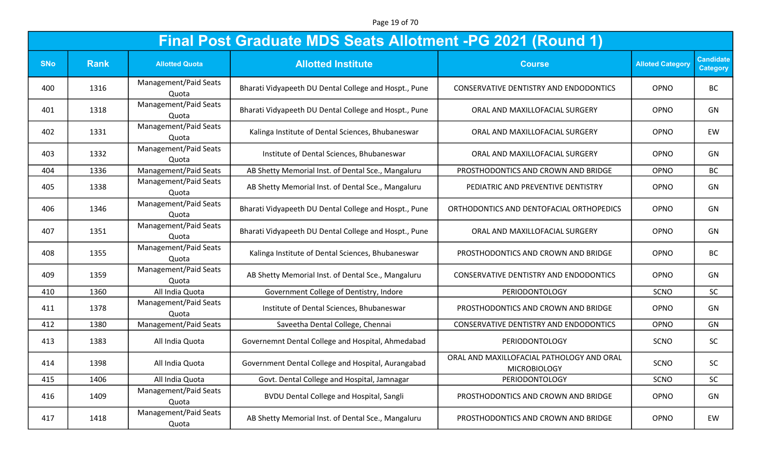# Final Post Graduate MDS Seats Allotment -PG 2021 (Round 1)

| SNo | Rank | Allotted Quota | Allotted Institute | Course | Alloted Category | Candidate Category |
|---|---|---|---|---|---|---|
| 400 | 1316 | Management/Paid Seats Quota | Bharati Vidyapeeth DU Dental College and Hospt., Pune | CONSERVATIVE DENTISTRY AND ENDODONTICS | OPNO | BC |
| 401 | 1318 | Management/Paid Seats Quota | Bharati Vidyapeeth DU Dental College and Hospt., Pune | ORAL AND MAXILLOFACIAL SURGERY | OPNO | GN |
| 402 | 1331 | Management/Paid Seats Quota | Kalinga Institute of Dental Sciences, Bhubaneswar | ORAL AND MAXILLOFACIAL SURGERY | OPNO | EW |
| 403 | 1332 | Management/Paid Seats Quota | Institute of Dental Sciences, Bhubaneswar | ORAL AND MAXILLOFACIAL SURGERY | OPNO | GN |
| 404 | 1336 | Management/Paid Seats | AB Shetty Memorial Inst. of Dental Sce., Mangaluru | PROSTHODONTICS AND CROWN AND BRIDGE | OPNO | BC |
| 405 | 1338 | Management/Paid Seats Quota | AB Shetty Memorial Inst. of Dental Sce., Mangaluru | PEDIATRIC AND PREVENTIVE DENTISTRY | OPNO | GN |
| 406 | 1346 | Management/Paid Seats Quota | Bharati Vidyapeeth DU Dental College and Hospt., Pune | ORTHODONTICS AND DENTOFACIAL ORTHOPEDICS | OPNO | GN |
| 407 | 1351 | Management/Paid Seats Quota | Bharati Vidyapeeth DU Dental College and Hospt., Pune | ORAL AND MAXILLOFACIAL SURGERY | OPNO | GN |
| 408 | 1355 | Management/Paid Seats Quota | Kalinga Institute of Dental Sciences, Bhubaneswar | PROSTHODONTICS AND CROWN AND BRIDGE | OPNO | BC |
| 409 | 1359 | Management/Paid Seats Quota | AB Shetty Memorial Inst. of Dental Sce., Mangaluru | CONSERVATIVE DENTISTRY AND ENDODONTICS | OPNO | GN |
| 410 | 1360 | All India Quota | Government College of Dentistry, Indore | PERIODONTOLOGY | SCNO | SC |
| 411 | 1378 | Management/Paid Seats Quota | Institute of Dental Sciences, Bhubaneswar | PROSTHODONTICS AND CROWN AND BRIDGE | OPNO | GN |
| 412 | 1380 | Management/Paid Seats | Saveetha Dental College, Chennai | CONSERVATIVE DENTISTRY AND ENDODONTICS | OPNO | GN |
| 413 | 1383 | All India Quota | Governemnt Dental College and Hospital, Ahmedabad | PERIODONTOLOGY | SCNO | SC |
| 414 | 1398 | All India Quota | Government Dental College and Hospital, Aurangabad | ORAL AND MAXILLOFACIAL PATHOLOGY AND ORAL MICROBIOLOGY | SCNO | SC |
| 415 | 1406 | All India Quota | Govt. Dental College and Hospital, Jamnagar | PERIODONTOLOGY | SCNO | SC |
| 416 | 1409 | Management/Paid Seats Quota | BVDU Dental College and Hospital, Sangli | PROSTHODONTICS AND CROWN AND BRIDGE | OPNO | GN |
| 417 | 1418 | Management/Paid Seats Quota | AB Shetty Memorial Inst. of Dental Sce., Mangaluru | PROSTHODONTICS AND CROWN AND BRIDGE | OPNO | EW |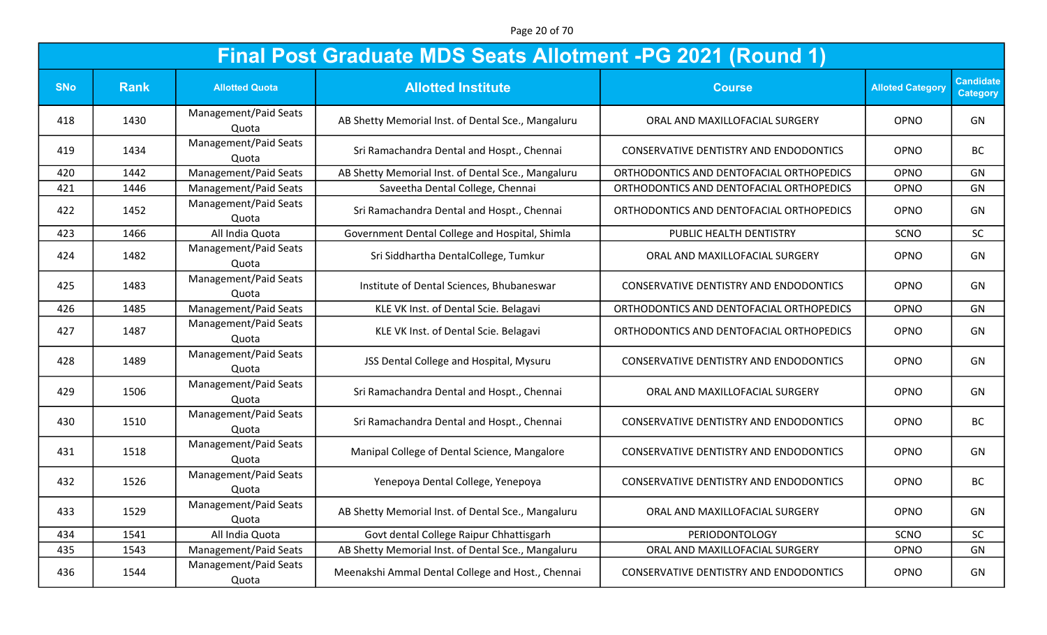# Final Post Graduate MDS Seats Allotment -PG 2021 (Round 1)

| SNo | Rank | Allotted Quota | Allotted Institute | Course | Alloted Category | Candidate Category |
|---|---|---|---|---|---|---|
| 418 | 1430 | Management/Paid Seats Quota | AB Shetty Memorial Inst. of Dental Sce., Mangaluru | ORAL AND MAXILLOFACIAL SURGERY | OPNO | GN |
| 419 | 1434 | Management/Paid Seats Quota | Sri Ramachandra Dental and Hospt., Chennai | CONSERVATIVE DENTISTRY AND ENDODONTICS | OPNO | BC |
| 420 | 1442 | Management/Paid Seats | AB Shetty Memorial Inst. of Dental Sce., Mangaluru | ORTHODONTICS AND DENTOFACIAL ORTHOPEDICS | OPNO | GN |
| 421 | 1446 | Management/Paid Seats | Saveetha Dental College, Chennai | ORTHODONTICS AND DENTOFACIAL ORTHOPEDICS | OPNO | GN |
| 422 | 1452 | Management/Paid Seats Quota | Sri Ramachandra Dental and Hospt., Chennai | ORTHODONTICS AND DENTOFACIAL ORTHOPEDICS | OPNO | GN |
| 423 | 1466 | All India Quota | Government Dental College and Hospital, Shimla | PUBLIC HEALTH DENTISTRY | SCNO | SC |
| 424 | 1482 | Management/Paid Seats Quota | Sri Siddhartha DentalCollege, Tumkur | ORAL AND MAXILLOFACIAL SURGERY | OPNO | GN |
| 425 | 1483 | Management/Paid Seats Quota | Institute of Dental Sciences, Bhubaneswar | CONSERVATIVE DENTISTRY AND ENDODONTICS | OPNO | GN |
| 426 | 1485 | Management/Paid Seats | KLE VK Inst. of Dental Scie. Belagavi | ORTHODONTICS AND DENTOFACIAL ORTHOPEDICS | OPNO | GN |
| 427 | 1487 | Management/Paid Seats Quota | KLE VK Inst. of Dental Scie. Belagavi | ORTHODONTICS AND DENTOFACIAL ORTHOPEDICS | OPNO | GN |
| 428 | 1489 | Management/Paid Seats Quota | JSS Dental College and Hospital, Mysuru | CONSERVATIVE DENTISTRY AND ENDODONTICS | OPNO | GN |
| 429 | 1506 | Management/Paid Seats Quota | Sri Ramachandra Dental and Hospt., Chennai | ORAL AND MAXILLOFACIAL SURGERY | OPNO | GN |
| 430 | 1510 | Management/Paid Seats Quota | Sri Ramachandra Dental and Hospt., Chennai | CONSERVATIVE DENTISTRY AND ENDODONTICS | OPNO | BC |
| 431 | 1518 | Management/Paid Seats Quota | Manipal College of Dental Science, Mangalore | CONSERVATIVE DENTISTRY AND ENDODONTICS | OPNO | GN |
| 432 | 1526 | Management/Paid Seats Quota | Yenepoya Dental College, Yenepoya | CONSERVATIVE DENTISTRY AND ENDODONTICS | OPNO | BC |
| 433 | 1529 | Management/Paid Seats Quota | AB Shetty Memorial Inst. of Dental Sce., Mangaluru | ORAL AND MAXILLOFACIAL SURGERY | OPNO | GN |
| 434 | 1541 | All India Quota | Govt dental College Raipur Chhattisgarh | PERIODONTOLOGY | SCNO | SC |
| 435 | 1543 | Management/Paid Seats | AB Shetty Memorial Inst. of Dental Sce., Mangaluru | ORAL AND MAXILLOFACIAL SURGERY | OPNO | GN |
| 436 | 1544 | Management/Paid Seats Quota | Meenakshi Ammal Dental College and Host., Chennai | CONSERVATIVE DENTISTRY AND ENDODONTICS | OPNO | GN |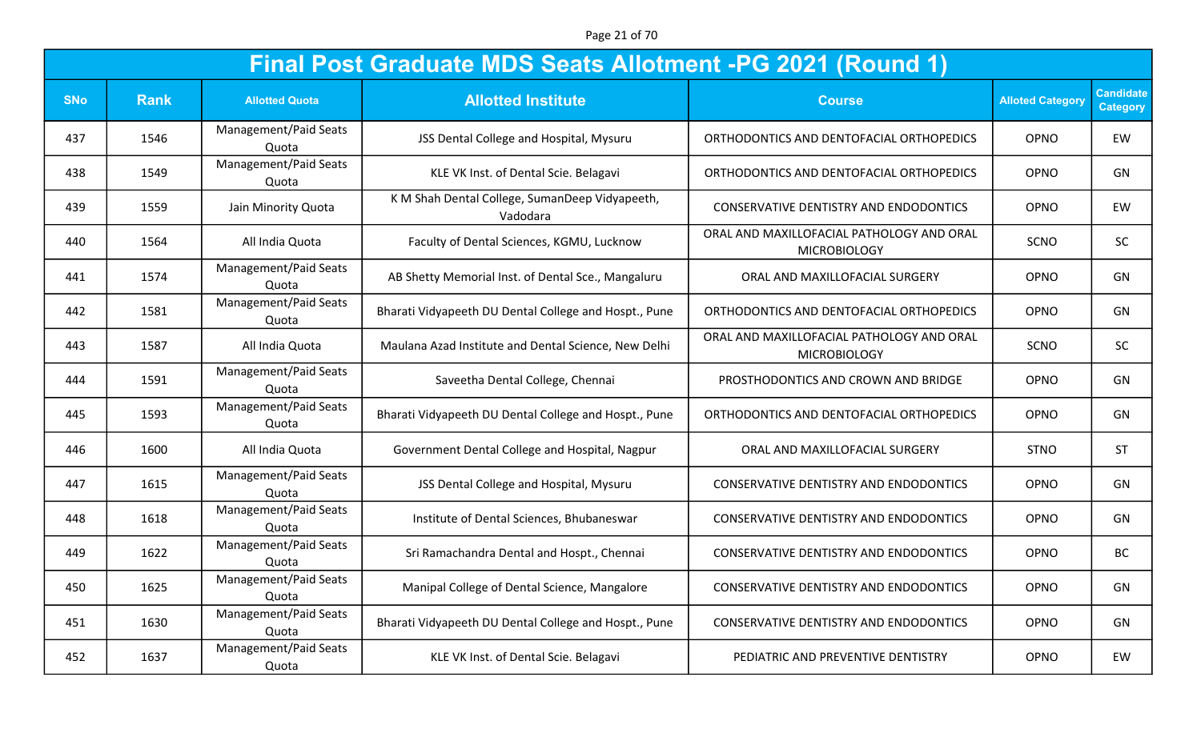# Final Post Graduate MDS Seats Allotment -PG 2021 (Round 1)

| SNo | Rank | Allotted Quota | Allotted Institute | Course | Alloted Category | Candidate Category |
|---|---|---|---|---|---|---|
| 437 | 1546 | Management/Paid Seats Quota | JSS Dental College and Hospital, Mysuru | ORTHODONTICS AND DENTOFACIAL ORTHOPEDICS | OPNO | EW |
| 438 | 1549 | Management/Paid Seats Quota | KLE VK Inst. of Dental Scie. Belagavi | ORTHODONTICS AND DENTOFACIAL ORTHOPEDICS | OPNO | GN |
| 439 | 1559 | Jain Minority Quota | K M Shah Dental College, SumanDeep Vidyapeeth, Vadodara | CONSERVATIVE DENTISTRY AND ENDODONTICS | OPNO | EW |
| 440 | 1564 | All India Quota | Faculty of Dental Sciences, KGMU, Lucknow | ORAL AND MAXILLOFACIAL PATHOLOGY AND ORAL MICROBIOLOGY | SCNO | SC |
| 441 | 1574 | Management/Paid Seats Quota | AB Shetty Memorial Inst. of Dental Sce., Mangaluru | ORAL AND MAXILLOFACIAL SURGERY | OPNO | GN |
| 442 | 1581 | Management/Paid Seats Quota | Bharati Vidyapeeth DU Dental College and Hospt., Pune | ORTHODONTICS AND DENTOFACIAL ORTHOPEDICS | OPNO | GN |
| 443 | 1587 | All India Quota | Maulana Azad Institute and Dental Science, New Delhi | ORAL AND MAXILLOFACIAL PATHOLOGY AND ORAL MICROBIOLOGY | SCNO | SC |
| 444 | 1591 | Management/Paid Seats Quota | Saveetha Dental College, Chennai | PROSTHODONTICS AND CROWN AND BRIDGE | OPNO | GN |
| 445 | 1593 | Management/Paid Seats Quota | Bharati Vidyapeeth DU Dental College and Hospt., Pune | ORTHODONTICS AND DENTOFACIAL ORTHOPEDICS | OPNO | GN |
| 446 | 1600 | All India Quota | Government Dental College and Hospital, Nagpur | ORAL AND MAXILLOFACIAL SURGERY | STNO | ST |
| 447 | 1615 | Management/Paid Seats Quota | JSS Dental College and Hospital, Mysuru | CONSERVATIVE DENTISTRY AND ENDODONTICS | OPNO | GN |
| 448 | 1618 | Management/Paid Seats Quota | Institute of Dental Sciences, Bhubaneswar | CONSERVATIVE DENTISTRY AND ENDODONTICS | OPNO | GN |
| 449 | 1622 | Management/Paid Seats Quota | Sri Ramachandra Dental and Hospt., Chennai | CONSERVATIVE DENTISTRY AND ENDODONTICS | OPNO | BC |
| 450 | 1625 | Management/Paid Seats Quota | Manipal College of Dental Science, Mangalore | CONSERVATIVE DENTISTRY AND ENDODONTICS | OPNO | GN |
| 451 | 1630 | Management/Paid Seats Quota | Bharati Vidyapeeth DU Dental College and Hospt., Pune | CONSERVATIVE DENTISTRY AND ENDODONTICS | OPNO | GN |
| 452 | 1637 | Management/Paid Seats Quota | KLE VK Inst. of Dental Scie. Belagavi | PEDIATRIC AND PREVENTIVE DENTISTRY | OPNO | EW |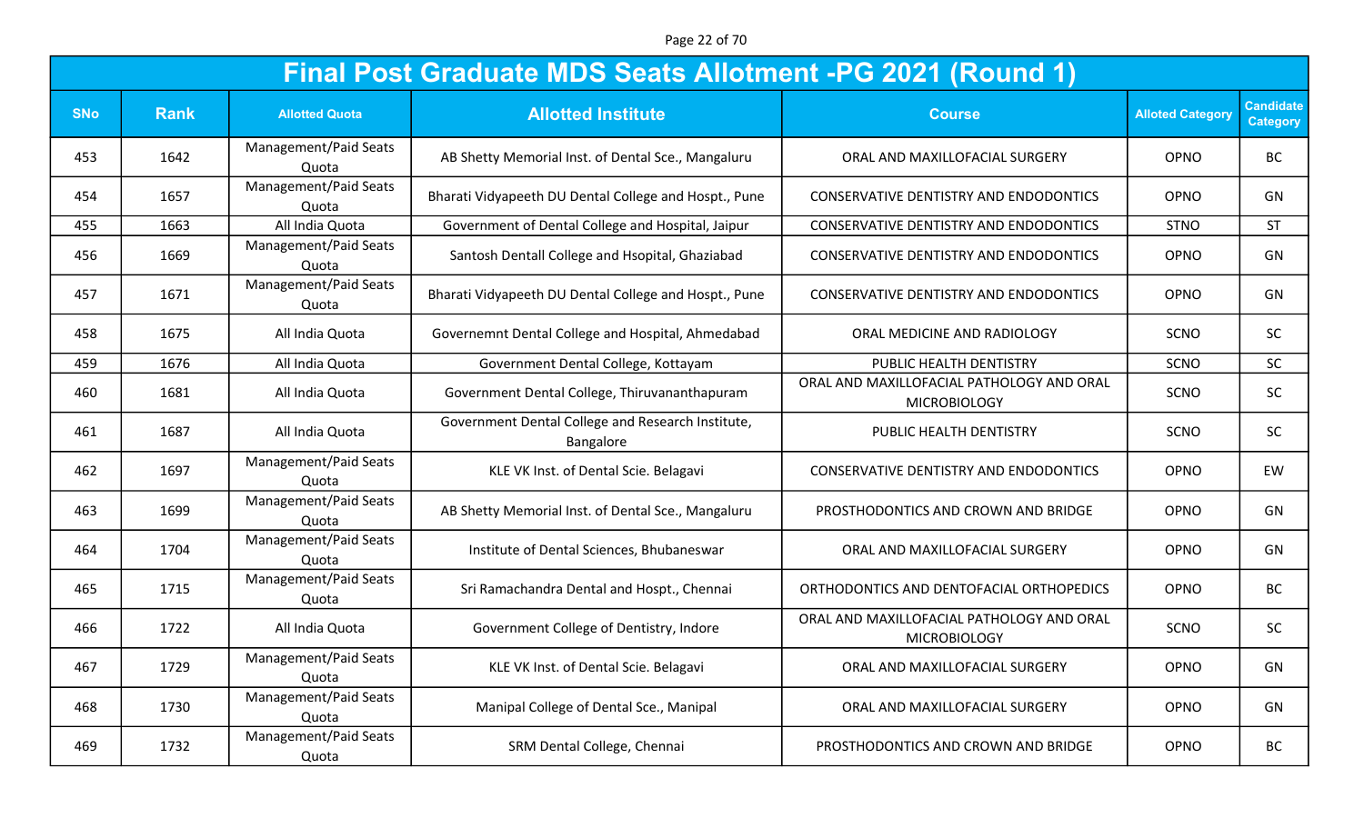# Final Post Graduate MDS Seats Allotment -PG 2021 (Round 1)

| SNo | Rank | Allotted Quota | Allotted Institute | Course | Alloted Category | Candidate Category |
|---|---|---|---|---|---|---|
| 453 | 1642 | Management/Paid Seats Quota | AB Shetty Memorial Inst. of Dental Sce., Mangaluru | ORAL AND MAXILLOFACIAL SURGERY | OPNO | BC |
| 454 | 1657 | Management/Paid Seats Quota | Bharati Vidyapeeth DU Dental College and Hospt., Pune | CONSERVATIVE DENTISTRY AND ENDODONTICS | OPNO | GN |
| 455 | 1663 | All India Quota | Government of Dental College and Hospital, Jaipur | CONSERVATIVE DENTISTRY AND ENDODONTICS | STNO | ST |
| 456 | 1669 | Management/Paid Seats Quota | Santosh Dentall College and Hsopital, Ghaziabad | CONSERVATIVE DENTISTRY AND ENDODONTICS | OPNO | GN |
| 457 | 1671 | Management/Paid Seats Quota | Bharati Vidyapeeth DU Dental College and Hospt., Pune | CONSERVATIVE DENTISTRY AND ENDODONTICS | OPNO | GN |
| 458 | 1675 | All India Quota | Governemnt Dental College and Hospital, Ahmedabad | ORAL MEDICINE AND RADIOLOGY | SCNO | SC |
| 459 | 1676 | All India Quota | Government Dental College, Kottayam | PUBLIC HEALTH DENTISTRY | SCNO | SC |
| 460 | 1681 | All India Quota | Government Dental College, Thiruvananthapuram | ORAL AND MAXILLOFACIAL PATHOLOGY AND ORAL MICROBIOLOGY | SCNO | SC |
| 461 | 1687 | All India Quota | Government Dental College and Research Institute, Bangalore | PUBLIC HEALTH DENTISTRY | SCNO | SC |
| 462 | 1697 | Management/Paid Seats Quota | KLE VK Inst. of Dental Scie. Belagavi | CONSERVATIVE DENTISTRY AND ENDODONTICS | OPNO | EW |
| 463 | 1699 | Management/Paid Seats Quota | AB Shetty Memorial Inst. of Dental Sce., Mangaluru | PROSTHODONTICS AND CROWN AND BRIDGE | OPNO | GN |
| 464 | 1704 | Management/Paid Seats Quota | Institute of Dental Sciences, Bhubaneswar | ORAL AND MAXILLOFACIAL SURGERY | OPNO | GN |
| 465 | 1715 | Management/Paid Seats Quota | Sri Ramachandra Dental and Hospt., Chennai | ORTHODONTICS AND DENTOFACIAL ORTHOPEDICS | OPNO | BC |
| 466 | 1722 | All India Quota | Government College of Dentistry, Indore | ORAL AND MAXILLOFACIAL PATHOLOGY AND ORAL MICROBIOLOGY | SCNO | SC |
| 467 | 1729 | Management/Paid Seats Quota | KLE VK Inst. of Dental Scie. Belagavi | ORAL AND MAXILLOFACIAL SURGERY | OPNO | GN |
| 468 | 1730 | Management/Paid Seats Quota | Manipal College of Dental Sce., Manipal | ORAL AND MAXILLOFACIAL SURGERY | OPNO | GN |
| 469 | 1732 | Management/Paid Seats Quota | SRM Dental College, Chennai | PROSTHODONTICS AND CROWN AND BRIDGE | OPNO | BC |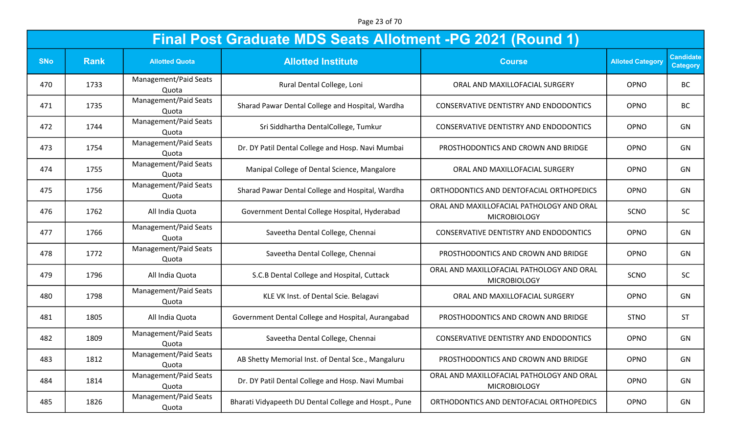# Final Post Graduate MDS Seats Allotment -PG 2021 (Round 1)

| SNo | Rank | Allotted Quota | Allotted Institute | Course | Alloted Category | Candidate Category |
|---|---|---|---|---|---|---|
| 470 | 1733 | Management/Paid Seats Quota | Rural Dental College, Loni | ORAL AND MAXILLOFACIAL SURGERY | OPNO | BC |
| 471 | 1735 | Management/Paid Seats Quota | Sharad Pawar Dental College and Hospital, Wardha | CONSERVATIVE DENTISTRY AND ENDODONTICS | OPNO | BC |
| 472 | 1744 | Management/Paid Seats Quota | Sri Siddhartha DentalCollege, Tumkur | CONSERVATIVE DENTISTRY AND ENDODONTICS | OPNO | GN |
| 473 | 1754 | Management/Paid Seats Quota | Dr. DY Patil Dental College and Hosp. Navi Mumbai | PROSTHODONTICS AND CROWN AND BRIDGE | OPNO | GN |
| 474 | 1755 | Management/Paid Seats Quota | Manipal College of Dental Science, Mangalore | ORAL AND MAXILLOFACIAL SURGERY | OPNO | GN |
| 475 | 1756 | Management/Paid Seats Quota | Sharad Pawar Dental College and Hospital, Wardha | ORTHODONTICS AND DENTOFACIAL ORTHOPEDICS | OPNO | GN |
| 476 | 1762 | All India Quota | Government Dental College Hospital, Hyderabad | ORAL AND MAXILLOFACIAL PATHOLOGY AND ORAL MICROBIOLOGY | SCNO | SC |
| 477 | 1766 | Management/Paid Seats Quota | Saveetha Dental College, Chennai | CONSERVATIVE DENTISTRY AND ENDODONTICS | OPNO | GN |
| 478 | 1772 | Management/Paid Seats Quota | Saveetha Dental College, Chennai | PROSTHODONTICS AND CROWN AND BRIDGE | OPNO | GN |
| 479 | 1796 | All India Quota | S.C.B Dental College and Hospital, Cuttack | ORAL AND MAXILLOFACIAL PATHOLOGY AND ORAL MICROBIOLOGY | SCNO | SC |
| 480 | 1798 | Management/Paid Seats Quota | KLE VK Inst. of Dental Scie. Belagavi | ORAL AND MAXILLOFACIAL SURGERY | OPNO | GN |
| 481 | 1805 | All India Quota | Government Dental College and Hospital, Aurangabad | PROSTHODONTICS AND CROWN AND BRIDGE | STNO | ST |
| 482 | 1809 | Management/Paid Seats Quota | Saveetha Dental College, Chennai | CONSERVATIVE DENTISTRY AND ENDODONTICS | OPNO | GN |
| 483 | 1812 | Management/Paid Seats Quota | AB Shetty Memorial Inst. of Dental Sce., Mangaluru | PROSTHODONTICS AND CROWN AND BRIDGE | OPNO | GN |
| 484 | 1814 | Management/Paid Seats Quota | Dr. DY Patil Dental College and Hosp. Navi Mumbai | ORAL AND MAXILLOFACIAL PATHOLOGY AND ORAL MICROBIOLOGY | OPNO | GN |
| 485 | 1826 | Management/Paid Seats Quota | Bharati Vidyapeeth DU Dental College and Hospt., Pune | ORTHODONTICS AND DENTOFACIAL ORTHOPEDICS | OPNO | GN |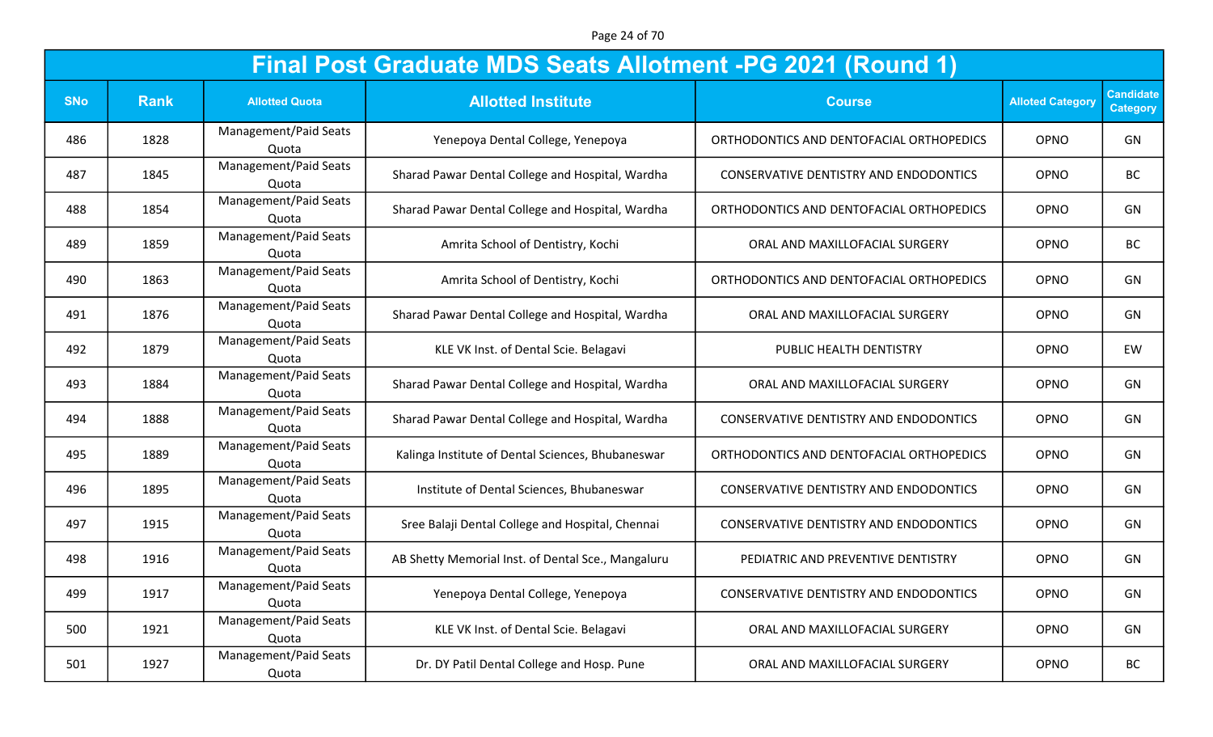# Final Post Graduate MDS Seats Allotment -PG 2021 (Round 1)

| SNo | Rank | Allotted Quota | Allotted Institute | Course | Alloted Category | Candidate Category |
|---|---|---|---|---|---|---|
| 486 | 1828 | Management/Paid Seats Quota | Yenepoya Dental College, Yenepoya | ORTHODONTICS AND DENTOFACIAL ORTHOPEDICS | OPNO | GN |
| 487 | 1845 | Management/Paid Seats Quota | Sharad Pawar Dental College and Hospital, Wardha | CONSERVATIVE DENTISTRY AND ENDODONTICS | OPNO | BC |
| 488 | 1854 | Management/Paid Seats Quota | Sharad Pawar Dental College and Hospital, Wardha | ORTHODONTICS AND DENTOFACIAL ORTHOPEDICS | OPNO | GN |
| 489 | 1859 | Management/Paid Seats Quota | Amrita School of Dentistry, Kochi | ORAL AND MAXILLOFACIAL SURGERY | OPNO | BC |
| 490 | 1863 | Management/Paid Seats Quota | Amrita School of Dentistry, Kochi | ORTHODONTICS AND DENTOFACIAL ORTHOPEDICS | OPNO | GN |
| 491 | 1876 | Management/Paid Seats Quota | Sharad Pawar Dental College and Hospital, Wardha | ORAL AND MAXILLOFACIAL SURGERY | OPNO | GN |
| 492 | 1879 | Management/Paid Seats Quota | KLE VK Inst. of Dental Scie. Belagavi | PUBLIC HEALTH DENTISTRY | OPNO | EW |
| 493 | 1884 | Management/Paid Seats Quota | Sharad Pawar Dental College and Hospital, Wardha | ORAL AND MAXILLOFACIAL SURGERY | OPNO | GN |
| 494 | 1888 | Management/Paid Seats Quota | Sharad Pawar Dental College and Hospital, Wardha | CONSERVATIVE DENTISTRY AND ENDODONTICS | OPNO | GN |
| 495 | 1889 | Management/Paid Seats Quota | Kalinga Institute of Dental Sciences, Bhubaneswar | ORTHODONTICS AND DENTOFACIAL ORTHOPEDICS | OPNO | GN |
| 496 | 1895 | Management/Paid Seats Quota | Institute of Dental Sciences, Bhubaneswar | CONSERVATIVE DENTISTRY AND ENDODONTICS | OPNO | GN |
| 497 | 1915 | Management/Paid Seats Quota | Sree Balaji Dental College and Hospital, Chennai | CONSERVATIVE DENTISTRY AND ENDODONTICS | OPNO | GN |
| 498 | 1916 | Management/Paid Seats Quota | AB Shetty Memorial Inst. of Dental Sce., Mangaluru | PEDIATRIC AND PREVENTIVE DENTISTRY | OPNO | GN |
| 499 | 1917 | Management/Paid Seats Quota | Yenepoya Dental College, Yenepoya | CONSERVATIVE DENTISTRY AND ENDODONTICS | OPNO | GN |
| 500 | 1921 | Management/Paid Seats Quota | KLE VK Inst. of Dental Scie. Belagavi | ORAL AND MAXILLOFACIAL SURGERY | OPNO | GN |
| 501 | 1927 | Management/Paid Seats Quota | Dr. DY Patil Dental College and Hosp. Pune | ORAL AND MAXILLOFACIAL SURGERY | OPNO | BC |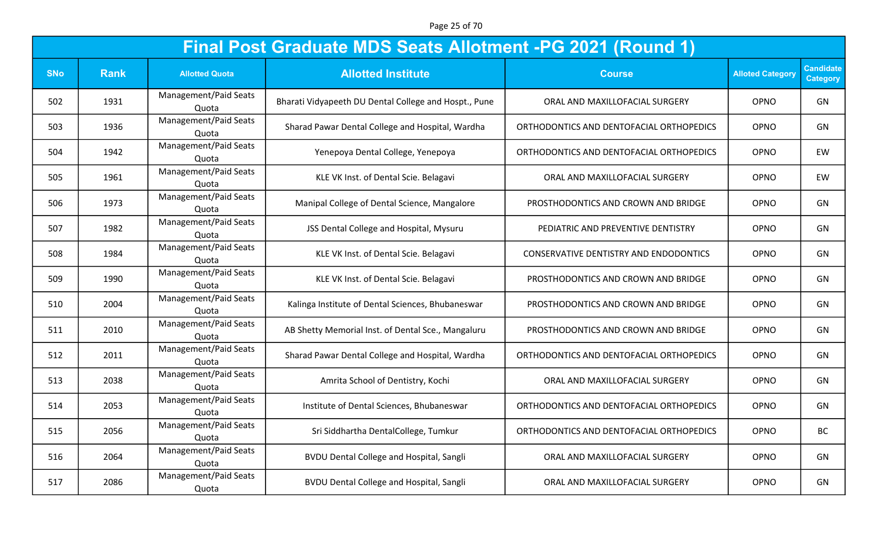# Final Post Graduate MDS Seats Allotment -PG 2021 (Round 1)

| SNo | Rank | Allotted Quota | Allotted Institute | Course | Alloted Category | Candidate Category |
|---|---|---|---|---|---|---|
| 502 | 1931 | Management/Paid Seats Quota | Bharati Vidyapeeth DU Dental College and Hospt., Pune | ORAL AND MAXILLOFACIAL SURGERY | OPNO | GN |
| 503 | 1936 | Management/Paid Seats Quota | Sharad Pawar Dental College and Hospital, Wardha | ORTHODONTICS AND DENTOFACIAL ORTHOPEDICS | OPNO | GN |
| 504 | 1942 | Management/Paid Seats Quota | Yenepoya Dental College, Yenepoya | ORTHODONTICS AND DENTOFACIAL ORTHOPEDICS | OPNO | EW |
| 505 | 1961 | Management/Paid Seats Quota | KLE VK Inst. of Dental Scie. Belagavi | ORAL AND MAXILLOFACIAL SURGERY | OPNO | EW |
| 506 | 1973 | Management/Paid Seats Quota | Manipal College of Dental Science, Mangalore | PROSTHODONTICS AND CROWN AND BRIDGE | OPNO | GN |
| 507 | 1982 | Management/Paid Seats Quota | JSS Dental College and Hospital, Mysuru | PEDIATRIC AND PREVENTIVE DENTISTRY | OPNO | GN |
| 508 | 1984 | Management/Paid Seats Quota | KLE VK Inst. of Dental Scie. Belagavi | CONSERVATIVE DENTISTRY AND ENDODONTICS | OPNO | GN |
| 509 | 1990 | Management/Paid Seats Quota | KLE VK Inst. of Dental Scie. Belagavi | PROSTHODONTICS AND CROWN AND BRIDGE | OPNO | GN |
| 510 | 2004 | Management/Paid Seats Quota | Kalinga Institute of Dental Sciences, Bhubaneswar | PROSTHODONTICS AND CROWN AND BRIDGE | OPNO | GN |
| 511 | 2010 | Management/Paid Seats Quota | AB Shetty Memorial Inst. of Dental Sce., Mangaluru | PROSTHODONTICS AND CROWN AND BRIDGE | OPNO | GN |
| 512 | 2011 | Management/Paid Seats Quota | Sharad Pawar Dental College and Hospital, Wardha | ORTHODONTICS AND DENTOFACIAL ORTHOPEDICS | OPNO | GN |
| 513 | 2038 | Management/Paid Seats Quota | Amrita School of Dentistry, Kochi | ORAL AND MAXILLOFACIAL SURGERY | OPNO | GN |
| 514 | 2053 | Management/Paid Seats Quota | Institute of Dental Sciences, Bhubaneswar | ORTHODONTICS AND DENTOFACIAL ORTHOPEDICS | OPNO | GN |
| 515 | 2056 | Management/Paid Seats Quota | Sri Siddhartha DentalCollege, Tumkur | ORTHODONTICS AND DENTOFACIAL ORTHOPEDICS | OPNO | BC |
| 516 | 2064 | Management/Paid Seats Quota | BVDU Dental College and Hospital, Sangli | ORAL AND MAXILLOFACIAL SURGERY | OPNO | GN |
| 517 | 2086 | Management/Paid Seats Quota | BVDU Dental College and Hospital, Sangli | ORAL AND MAXILLOFACIAL SURGERY | OPNO | GN |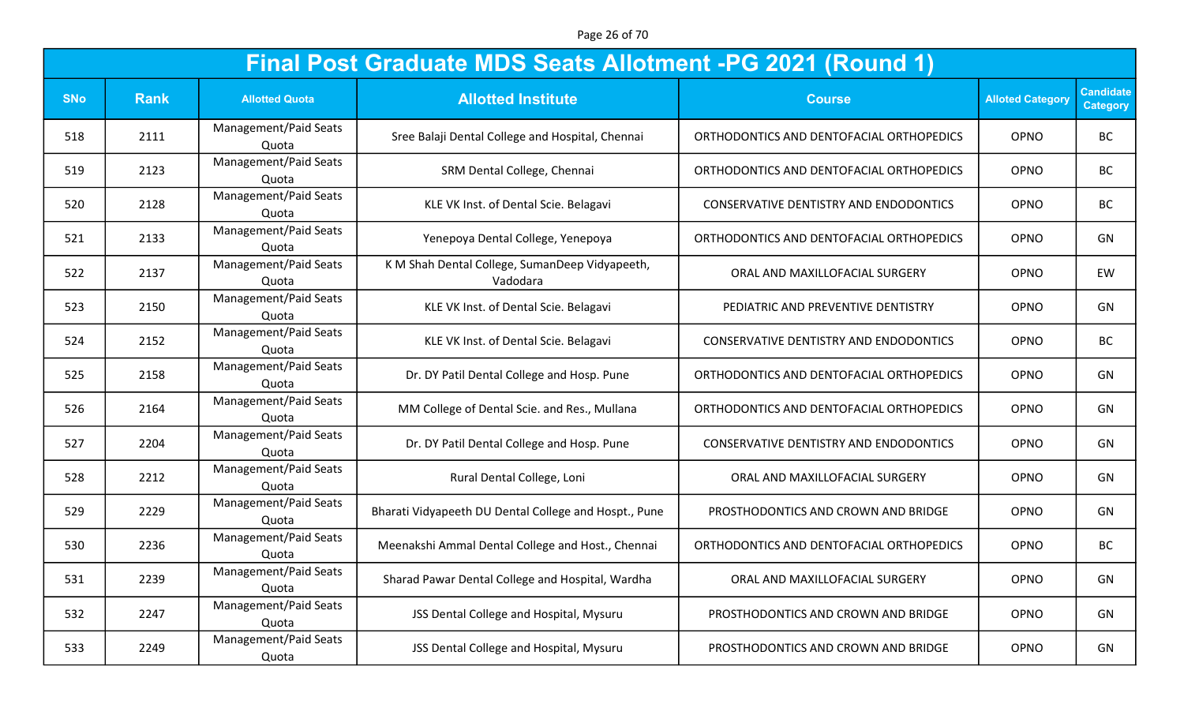# Final Post Graduate MDS Seats Allotment -PG 2021 (Round 1)

| SNo | Rank | Allotted Quota | Allotted Institute | Course | Alloted Category | Candidate Category |
|---|---|---|---|---|---|---|
| 518 | 2111 | Management/Paid Seats Quota | Sree Balaji Dental College and Hospital, Chennai | ORTHODONTICS AND DENTOFACIAL ORTHOPEDICS | OPNO | BC |
| 519 | 2123 | Management/Paid Seats Quota | SRM Dental College, Chennai | ORTHODONTICS AND DENTOFACIAL ORTHOPEDICS | OPNO | BC |
| 520 | 2128 | Management/Paid Seats Quota | KLE VK Inst. of Dental Scie. Belagavi | CONSERVATIVE DENTISTRY AND ENDODONTICS | OPNO | BC |
| 521 | 2133 | Management/Paid Seats Quota | Yenepoya Dental College, Yenepoya | ORTHODONTICS AND DENTOFACIAL ORTHOPEDICS | OPNO | GN |
| 522 | 2137 | Management/Paid Seats Quota | K M Shah Dental College, SumanDeep Vidyapeeth, Vadodara | ORAL AND MAXILLOFACIAL SURGERY | OPNO | EW |
| 523 | 2150 | Management/Paid Seats Quota | KLE VK Inst. of Dental Scie. Belagavi | PEDIATRIC AND PREVENTIVE DENTISTRY | OPNO | GN |
| 524 | 2152 | Management/Paid Seats Quota | KLE VK Inst. of Dental Scie. Belagavi | CONSERVATIVE DENTISTRY AND ENDODONTICS | OPNO | BC |
| 525 | 2158 | Management/Paid Seats Quota | Dr. DY Patil Dental College and Hosp. Pune | ORTHODONTICS AND DENTOFACIAL ORTHOPEDICS | OPNO | GN |
| 526 | 2164 | Management/Paid Seats Quota | MM College of Dental Scie. and Res., Mullana | ORTHODONTICS AND DENTOFACIAL ORTHOPEDICS | OPNO | GN |
| 527 | 2204 | Management/Paid Seats Quota | Dr. DY Patil Dental College and Hosp. Pune | CONSERVATIVE DENTISTRY AND ENDODONTICS | OPNO | GN |
| 528 | 2212 | Management/Paid Seats Quota | Rural Dental College, Loni | ORAL AND MAXILLOFACIAL SURGERY | OPNO | GN |
| 529 | 2229 | Management/Paid Seats Quota | Bharati Vidyapeeth DU Dental College and Hospt., Pune | PROSTHODONTICS AND CROWN AND BRIDGE | OPNO | GN |
| 530 | 2236 | Management/Paid Seats Quota | Meenakshi Ammal Dental College and Host., Chennai | ORTHODONTICS AND DENTOFACIAL ORTHOPEDICS | OPNO | BC |
| 531 | 2239 | Management/Paid Seats Quota | Sharad Pawar Dental College and Hospital, Wardha | ORAL AND MAXILLOFACIAL SURGERY | OPNO | GN |
| 532 | 2247 | Management/Paid Seats Quota | JSS Dental College and Hospital, Mysuru | PROSTHODONTICS AND CROWN AND BRIDGE | OPNO | GN |
| 533 | 2249 | Management/Paid Seats Quota | JSS Dental College and Hospital, Mysuru | PROSTHODONTICS AND CROWN AND BRIDGE | OPNO | GN |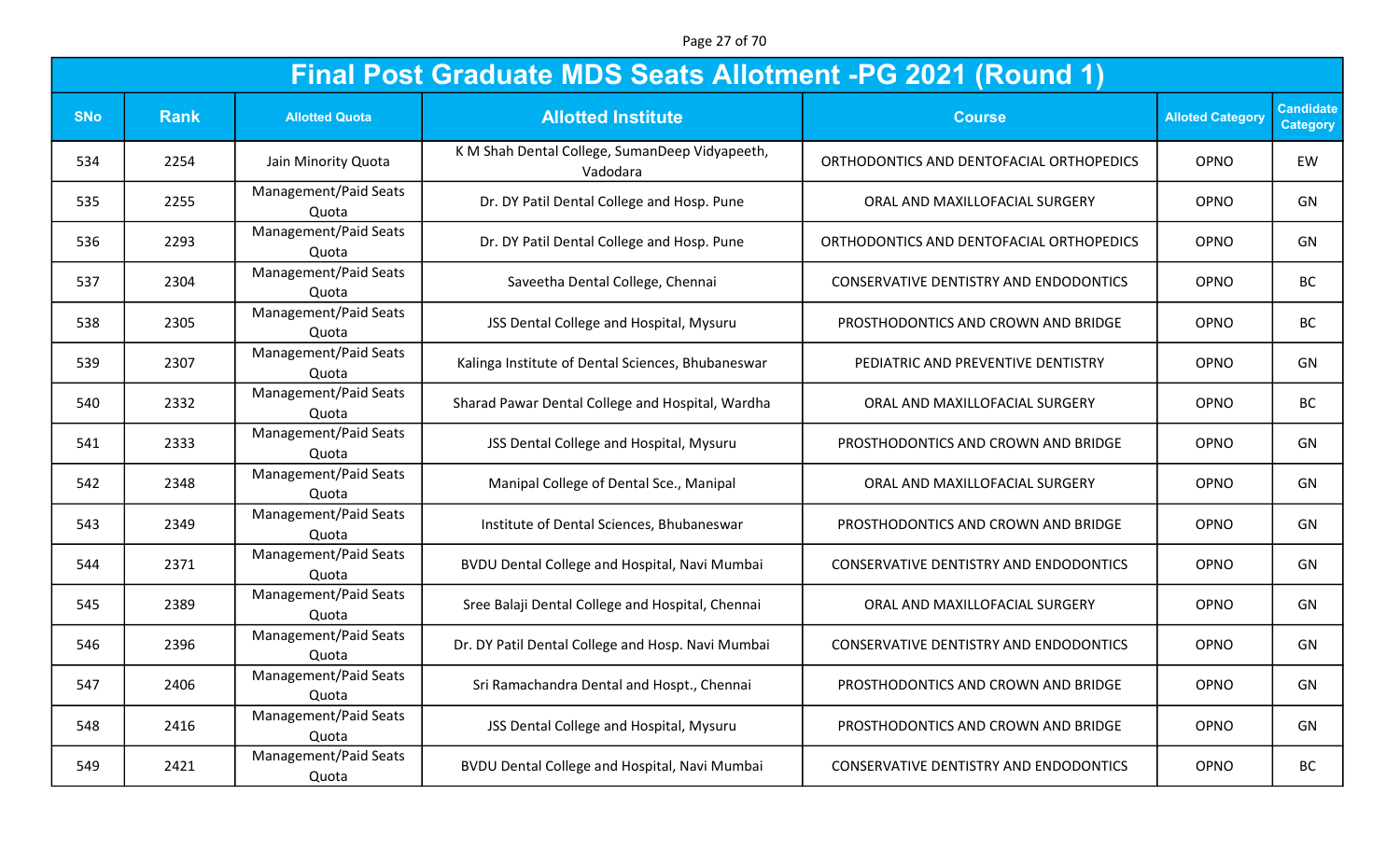# Final Post Graduate MDS Seats Allotment -PG 2021 (Round 1)

| SNo | Rank | Allotted Quota | Allotted Institute | Course | Alloted Category | Candidate Category |
|---|---|---|---|---|---|---|
| 534 | 2254 | Jain Minority Quota | K M Shah Dental College, SumanDeep Vidyapeeth, Vadodara | ORTHODONTICS AND DENTOFACIAL ORTHOPEDICS | OPNO | EW |
| 535 | 2255 | Management/Paid Seats Quota | Dr. DY Patil Dental College and Hosp. Pune | ORAL AND MAXILLOFACIAL SURGERY | OPNO | GN |
| 536 | 2293 | Management/Paid Seats Quota | Dr. DY Patil Dental College and Hosp. Pune | ORTHODONTICS AND DENTOFACIAL ORTHOPEDICS | OPNO | GN |
| 537 | 2304 | Management/Paid Seats Quota | Saveetha Dental College, Chennai | CONSERVATIVE DENTISTRY AND ENDODONTICS | OPNO | BC |
| 538 | 2305 | Management/Paid Seats Quota | JSS Dental College and Hospital, Mysuru | PROSTHODONTICS AND CROWN AND BRIDGE | OPNO | BC |
| 539 | 2307 | Management/Paid Seats Quota | Kalinga Institute of Dental Sciences, Bhubaneswar | PEDIATRIC AND PREVENTIVE DENTISTRY | OPNO | GN |
| 540 | 2332 | Management/Paid Seats Quota | Sharad Pawar Dental College and Hospital, Wardha | ORAL AND MAXILLOFACIAL SURGERY | OPNO | BC |
| 541 | 2333 | Management/Paid Seats Quota | JSS Dental College and Hospital, Mysuru | PROSTHODONTICS AND CROWN AND BRIDGE | OPNO | GN |
| 542 | 2348 | Management/Paid Seats Quota | Manipal College of Dental Sce., Manipal | ORAL AND MAXILLOFACIAL SURGERY | OPNO | GN |
| 543 | 2349 | Management/Paid Seats Quota | Institute of Dental Sciences, Bhubaneswar | PROSTHODONTICS AND CROWN AND BRIDGE | OPNO | GN |
| 544 | 2371 | Management/Paid Seats Quota | BVDU Dental College and Hospital, Navi Mumbai | CONSERVATIVE DENTISTRY AND ENDODONTICS | OPNO | GN |
| 545 | 2389 | Management/Paid Seats Quota | Sree Balaji Dental College and Hospital, Chennai | ORAL AND MAXILLOFACIAL SURGERY | OPNO | GN |
| 546 | 2396 | Management/Paid Seats Quota | Dr. DY Patil Dental College and Hosp. Navi Mumbai | CONSERVATIVE DENTISTRY AND ENDODONTICS | OPNO | GN |
| 547 | 2406 | Management/Paid Seats Quota | Sri Ramachandra Dental and Hospt., Chennai | PROSTHODONTICS AND CROWN AND BRIDGE | OPNO | GN |
| 548 | 2416 | Management/Paid Seats Quota | JSS Dental College and Hospital, Mysuru | PROSTHODONTICS AND CROWN AND BRIDGE | OPNO | GN |
| 549 | 2421 | Management/Paid Seats Quota | BVDU Dental College and Hospital, Navi Mumbai | CONSERVATIVE DENTISTRY AND ENDODONTICS | OPNO | BC |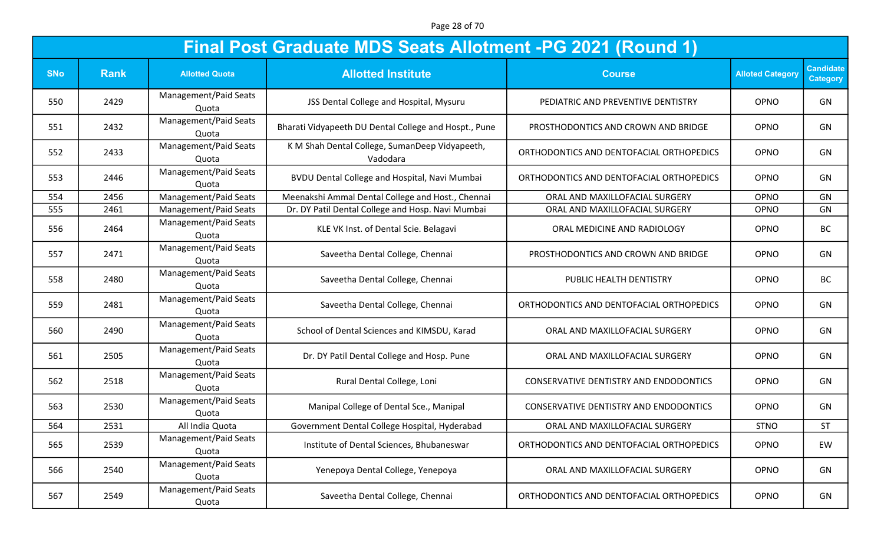# Final Post Graduate MDS Seats Allotment -PG 2021 (Round 1)

| SNo | Rank | Allotted Quota | Allotted Institute | Course | Alloted Category | Candidate Category |
|---|---|---|---|---|---|---|
| 550 | 2429 | Management/Paid Seats Quota | JSS Dental College and Hospital, Mysuru | PEDIATRIC AND PREVENTIVE DENTISTRY | OPNO | GN |
| 551 | 2432 | Management/Paid Seats Quota | Bharati Vidyapeeth DU Dental College and Hospt., Pune | PROSTHODONTICS AND CROWN AND BRIDGE | OPNO | GN |
| 552 | 2433 | Management/Paid Seats Quota | K M Shah Dental College, SumanDeep Vidyapeeth, Vadodara | ORTHODONTICS AND DENTOFACIAL ORTHOPEDICS | OPNO | GN |
| 553 | 2446 | Management/Paid Seats Quota | BVDU Dental College and Hospital, Navi Mumbai | ORTHODONTICS AND DENTOFACIAL ORTHOPEDICS | OPNO | GN |
| 554 | 2456 | Management/Paid Seats | Meenakshi Ammal Dental College and Host., Chennai | ORAL AND MAXILLOFACIAL SURGERY | OPNO | GN |
| 555 | 2461 | Management/Paid Seats | Dr. DY Patil Dental College and Hosp. Navi Mumbai | ORAL AND MAXILLOFACIAL SURGERY | OPNO | GN |
| 556 | 2464 | Management/Paid Seats Quota | KLE VK Inst. of Dental Scie. Belagavi | ORAL MEDICINE AND RADIOLOGY | OPNO | BC |
| 557 | 2471 | Management/Paid Seats Quota | Saveetha Dental College, Chennai | PROSTHODONTICS AND CROWN AND BRIDGE | OPNO | GN |
| 558 | 2480 | Management/Paid Seats Quota | Saveetha Dental College, Chennai | PUBLIC HEALTH DENTISTRY | OPNO | BC |
| 559 | 2481 | Management/Paid Seats Quota | Saveetha Dental College, Chennai | ORTHODONTICS AND DENTOFACIAL ORTHOPEDICS | OPNO | GN |
| 560 | 2490 | Management/Paid Seats Quota | School of Dental Sciences and KIMSDU, Karad | ORAL AND MAXILLOFACIAL SURGERY | OPNO | GN |
| 561 | 2505 | Management/Paid Seats Quota | Dr. DY Patil Dental College and Hosp. Pune | ORAL AND MAXILLOFACIAL SURGERY | OPNO | GN |
| 562 | 2518 | Management/Paid Seats Quota | Rural Dental College, Loni | CONSERVATIVE DENTISTRY AND ENDODONTICS | OPNO | GN |
| 563 | 2530 | Management/Paid Seats Quota | Manipal College of Dental Sce., Manipal | CONSERVATIVE DENTISTRY AND ENDODONTICS | OPNO | GN |
| 564 | 2531 | All India Quota | Government Dental College Hospital, Hyderabad | ORAL AND MAXILLOFACIAL SURGERY | STNO | ST |
| 565 | 2539 | Management/Paid Seats Quota | Institute of Dental Sciences, Bhubaneswar | ORTHODONTICS AND DENTOFACIAL ORTHOPEDICS | OPNO | EW |
| 566 | 2540 | Management/Paid Seats Quota | Yenepoya Dental College, Yenepoya | ORAL AND MAXILLOFACIAL SURGERY | OPNO | GN |
| 567 | 2549 | Management/Paid Seats Quota | Saveetha Dental College, Chennai | ORTHODONTICS AND DENTOFACIAL ORTHOPEDICS | OPNO | GN |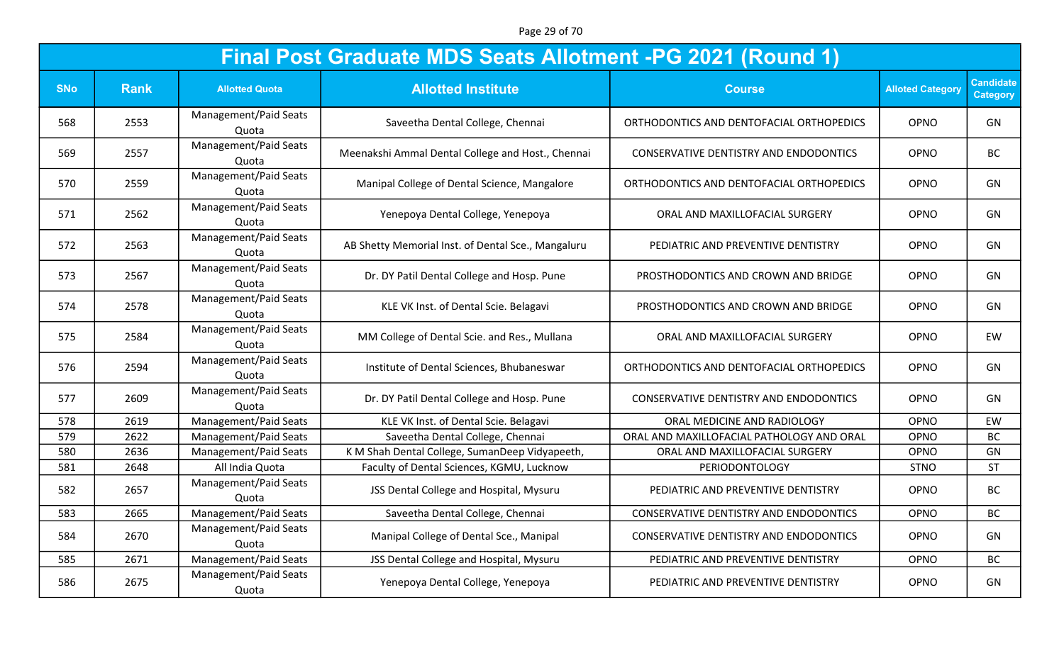# Final Post Graduate MDS Seats Allotment -PG 2021 (Round 1)

| SNo | Rank | Allotted Quota | Allotted Institute | Course | Alloted Category | Candidate Category |
|---|---|---|---|---|---|---|
| 568 | 2553 | Management/Paid Seats Quota | Saveetha Dental College, Chennai | ORTHODONTICS AND DENTOFACIAL ORTHOPEDICS | OPNO | GN |
| 569 | 2557 | Management/Paid Seats Quota | Meenakshi Ammal Dental College and Host., Chennai | CONSERVATIVE DENTISTRY AND ENDODONTICS | OPNO | BC |
| 570 | 2559 | Management/Paid Seats Quota | Manipal College of Dental Science, Mangalore | ORTHODONTICS AND DENTOFACIAL ORTHOPEDICS | OPNO | GN |
| 571 | 2562 | Management/Paid Seats Quota | Yenepoya Dental College, Yenepoya | ORAL AND MAXILLOFACIAL SURGERY | OPNO | GN |
| 572 | 2563 | Management/Paid Seats Quota | AB Shetty Memorial Inst. of Dental Sce., Mangaluru | PEDIATRIC AND PREVENTIVE DENTISTRY | OPNO | GN |
| 573 | 2567 | Management/Paid Seats Quota | Dr. DY Patil Dental College and Hosp. Pune | PROSTHODONTICS AND CROWN AND BRIDGE | OPNO | GN |
| 574 | 2578 | Management/Paid Seats Quota | KLE VK Inst. of Dental Scie. Belagavi | PROSTHODONTICS AND CROWN AND BRIDGE | OPNO | GN |
| 575 | 2584 | Management/Paid Seats Quota | MM College of Dental Scie. and Res., Mullana | ORAL AND MAXILLOFACIAL SURGERY | OPNO | EW |
| 576 | 2594 | Management/Paid Seats Quota | Institute of Dental Sciences, Bhubaneswar | ORTHODONTICS AND DENTOFACIAL ORTHOPEDICS | OPNO | GN |
| 577 | 2609 | Management/Paid Seats Quota | Dr. DY Patil Dental College and Hosp. Pune | CONSERVATIVE DENTISTRY AND ENDODONTICS | OPNO | GN |
| 578 | 2619 | Management/Paid Seats | KLE VK Inst. of Dental Scie. Belagavi | ORAL MEDICINE AND RADIOLOGY | OPNO | EW |
| 579 | 2622 | Management/Paid Seats | Saveetha Dental College, Chennai | ORAL AND MAXILLOFACIAL PATHOLOGY AND ORAL | OPNO | BC |
| 580 | 2636 | Management/Paid Seats | K M Shah Dental College, SumanDeep Vidyapeeth, | ORAL AND MAXILLOFACIAL SURGERY | OPNO | GN |
| 581 | 2648 | All India Quota | Faculty of Dental Sciences, KGMU, Lucknow | PERIODONTOLOGY | STNO | ST |
| 582 | 2657 | Management/Paid Seats Quota | JSS Dental College and Hospital, Mysuru | PEDIATRIC AND PREVENTIVE DENTISTRY | OPNO | BC |
| 583 | 2665 | Management/Paid Seats | Saveetha Dental College, Chennai | CONSERVATIVE DENTISTRY AND ENDODONTICS | OPNO | BC |
| 584 | 2670 | Management/Paid Seats Quota | Manipal College of Dental Sce., Manipal | CONSERVATIVE DENTISTRY AND ENDODONTICS | OPNO | GN |
| 585 | 2671 | Management/Paid Seats | JSS Dental College and Hospital, Mysuru | PEDIATRIC AND PREVENTIVE DENTISTRY | OPNO | BC |
| 586 | 2675 | Management/Paid Seats Quota | Yenepoya Dental College, Yenepoya | PEDIATRIC AND PREVENTIVE DENTISTRY | OPNO | GN |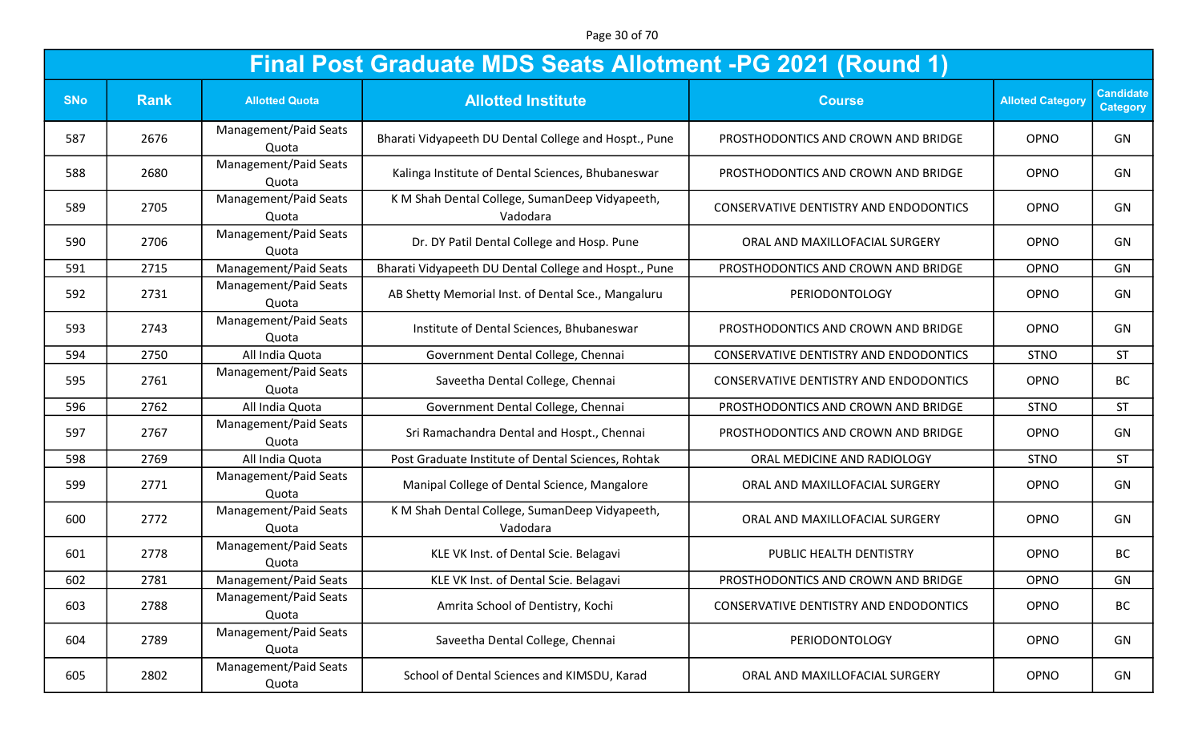# Final Post Graduate MDS Seats Allotment -PG 2021 (Round 1)

| SNo | Rank | Allotted Quota | Allotted Institute | Course | Alloted Category | Candidate Category |
|---|---|---|---|---|---|---|
| 587 | 2676 | Management/Paid Seats Quota | Bharati Vidyapeeth DU Dental College and Hospt., Pune | PROSTHODONTICS AND CROWN AND BRIDGE | OPNO | GN |
| 588 | 2680 | Management/Paid Seats Quota | Kalinga Institute of Dental Sciences, Bhubaneswar | PROSTHODONTICS AND CROWN AND BRIDGE | OPNO | GN |
| 589 | 2705 | Management/Paid Seats Quota | K M Shah Dental College, SumanDeep Vidyapeeth, Vadodara | CONSERVATIVE DENTISTRY AND ENDODONTICS | OPNO | GN |
| 590 | 2706 | Management/Paid Seats Quota | Dr. DY Patil Dental College and Hosp. Pune | ORAL AND MAXILLOFACIAL SURGERY | OPNO | GN |
| 591 | 2715 | Management/Paid Seats | Bharati Vidyapeeth DU Dental College and Hospt., Pune | PROSTHODONTICS AND CROWN AND BRIDGE | OPNO | GN |
| 592 | 2731 | Management/Paid Seats Quota | AB Shetty Memorial Inst. of Dental Sce., Mangaluru | PERIODONTOLOGY | OPNO | GN |
| 593 | 2743 | Management/Paid Seats Quota | Institute of Dental Sciences, Bhubaneswar | PROSTHODONTICS AND CROWN AND BRIDGE | OPNO | GN |
| 594 | 2750 | All India Quota | Government Dental College, Chennai | CONSERVATIVE DENTISTRY AND ENDODONTICS | STNO | ST |
| 595 | 2761 | Management/Paid Seats Quota | Saveetha Dental College, Chennai | CONSERVATIVE DENTISTRY AND ENDODONTICS | OPNO | BC |
| 596 | 2762 | All India Quota | Government Dental College, Chennai | PROSTHODONTICS AND CROWN AND BRIDGE | STNO | ST |
| 597 | 2767 | Management/Paid Seats Quota | Sri Ramachandra Dental and Hospt., Chennai | PROSTHODONTICS AND CROWN AND BRIDGE | OPNO | GN |
| 598 | 2769 | All India Quota | Post Graduate Institute of Dental Sciences, Rohtak | ORAL MEDICINE AND RADIOLOGY | STNO | ST |
| 599 | 2771 | Management/Paid Seats Quota | Manipal College of Dental Science, Mangalore | ORAL AND MAXILLOFACIAL SURGERY | OPNO | GN |
| 600 | 2772 | Management/Paid Seats Quota | K M Shah Dental College, SumanDeep Vidyapeeth, Vadodara | ORAL AND MAXILLOFACIAL SURGERY | OPNO | GN |
| 601 | 2778 | Management/Paid Seats Quota | KLE VK Inst. of Dental Scie. Belagavi | PUBLIC HEALTH DENTISTRY | OPNO | BC |
| 602 | 2781 | Management/Paid Seats | KLE VK Inst. of Dental Scie. Belagavi | PROSTHODONTICS AND CROWN AND BRIDGE | OPNO | GN |
| 603 | 2788 | Management/Paid Seats Quota | Amrita School of Dentistry, Kochi | CONSERVATIVE DENTISTRY AND ENDODONTICS | OPNO | BC |
| 604 | 2789 | Management/Paid Seats Quota | Saveetha Dental College, Chennai | PERIODONTOLOGY | OPNO | GN |
| 605 | 2802 | Management/Paid Seats Quota | School of Dental Sciences and KIMSDU, Karad | ORAL AND MAXILLOFACIAL SURGERY | OPNO | GN |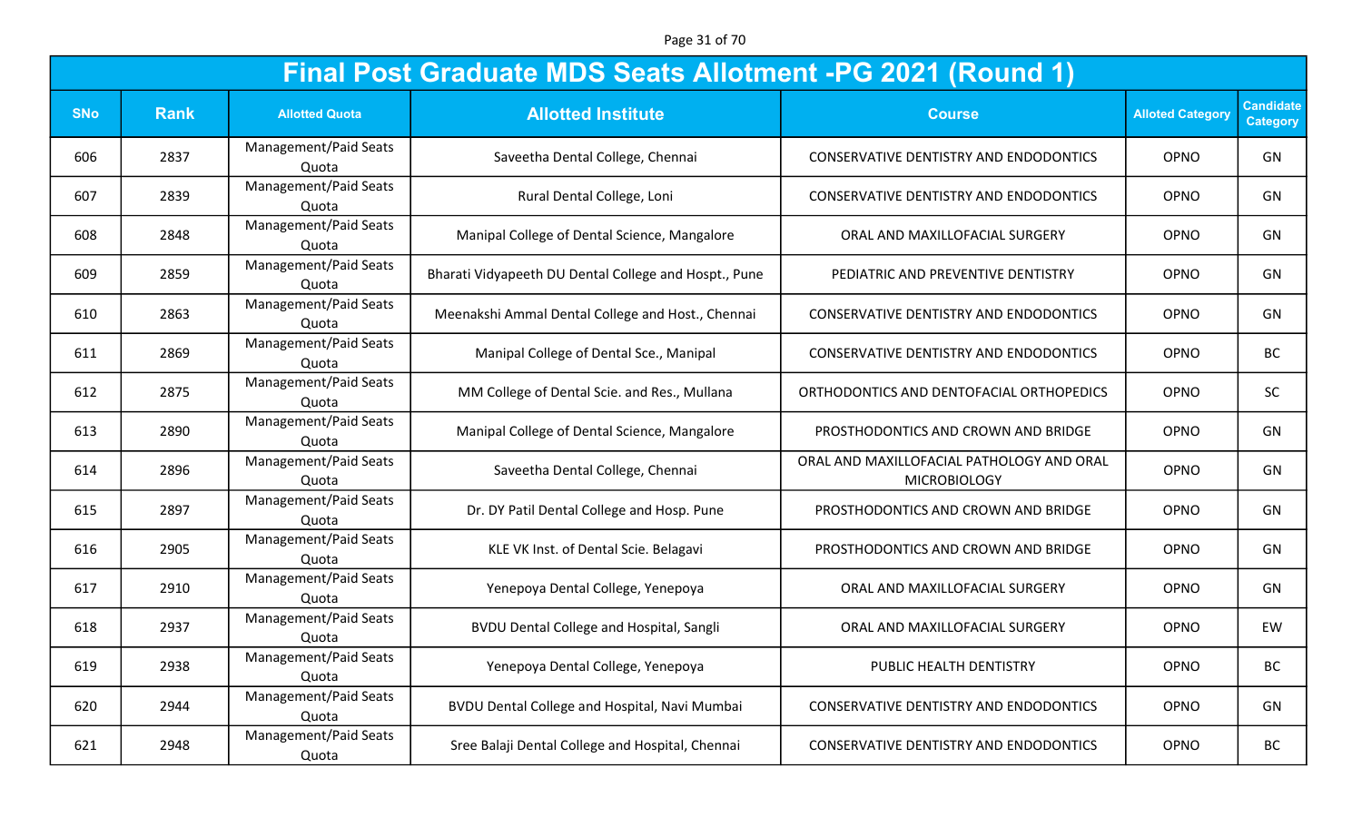# Final Post Graduate MDS Seats Allotment -PG 2021 (Round 1)

| SNo | Rank | Allotted Quota | Allotted Institute | Course | Alloted Category | Candidate Category |
|---|---|---|---|---|---|---|
| 606 | 2837 | Management/Paid Seats Quota | Saveetha Dental College, Chennai | CONSERVATIVE DENTISTRY AND ENDODONTICS | OPNO | GN |
| 607 | 2839 | Management/Paid Seats Quota | Rural Dental College, Loni | CONSERVATIVE DENTISTRY AND ENDODONTICS | OPNO | GN |
| 608 | 2848 | Management/Paid Seats Quota | Manipal College of Dental Science, Mangalore | ORAL AND MAXILLOFACIAL SURGERY | OPNO | GN |
| 609 | 2859 | Management/Paid Seats Quota | Bharati Vidyapeeth DU Dental College and Hospt., Pune | PEDIATRIC AND PREVENTIVE DENTISTRY | OPNO | GN |
| 610 | 2863 | Management/Paid Seats Quota | Meenakshi Ammal Dental College and Host., Chennai | CONSERVATIVE DENTISTRY AND ENDODONTICS | OPNO | GN |
| 611 | 2869 | Management/Paid Seats Quota | Manipal College of Dental Sce., Manipal | CONSERVATIVE DENTISTRY AND ENDODONTICS | OPNO | BC |
| 612 | 2875 | Management/Paid Seats Quota | MM College of Dental Scie. and Res., Mullana | ORTHODONTICS AND DENTOFACIAL ORTHOPEDICS | OPNO | SC |
| 613 | 2890 | Management/Paid Seats Quota | Manipal College of Dental Science, Mangalore | PROSTHODONTICS AND CROWN AND BRIDGE | OPNO | GN |
| 614 | 2896 | Management/Paid Seats Quota | Saveetha Dental College, Chennai | ORAL AND MAXILLOFACIAL PATHOLOGY AND ORAL MICROBIOLOGY | OPNO | GN |
| 615 | 2897 | Management/Paid Seats Quota | Dr. DY Patil Dental College and Hosp. Pune | PROSTHODONTICS AND CROWN AND BRIDGE | OPNO | GN |
| 616 | 2905 | Management/Paid Seats Quota | KLE VK Inst. of Dental Scie. Belagavi | PROSTHODONTICS AND CROWN AND BRIDGE | OPNO | GN |
| 617 | 2910 | Management/Paid Seats Quota | Yenepoya Dental College, Yenepoya | ORAL AND MAXILLOFACIAL SURGERY | OPNO | GN |
| 618 | 2937 | Management/Paid Seats Quota | BVDU Dental College and Hospital, Sangli | ORAL AND MAXILLOFACIAL SURGERY | OPNO | EW |
| 619 | 2938 | Management/Paid Seats Quota | Yenepoya Dental College, Yenepoya | PUBLIC HEALTH DENTISTRY | OPNO | BC |
| 620 | 2944 | Management/Paid Seats Quota | BVDU Dental College and Hospital, Navi Mumbai | CONSERVATIVE DENTISTRY AND ENDODONTICS | OPNO | GN |
| 621 | 2948 | Management/Paid Seats Quota | Sree Balaji Dental College and Hospital, Chennai | CONSERVATIVE DENTISTRY AND ENDODONTICS | OPNO | BC |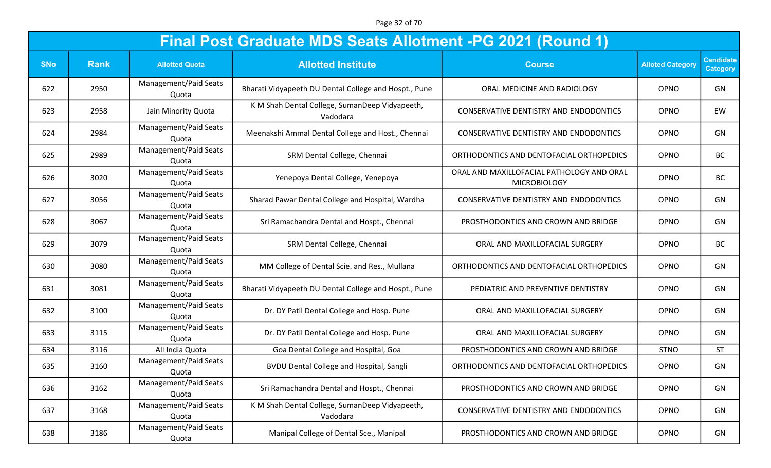# Final Post Graduate MDS Seats Allotment -PG 2021 (Round 1)

| SNo | Rank | Allotted Quota | Allotted Institute | Course | Alloted Category | Candidate Category |
|---|---|---|---|---|---|---|
| 622 | 2950 | Management/Paid Seats Quota | Bharati Vidyapeeth DU Dental College and Hospt., Pune | ORAL MEDICINE AND RADIOLOGY | OPNO | GN |
| 623 | 2958 | Jain Minority Quota | K M Shah Dental College, SumanDeep Vidyapeeth, Vadodara | CONSERVATIVE DENTISTRY AND ENDODONTICS | OPNO | EW |
| 624 | 2984 | Management/Paid Seats Quota | Meenakshi Ammal Dental College and Host., Chennai | CONSERVATIVE DENTISTRY AND ENDODONTICS | OPNO | GN |
| 625 | 2989 | Management/Paid Seats Quota | SRM Dental College, Chennai | ORTHODONTICS AND DENTOFACIAL ORTHOPEDICS | OPNO | BC |
| 626 | 3020 | Management/Paid Seats Quota | Yenepoya Dental College, Yenepoya | ORAL AND MAXILLOFACIAL PATHOLOGY AND ORAL MICROBIOLOGY | OPNO | BC |
| 627 | 3056 | Management/Paid Seats Quota | Sharad Pawar Dental College and Hospital, Wardha | CONSERVATIVE DENTISTRY AND ENDODONTICS | OPNO | GN |
| 628 | 3067 | Management/Paid Seats Quota | Sri Ramachandra Dental and Hospt., Chennai | PROSTHODONTICS AND CROWN AND BRIDGE | OPNO | GN |
| 629 | 3079 | Management/Paid Seats Quota | SRM Dental College, Chennai | ORAL AND MAXILLOFACIAL SURGERY | OPNO | BC |
| 630 | 3080 | Management/Paid Seats Quota | MM College of Dental Scie. and Res., Mullana | ORTHODONTICS AND DENTOFACIAL ORTHOPEDICS | OPNO | GN |
| 631 | 3081 | Management/Paid Seats Quota | Bharati Vidyapeeth DU Dental College and Hospt., Pune | PEDIATRIC AND PREVENTIVE DENTISTRY | OPNO | GN |
| 632 | 3100 | Management/Paid Seats Quota | Dr. DY Patil Dental College and Hosp. Pune | ORAL AND MAXILLOFACIAL SURGERY | OPNO | GN |
| 633 | 3115 | Management/Paid Seats Quota | Dr. DY Patil Dental College and Hosp. Pune | ORAL AND MAXILLOFACIAL SURGERY | OPNO | GN |
| 634 | 3116 | All India Quota | Goa Dental College and Hospital, Goa | PROSTHODONTICS AND CROWN AND BRIDGE | STNO | ST |
| 635 | 3160 | Management/Paid Seats Quota | BVDU Dental College and Hospital, Sangli | ORTHODONTICS AND DENTOFACIAL ORTHOPEDICS | OPNO | GN |
| 636 | 3162 | Management/Paid Seats Quota | Sri Ramachandra Dental and Hospt., Chennai | PROSTHODONTICS AND CROWN AND BRIDGE | OPNO | GN |
| 637 | 3168 | Management/Paid Seats Quota | K M Shah Dental College, SumanDeep Vidyapeeth, Vadodara | CONSERVATIVE DENTISTRY AND ENDODONTICS | OPNO | GN |
| 638 | 3186 | Management/Paid Seats Quota | Manipal College of Dental Sce., Manipal | PROSTHODONTICS AND CROWN AND BRIDGE | OPNO | GN |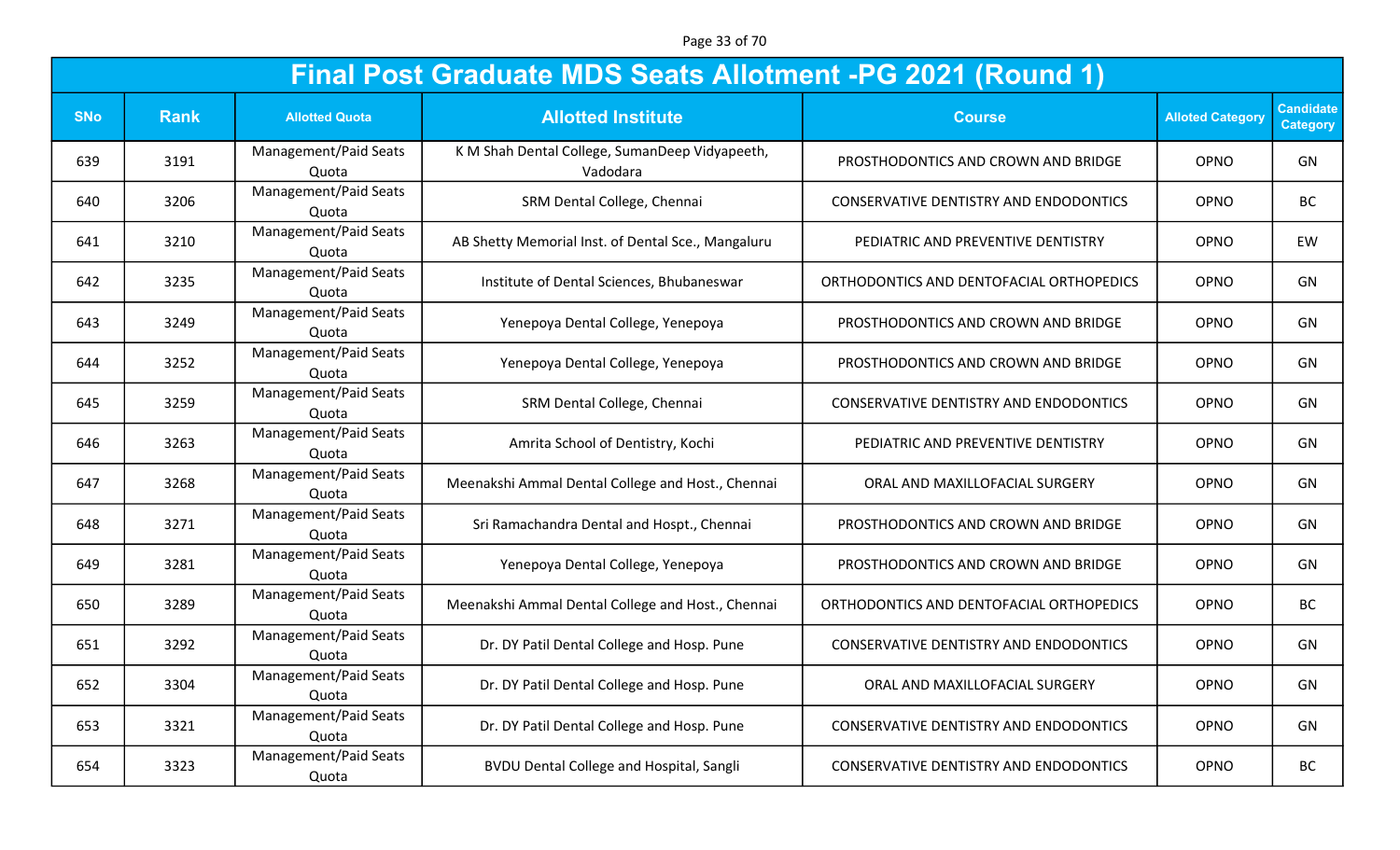# Final Post Graduate MDS Seats Allotment -PG 2021 (Round 1)

| SNo | Rank | Allotted Quota | Allotted Institute | Course | Alloted Category | Candidate Category |
|---|---|---|---|---|---|---|
| 639 | 3191 | Management/Paid Seats Quota | K M Shah Dental College, SumanDeep Vidyapeeth, Vadodara | PROSTHODONTICS AND CROWN AND BRIDGE | OPNO | GN |
| 640 | 3206 | Management/Paid Seats Quota | SRM Dental College, Chennai | CONSERVATIVE DENTISTRY AND ENDODONTICS | OPNO | BC |
| 641 | 3210 | Management/Paid Seats Quota | AB Shetty Memorial Inst. of Dental Sce., Mangaluru | PEDIATRIC AND PREVENTIVE DENTISTRY | OPNO | EW |
| 642 | 3235 | Management/Paid Seats Quota | Institute of Dental Sciences, Bhubaneswar | ORTHODONTICS AND DENTOFACIAL ORTHOPEDICS | OPNO | GN |
| 643 | 3249 | Management/Paid Seats Quota | Yenepoya Dental College, Yenepoya | PROSTHODONTICS AND CROWN AND BRIDGE | OPNO | GN |
| 644 | 3252 | Management/Paid Seats Quota | Yenepoya Dental College, Yenepoya | PROSTHODONTICS AND CROWN AND BRIDGE | OPNO | GN |
| 645 | 3259 | Management/Paid Seats Quota | SRM Dental College, Chennai | CONSERVATIVE DENTISTRY AND ENDODONTICS | OPNO | GN |
| 646 | 3263 | Management/Paid Seats Quota | Amrita School of Dentistry, Kochi | PEDIATRIC AND PREVENTIVE DENTISTRY | OPNO | GN |
| 647 | 3268 | Management/Paid Seats Quota | Meenakshi Ammal Dental College and Host., Chennai | ORAL AND MAXILLOFACIAL SURGERY | OPNO | GN |
| 648 | 3271 | Management/Paid Seats Quota | Sri Ramachandra Dental and Hospt., Chennai | PROSTHODONTICS AND CROWN AND BRIDGE | OPNO | GN |
| 649 | 3281 | Management/Paid Seats Quota | Yenepoya Dental College, Yenepoya | PROSTHODONTICS AND CROWN AND BRIDGE | OPNO | GN |
| 650 | 3289 | Management/Paid Seats Quota | Meenakshi Ammal Dental College and Host., Chennai | ORTHODONTICS AND DENTOFACIAL ORTHOPEDICS | OPNO | BC |
| 651 | 3292 | Management/Paid Seats Quota | Dr. DY Patil Dental College and Hosp. Pune | CONSERVATIVE DENTISTRY AND ENDODONTICS | OPNO | GN |
| 652 | 3304 | Management/Paid Seats Quota | Dr. DY Patil Dental College and Hosp. Pune | ORAL AND MAXILLOFACIAL SURGERY | OPNO | GN |
| 653 | 3321 | Management/Paid Seats Quota | Dr. DY Patil Dental College and Hosp. Pune | CONSERVATIVE DENTISTRY AND ENDODONTICS | OPNO | GN |
| 654 | 3323 | Management/Paid Seats Quota | BVDU Dental College and Hospital, Sangli | CONSERVATIVE DENTISTRY AND ENDODONTICS | OPNO | BC |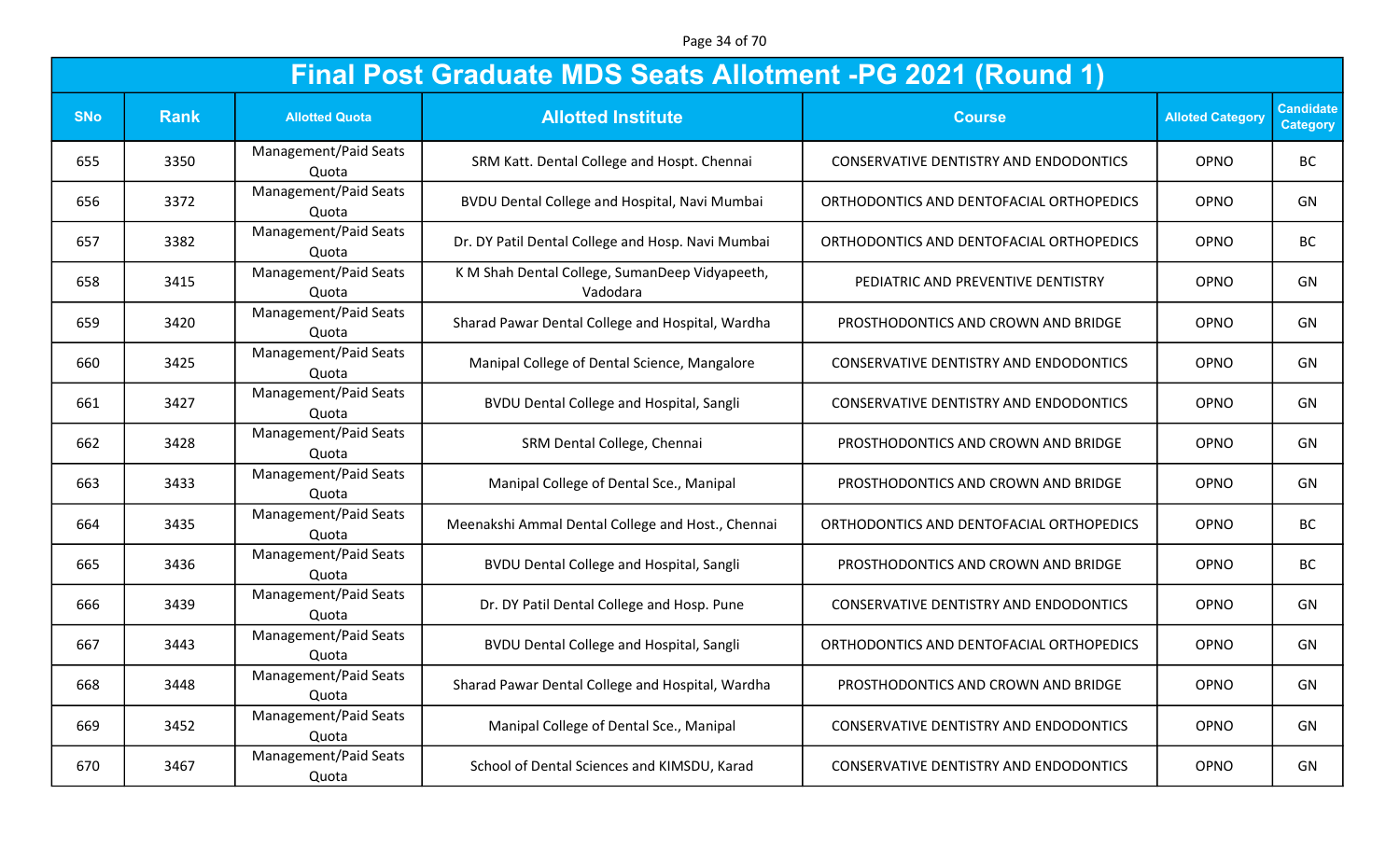# Final Post Graduate MDS Seats Allotment -PG 2021 (Round 1)

| SNo | Rank | Allotted Quota | Allotted Institute | Course | Alloted Category | Candidate Category |
|---|---|---|---|---|---|---|
| 655 | 3350 | Management/Paid Seats Quota | SRM Katt. Dental College and Hospt. Chennai | CONSERVATIVE DENTISTRY AND ENDODONTICS | OPNO | BC |
| 656 | 3372 | Management/Paid Seats Quota | BVDU Dental College and Hospital, Navi Mumbai | ORTHODONTICS AND DENTOFACIAL ORTHOPEDICS | OPNO | GN |
| 657 | 3382 | Management/Paid Seats Quota | Dr. DY Patil Dental College and Hosp. Navi Mumbai | ORTHODONTICS AND DENTOFACIAL ORTHOPEDICS | OPNO | BC |
| 658 | 3415 | Management/Paid Seats Quota | K M Shah Dental College, SumanDeep Vidyapeeth, Vadodara | PEDIATRIC AND PREVENTIVE DENTISTRY | OPNO | GN |
| 659 | 3420 | Management/Paid Seats Quota | Sharad Pawar Dental College and Hospital, Wardha | PROSTHODONTICS AND CROWN AND BRIDGE | OPNO | GN |
| 660 | 3425 | Management/Paid Seats Quota | Manipal College of Dental Science, Mangalore | CONSERVATIVE DENTISTRY AND ENDODONTICS | OPNO | GN |
| 661 | 3427 | Management/Paid Seats Quota | BVDU Dental College and Hospital, Sangli | CONSERVATIVE DENTISTRY AND ENDODONTICS | OPNO | GN |
| 662 | 3428 | Management/Paid Seats Quota | SRM Dental College, Chennai | PROSTHODONTICS AND CROWN AND BRIDGE | OPNO | GN |
| 663 | 3433 | Management/Paid Seats Quota | Manipal College of Dental Sce., Manipal | PROSTHODONTICS AND CROWN AND BRIDGE | OPNO | GN |
| 664 | 3435 | Management/Paid Seats Quota | Meenakshi Ammal Dental College and Host., Chennai | ORTHODONTICS AND DENTOFACIAL ORTHOPEDICS | OPNO | BC |
| 665 | 3436 | Management/Paid Seats Quota | BVDU Dental College and Hospital, Sangli | PROSTHODONTICS AND CROWN AND BRIDGE | OPNO | BC |
| 666 | 3439 | Management/Paid Seats Quota | Dr. DY Patil Dental College and Hosp. Pune | CONSERVATIVE DENTISTRY AND ENDODONTICS | OPNO | GN |
| 667 | 3443 | Management/Paid Seats Quota | BVDU Dental College and Hospital, Sangli | ORTHODONTICS AND DENTOFACIAL ORTHOPEDICS | OPNO | GN |
| 668 | 3448 | Management/Paid Seats Quota | Sharad Pawar Dental College and Hospital, Wardha | PROSTHODONTICS AND CROWN AND BRIDGE | OPNO | GN |
| 669 | 3452 | Management/Paid Seats Quota | Manipal College of Dental Sce., Manipal | CONSERVATIVE DENTISTRY AND ENDODONTICS | OPNO | GN |
| 670 | 3467 | Management/Paid Seats Quota | School of Dental Sciences and KIMSDU, Karad | CONSERVATIVE DENTISTRY AND ENDODONTICS | OPNO | GN |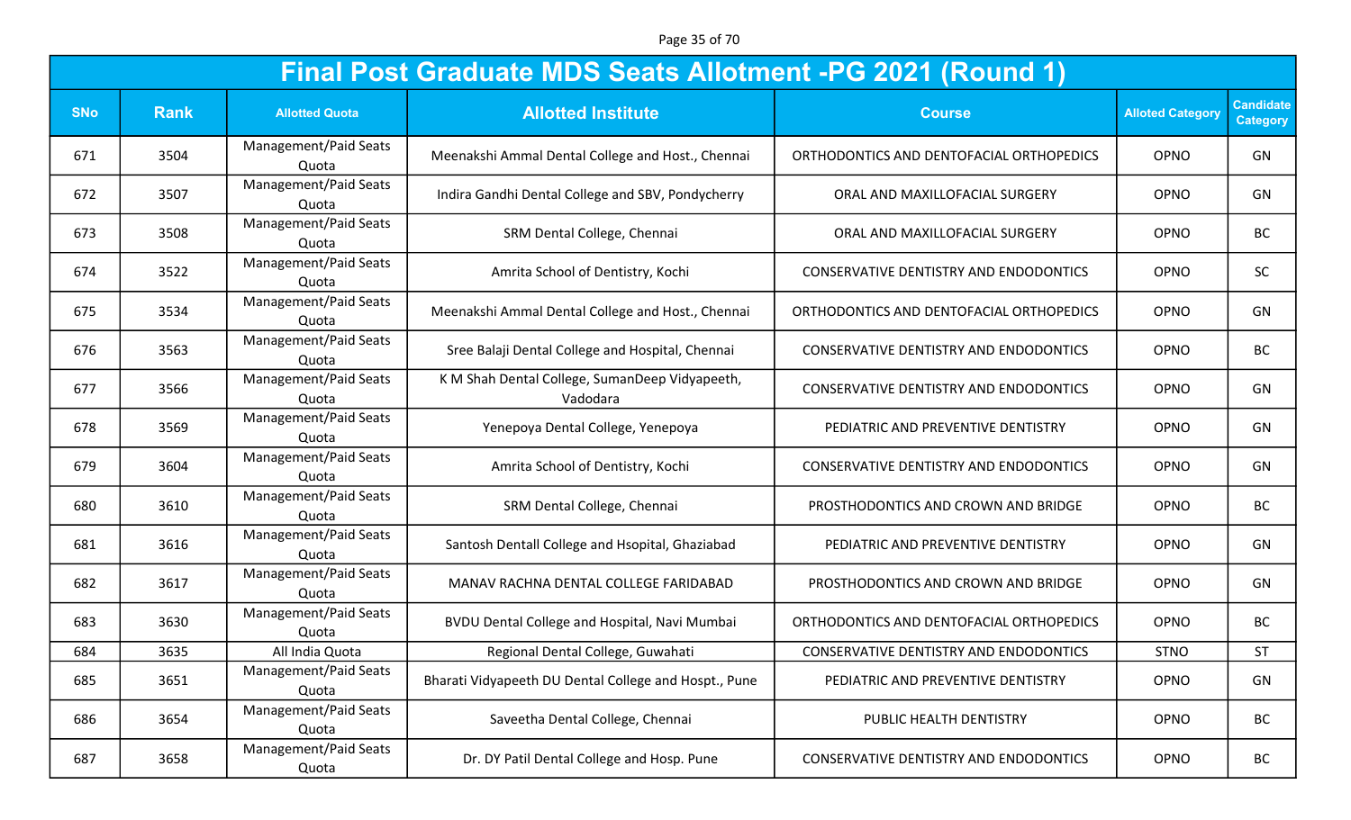# Final Post Graduate MDS Seats Allotment -PG 2021 (Round 1)

| SNo | Rank | Allotted Quota | Allotted Institute | Course | Alloted Category | Candidate Category |
|---|---|---|---|---|---|---|
| 671 | 3504 | Management/Paid Seats Quota | Meenakshi Ammal Dental College and Host., Chennai | ORTHODONTICS AND DENTOFACIAL ORTHOPEDICS | OPNO | GN |
| 672 | 3507 | Management/Paid Seats Quota | Indira Gandhi Dental College and SBV, Pondycherry | ORAL AND MAXILLOFACIAL SURGERY | OPNO | GN |
| 673 | 3508 | Management/Paid Seats Quota | SRM Dental College, Chennai | ORAL AND MAXILLOFACIAL SURGERY | OPNO | BC |
| 674 | 3522 | Management/Paid Seats Quota | Amrita School of Dentistry, Kochi | CONSERVATIVE DENTISTRY AND ENDODONTICS | OPNO | SC |
| 675 | 3534 | Management/Paid Seats Quota | Meenakshi Ammal Dental College and Host., Chennai | ORTHODONTICS AND DENTOFACIAL ORTHOPEDICS | OPNO | GN |
| 676 | 3563 | Management/Paid Seats Quota | Sree Balaji Dental College and Hospital, Chennai | CONSERVATIVE DENTISTRY AND ENDODONTICS | OPNO | BC |
| 677 | 3566 | Management/Paid Seats Quota | K M Shah Dental College, SumanDeep Vidyapeeth, Vadodara | CONSERVATIVE DENTISTRY AND ENDODONTICS | OPNO | GN |
| 678 | 3569 | Management/Paid Seats Quota | Yenepoya Dental College, Yenepoya | PEDIATRIC AND PREVENTIVE DENTISTRY | OPNO | GN |
| 679 | 3604 | Management/Paid Seats Quota | Amrita School of Dentistry, Kochi | CONSERVATIVE DENTISTRY AND ENDODONTICS | OPNO | GN |
| 680 | 3610 | Management/Paid Seats Quota | SRM Dental College, Chennai | PROSTHODONTICS AND CROWN AND BRIDGE | OPNO | BC |
| 681 | 3616 | Management/Paid Seats Quota | Santosh Dentall College and Hsopital, Ghaziabad | PEDIATRIC AND PREVENTIVE DENTISTRY | OPNO | GN |
| 682 | 3617 | Management/Paid Seats Quota | MANAV RACHNA DENTAL COLLEGE FARIDABAD | PROSTHODONTICS AND CROWN AND BRIDGE | OPNO | GN |
| 683 | 3630 | Management/Paid Seats Quota | BVDU Dental College and Hospital, Navi Mumbai | ORTHODONTICS AND DENTOFACIAL ORTHOPEDICS | OPNO | BC |
| 684 | 3635 | All India Quota | Regional Dental College, Guwahati | CONSERVATIVE DENTISTRY AND ENDODONTICS | STNO | ST |
| 685 | 3651 | Management/Paid Seats Quota | Bharati Vidyapeeth DU Dental College and Hospt., Pune | PEDIATRIC AND PREVENTIVE DENTISTRY | OPNO | GN |
| 686 | 3654 | Management/Paid Seats Quota | Saveetha Dental College, Chennai | PUBLIC HEALTH DENTISTRY | OPNO | BC |
| 687 | 3658 | Management/Paid Seats Quota | Dr. DY Patil Dental College and Hosp. Pune | CONSERVATIVE DENTISTRY AND ENDODONTICS | OPNO | BC |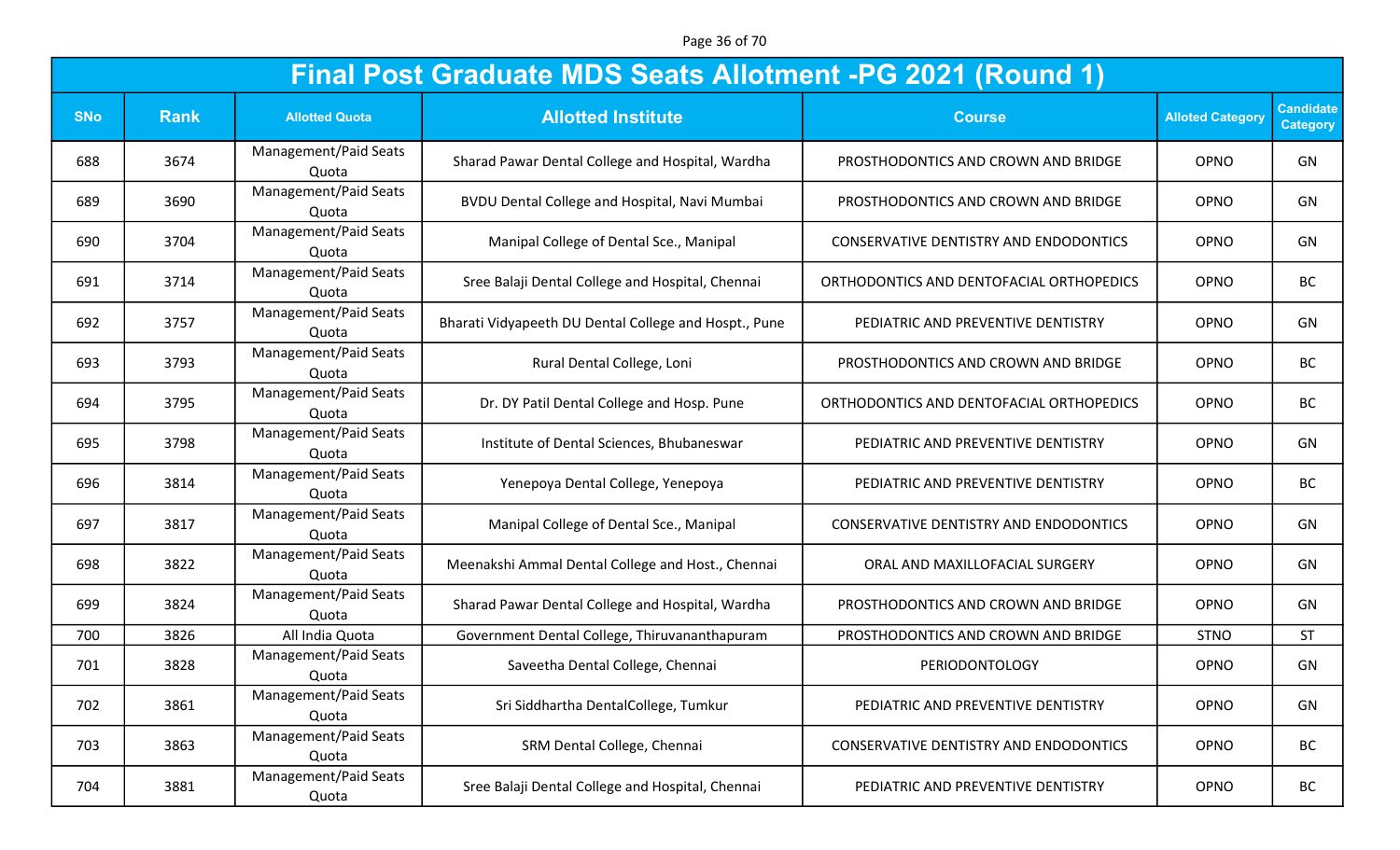# Final Post Graduate MDS Seats Allotment -PG 2021 (Round 1)

| SNo | Rank | Allotted Quota | Allotted Institute | Course | Alloted Category | Candidate Category |
|---|---|---|---|---|---|---|
| 688 | 3674 | Management/Paid Seats Quota | Sharad Pawar Dental College and Hospital, Wardha | PROSTHODONTICS AND CROWN AND BRIDGE | OPNO | GN |
| 689 | 3690 | Management/Paid Seats Quota | BVDU Dental College and Hospital, Navi Mumbai | PROSTHODONTICS AND CROWN AND BRIDGE | OPNO | GN |
| 690 | 3704 | Management/Paid Seats Quota | Manipal College of Dental Sce., Manipal | CONSERVATIVE DENTISTRY AND ENDODONTICS | OPNO | GN |
| 691 | 3714 | Management/Paid Seats Quota | Sree Balaji Dental College and Hospital, Chennai | ORTHODONTICS AND DENTOFACIAL ORTHOPEDICS | OPNO | BC |
| 692 | 3757 | Management/Paid Seats Quota | Bharati Vidyapeeth DU Dental College and Hospt., Pune | PEDIATRIC AND PREVENTIVE DENTISTRY | OPNO | GN |
| 693 | 3793 | Management/Paid Seats Quota | Rural Dental College, Loni | PROSTHODONTICS AND CROWN AND BRIDGE | OPNO | BC |
| 694 | 3795 | Management/Paid Seats Quota | Dr. DY Patil Dental College and Hosp. Pune | ORTHODONTICS AND DENTOFACIAL ORTHOPEDICS | OPNO | BC |
| 695 | 3798 | Management/Paid Seats Quota | Institute of Dental Sciences, Bhubaneswar | PEDIATRIC AND PREVENTIVE DENTISTRY | OPNO | GN |
| 696 | 3814 | Management/Paid Seats Quota | Yenepoya Dental College, Yenepoya | PEDIATRIC AND PREVENTIVE DENTISTRY | OPNO | BC |
| 697 | 3817 | Management/Paid Seats Quota | Manipal College of Dental Sce., Manipal | CONSERVATIVE DENTISTRY AND ENDODONTICS | OPNO | GN |
| 698 | 3822 | Management/Paid Seats Quota | Meenakshi Ammal Dental College and Host., Chennai | ORAL AND MAXILLOFACIAL SURGERY | OPNO | GN |
| 699 | 3824 | Management/Paid Seats Quota | Sharad Pawar Dental College and Hospital, Wardha | PROSTHODONTICS AND CROWN AND BRIDGE | OPNO | GN |
| 700 | 3826 | All India Quota | Government Dental College, Thiruvananthapuram | PROSTHODONTICS AND CROWN AND BRIDGE | STNO | ST |
| 701 | 3828 | Management/Paid Seats Quota | Saveetha Dental College, Chennai | PERIODONTOLOGY | OPNO | GN |
| 702 | 3861 | Management/Paid Seats Quota | Sri Siddhartha DentalCollege, Tumkur | PEDIATRIC AND PREVENTIVE DENTISTRY | OPNO | GN |
| 703 | 3863 | Management/Paid Seats Quota | SRM Dental College, Chennai | CONSERVATIVE DENTISTRY AND ENDODONTICS | OPNO | BC |
| 704 | 3881 | Management/Paid Seats Quota | Sree Balaji Dental College and Hospital, Chennai | PEDIATRIC AND PREVENTIVE DENTISTRY | OPNO | BC |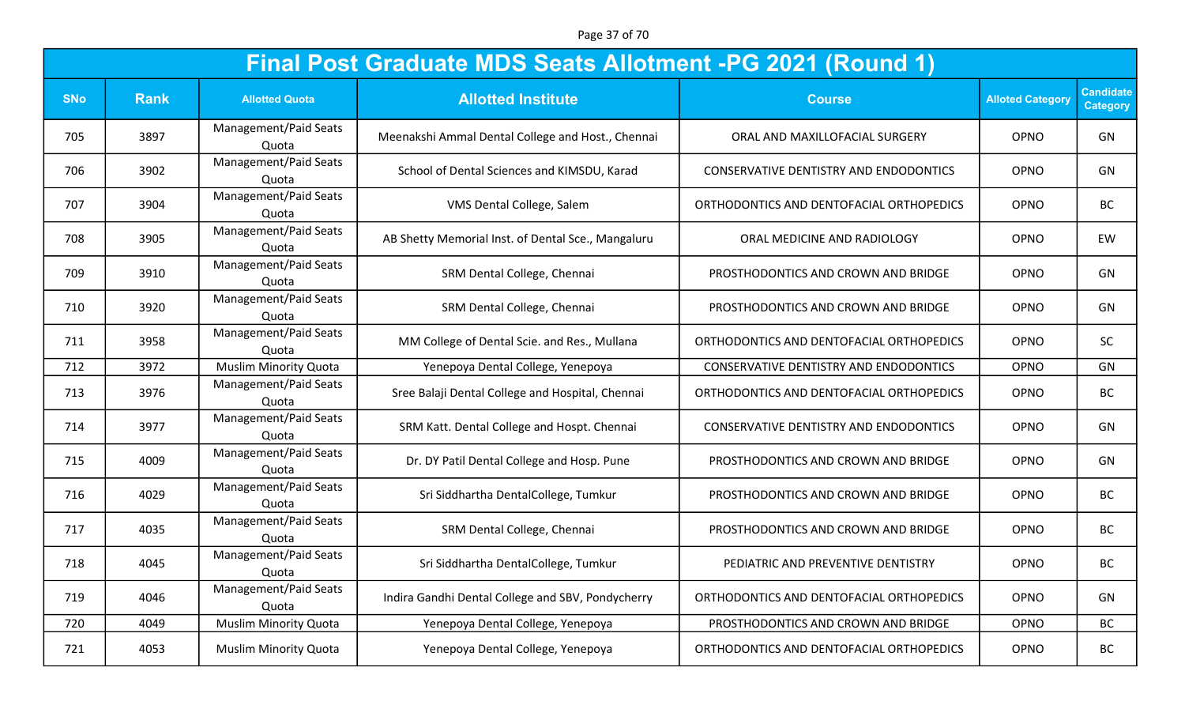# Final Post Graduate MDS Seats Allotment -PG 2021 (Round 1)

| SNo | Rank | Allotted Quota | Allotted Institute | Course | Alloted Category | Candidate Category |
|---|---|---|---|---|---|---|
| 705 | 3897 | Management/Paid Seats Quota | Meenakshi Ammal Dental College and Host., Chennai | ORAL AND MAXILLOFACIAL SURGERY | OPNO | GN |
| 706 | 3902 | Management/Paid Seats Quota | School of Dental Sciences and KIMSDU, Karad | CONSERVATIVE DENTISTRY AND ENDODONTICS | OPNO | GN |
| 707 | 3904 | Management/Paid Seats Quota | VMS Dental College, Salem | ORTHODONTICS AND DENTOFACIAL ORTHOPEDICS | OPNO | BC |
| 708 | 3905 | Management/Paid Seats Quota | AB Shetty Memorial Inst. of Dental Sce., Mangaluru | ORAL MEDICINE AND RADIOLOGY | OPNO | EW |
| 709 | 3910 | Management/Paid Seats Quota | SRM Dental College, Chennai | PROSTHODONTICS AND CROWN AND BRIDGE | OPNO | GN |
| 710 | 3920 | Management/Paid Seats Quota | SRM Dental College, Chennai | PROSTHODONTICS AND CROWN AND BRIDGE | OPNO | GN |
| 711 | 3958 | Management/Paid Seats Quota | MM College of Dental Scie. and Res., Mullana | ORTHODONTICS AND DENTOFACIAL ORTHOPEDICS | OPNO | SC |
| 712 | 3972 | Muslim Minority Quota | Yenepoya Dental College, Yenepoya | CONSERVATIVE DENTISTRY AND ENDODONTICS | OPNO | GN |
| 713 | 3976 | Management/Paid Seats Quota | Sree Balaji Dental College and Hospital, Chennai | ORTHODONTICS AND DENTOFACIAL ORTHOPEDICS | OPNO | BC |
| 714 | 3977 | Management/Paid Seats Quota | SRM Katt. Dental College and Hospt. Chennai | CONSERVATIVE DENTISTRY AND ENDODONTICS | OPNO | GN |
| 715 | 4009 | Management/Paid Seats Quota | Dr. DY Patil Dental College and Hosp. Pune | PROSTHODONTICS AND CROWN AND BRIDGE | OPNO | GN |
| 716 | 4029 | Management/Paid Seats Quota | Sri Siddhartha DentalCollege, Tumkur | PROSTHODONTICS AND CROWN AND BRIDGE | OPNO | BC |
| 717 | 4035 | Management/Paid Seats Quota | SRM Dental College, Chennai | PROSTHODONTICS AND CROWN AND BRIDGE | OPNO | BC |
| 718 | 4045 | Management/Paid Seats Quota | Sri Siddhartha DentalCollege, Tumkur | PEDIATRIC AND PREVENTIVE DENTISTRY | OPNO | BC |
| 719 | 4046 | Management/Paid Seats Quota | Indira Gandhi Dental College and SBV, Pondycherry | ORTHODONTICS AND DENTOFACIAL ORTHOPEDICS | OPNO | GN |
| 720 | 4049 | Muslim Minority Quota | Yenepoya Dental College, Yenepoya | PROSTHODONTICS AND CROWN AND BRIDGE | OPNO | BC |
| 721 | 4053 | Muslim Minority Quota | Yenepoya Dental College, Yenepoya | ORTHODONTICS AND DENTOFACIAL ORTHOPEDICS | OPNO | BC |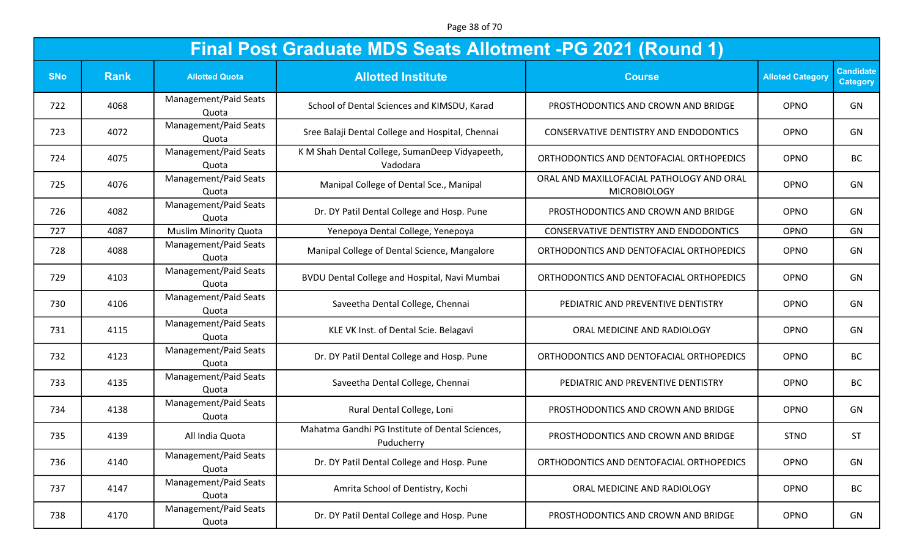# Final Post Graduate MDS Seats Allotment -PG 2021 (Round 1)

| SNo | Rank | Allotted Quota | Allotted Institute | Course | Alloted Category | Candidate Category |
|---|---|---|---|---|---|---|
| 722 | 4068 | Management/Paid Seats Quota | School of Dental Sciences and KIMSDU, Karad | PROSTHODONTICS AND CROWN AND BRIDGE | OPNO | GN |
| 723 | 4072 | Management/Paid Seats Quota | Sree Balaji Dental College and Hospital, Chennai | CONSERVATIVE DENTISTRY AND ENDODONTICS | OPNO | GN |
| 724 | 4075 | Management/Paid Seats Quota | K M Shah Dental College, SumanDeep Vidyapeeth, Vadodara | ORTHODONTICS AND DENTOFACIAL ORTHOPEDICS | OPNO | BC |
| 725 | 4076 | Management/Paid Seats Quota | Manipal College of Dental Sce., Manipal | ORAL AND MAXILLOFACIAL PATHOLOGY AND ORAL MICROBIOLOGY | OPNO | GN |
| 726 | 4082 | Management/Paid Seats Quota | Dr. DY Patil Dental College and Hosp. Pune | PROSTHODONTICS AND CROWN AND BRIDGE | OPNO | GN |
| 727 | 4087 | Muslim Minority Quota | Yenepoya Dental College, Yenepoya | CONSERVATIVE DENTISTRY AND ENDODONTICS | OPNO | GN |
| 728 | 4088 | Management/Paid Seats Quota | Manipal College of Dental Science, Mangalore | ORTHODONTICS AND DENTOFACIAL ORTHOPEDICS | OPNO | GN |
| 729 | 4103 | Management/Paid Seats Quota | BVDU Dental College and Hospital, Navi Mumbai | ORTHODONTICS AND DENTOFACIAL ORTHOPEDICS | OPNO | GN |
| 730 | 4106 | Management/Paid Seats Quota | Saveetha Dental College, Chennai | PEDIATRIC AND PREVENTIVE DENTISTRY | OPNO | GN |
| 731 | 4115 | Management/Paid Seats Quota | KLE VK Inst. of Dental Scie. Belagavi | ORAL MEDICINE AND RADIOLOGY | OPNO | GN |
| 732 | 4123 | Management/Paid Seats Quota | Dr. DY Patil Dental College and Hosp. Pune | ORTHODONTICS AND DENTOFACIAL ORTHOPEDICS | OPNO | BC |
| 733 | 4135 | Management/Paid Seats Quota | Saveetha Dental College, Chennai | PEDIATRIC AND PREVENTIVE DENTISTRY | OPNO | BC |
| 734 | 4138 | Management/Paid Seats Quota | Rural Dental College, Loni | PROSTHODONTICS AND CROWN AND BRIDGE | OPNO | GN |
| 735 | 4139 | All India Quota | Mahatma Gandhi PG Institute of Dental Sciences, Puducherry | PROSTHODONTICS AND CROWN AND BRIDGE | STNO | ST |
| 736 | 4140 | Management/Paid Seats Quota | Dr. DY Patil Dental College and Hosp. Pune | ORTHODONTICS AND DENTOFACIAL ORTHOPEDICS | OPNO | GN |
| 737 | 4147 | Management/Paid Seats Quota | Amrita School of Dentistry, Kochi | ORAL MEDICINE AND RADIOLOGY | OPNO | BC |
| 738 | 4170 | Management/Paid Seats Quota | Dr. DY Patil Dental College and Hosp. Pune | PROSTHODONTICS AND CROWN AND BRIDGE | OPNO | GN |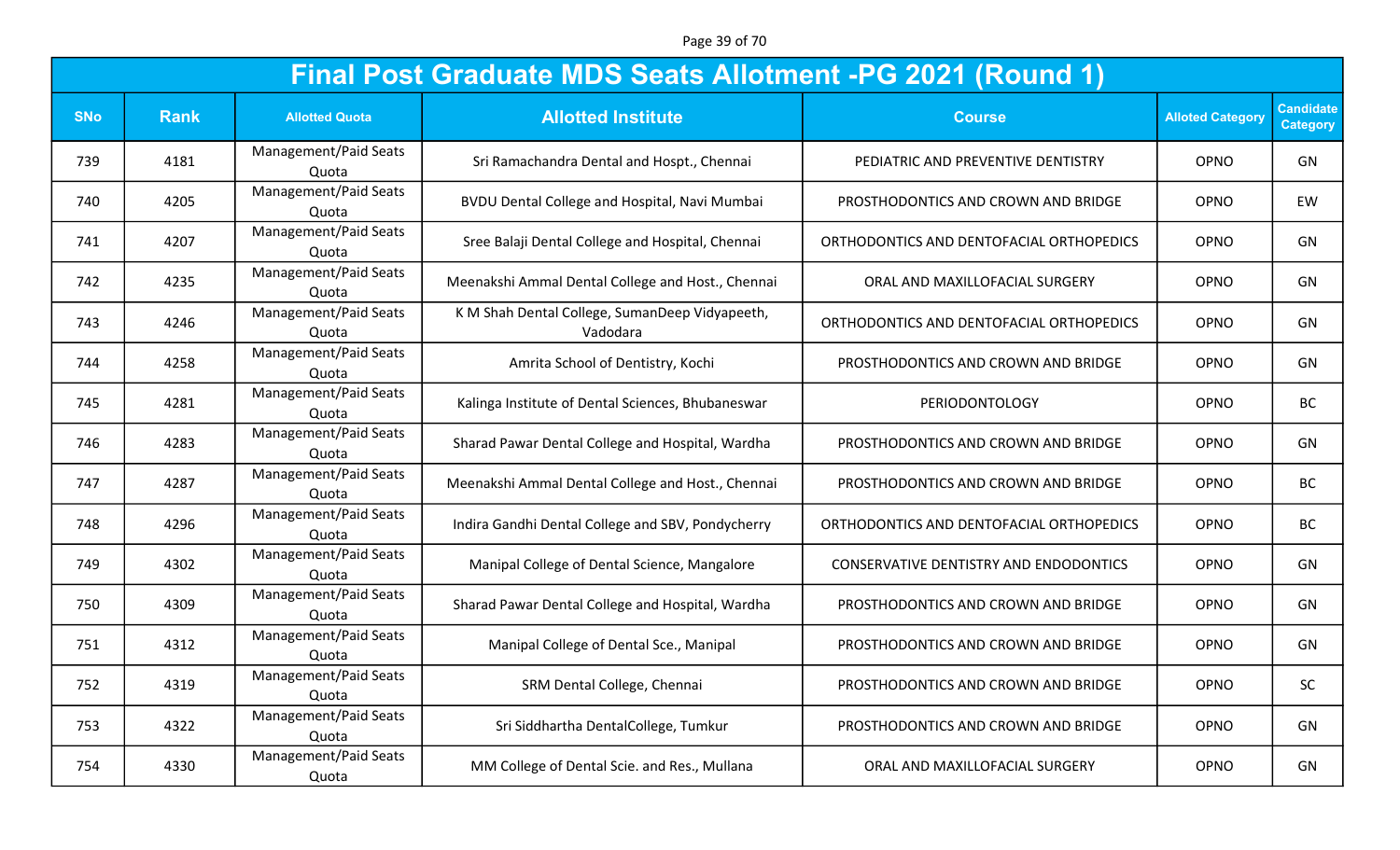# Final Post Graduate MDS Seats Allotment -PG 2021 (Round 1)

| SNo | Rank | Allotted Quota | Allotted Institute | Course | Alloted Category | Candidate Category |
|---|---|---|---|---|---|---|
| 739 | 4181 | Management/Paid Seats Quota | Sri Ramachandra Dental and Hospt., Chennai | PEDIATRIC AND PREVENTIVE DENTISTRY | OPNO | GN |
| 740 | 4205 | Management/Paid Seats Quota | BVDU Dental College and Hospital, Navi Mumbai | PROSTHODONTICS AND CROWN AND BRIDGE | OPNO | EW |
| 741 | 4207 | Management/Paid Seats Quota | Sree Balaji Dental College and Hospital, Chennai | ORTHODONTICS AND DENTOFACIAL ORTHOPEDICS | OPNO | GN |
| 742 | 4235 | Management/Paid Seats Quota | Meenakshi Ammal Dental College and Host., Chennai | ORAL AND MAXILLOFACIAL SURGERY | OPNO | GN |
| 743 | 4246 | Management/Paid Seats Quota | K M Shah Dental College, SumanDeep Vidyapeeth, Vadodara | ORTHODONTICS AND DENTOFACIAL ORTHOPEDICS | OPNO | GN |
| 744 | 4258 | Management/Paid Seats Quota | Amrita School of Dentistry, Kochi | PROSTHODONTICS AND CROWN AND BRIDGE | OPNO | GN |
| 745 | 4281 | Management/Paid Seats Quota | Kalinga Institute of Dental Sciences, Bhubaneswar | PERIODONTOLOGY | OPNO | BC |
| 746 | 4283 | Management/Paid Seats Quota | Sharad Pawar Dental College and Hospital, Wardha | PROSTHODONTICS AND CROWN AND BRIDGE | OPNO | GN |
| 747 | 4287 | Management/Paid Seats Quota | Meenakshi Ammal Dental College and Host., Chennai | PROSTHODONTICS AND CROWN AND BRIDGE | OPNO | BC |
| 748 | 4296 | Management/Paid Seats Quota | Indira Gandhi Dental College and SBV, Pondycherry | ORTHODONTICS AND DENTOFACIAL ORTHOPEDICS | OPNO | BC |
| 749 | 4302 | Management/Paid Seats Quota | Manipal College of Dental Science, Mangalore | CONSERVATIVE DENTISTRY AND ENDODONTICS | OPNO | GN |
| 750 | 4309 | Management/Paid Seats Quota | Sharad Pawar Dental College and Hospital, Wardha | PROSTHODONTICS AND CROWN AND BRIDGE | OPNO | GN |
| 751 | 4312 | Management/Paid Seats Quota | Manipal College of Dental Sce., Manipal | PROSTHODONTICS AND CROWN AND BRIDGE | OPNO | GN |
| 752 | 4319 | Management/Paid Seats Quota | SRM Dental College, Chennai | PROSTHODONTICS AND CROWN AND BRIDGE | OPNO | SC |
| 753 | 4322 | Management/Paid Seats Quota | Sri Siddhartha DentalCollege, Tumkur | PROSTHODONTICS AND CROWN AND BRIDGE | OPNO | GN |
| 754 | 4330 | Management/Paid Seats Quota | MM College of Dental Scie. and Res., Mullana | ORAL AND MAXILLOFACIAL SURGERY | OPNO | GN |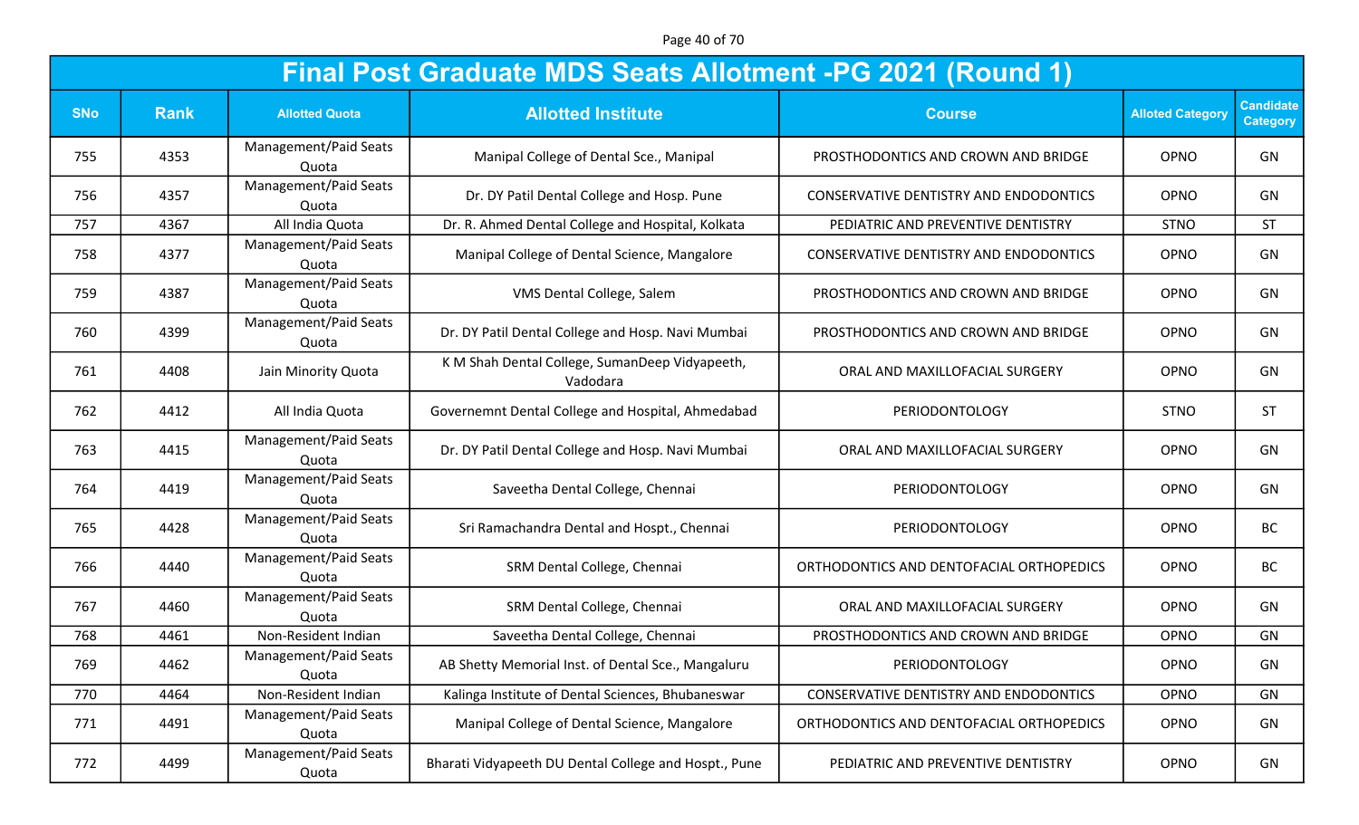# Final Post Graduate MDS Seats Allotment -PG 2021 (Round 1)

| SNo | Rank | Allotted Quota | Allotted Institute | Course | Alloted Category | Candidate Category |
|---|---|---|---|---|---|---|
| 755 | 4353 | Management/Paid Seats Quota | Manipal College of Dental Sce., Manipal | PROSTHODONTICS AND CROWN AND BRIDGE | OPNO | GN |
| 756 | 4357 | Management/Paid Seats Quota | Dr. DY Patil Dental College and Hosp. Pune | CONSERVATIVE DENTISTRY AND ENDODONTICS | OPNO | GN |
| 757 | 4367 | All India Quota | Dr. R. Ahmed Dental College and Hospital, Kolkata | PEDIATRIC AND PREVENTIVE DENTISTRY | STNO | ST |
| 758 | 4377 | Management/Paid Seats Quota | Manipal College of Dental Science, Mangalore | CONSERVATIVE DENTISTRY AND ENDODONTICS | OPNO | GN |
| 759 | 4387 | Management/Paid Seats Quota | VMS Dental College, Salem | PROSTHODONTICS AND CROWN AND BRIDGE | OPNO | GN |
| 760 | 4399 | Management/Paid Seats Quota | Dr. DY Patil Dental College and Hosp. Navi Mumbai | PROSTHODONTICS AND CROWN AND BRIDGE | OPNO | GN |
| 761 | 4408 | Jain Minority Quota | K M Shah Dental College, SumanDeep Vidyapeeth, Vadodara | ORAL AND MAXILLOFACIAL SURGERY | OPNO | GN |
| 762 | 4412 | All India Quota | Governemnt Dental College and Hospital, Ahmedabad | PERIODONTOLOGY | STNO | ST |
| 763 | 4415 | Management/Paid Seats Quota | Dr. DY Patil Dental College and Hosp. Navi Mumbai | ORAL AND MAXILLOFACIAL SURGERY | OPNO | GN |
| 764 | 4419 | Management/Paid Seats Quota | Saveetha Dental College, Chennai | PERIODONTOLOGY | OPNO | GN |
| 765 | 4428 | Management/Paid Seats Quota | Sri Ramachandra Dental and Hospt., Chennai | PERIODONTOLOGY | OPNO | BC |
| 766 | 4440 | Management/Paid Seats Quota | SRM Dental College, Chennai | ORTHODONTICS AND DENTOFACIAL ORTHOPEDICS | OPNO | BC |
| 767 | 4460 | Management/Paid Seats Quota | SRM Dental College, Chennai | ORAL AND MAXILLOFACIAL SURGERY | OPNO | GN |
| 768 | 4461 | Non-Resident Indian | Saveetha Dental College, Chennai | PROSTHODONTICS AND CROWN AND BRIDGE | OPNO | GN |
| 769 | 4462 | Management/Paid Seats Quota | AB Shetty Memorial Inst. of Dental Sce., Mangaluru | PERIODONTOLOGY | OPNO | GN |
| 770 | 4464 | Non-Resident Indian | Kalinga Institute of Dental Sciences, Bhubaneswar | CONSERVATIVE DENTISTRY AND ENDODONTICS | OPNO | GN |
| 771 | 4491 | Management/Paid Seats Quota | Manipal College of Dental Science, Mangalore | ORTHODONTICS AND DENTOFACIAL ORTHOPEDICS | OPNO | GN |
| 772 | 4499 | Management/Paid Seats Quota | Bharati Vidyapeeth DU Dental College and Hospt., Pune | PEDIATRIC AND PREVENTIVE DENTISTRY | OPNO | GN |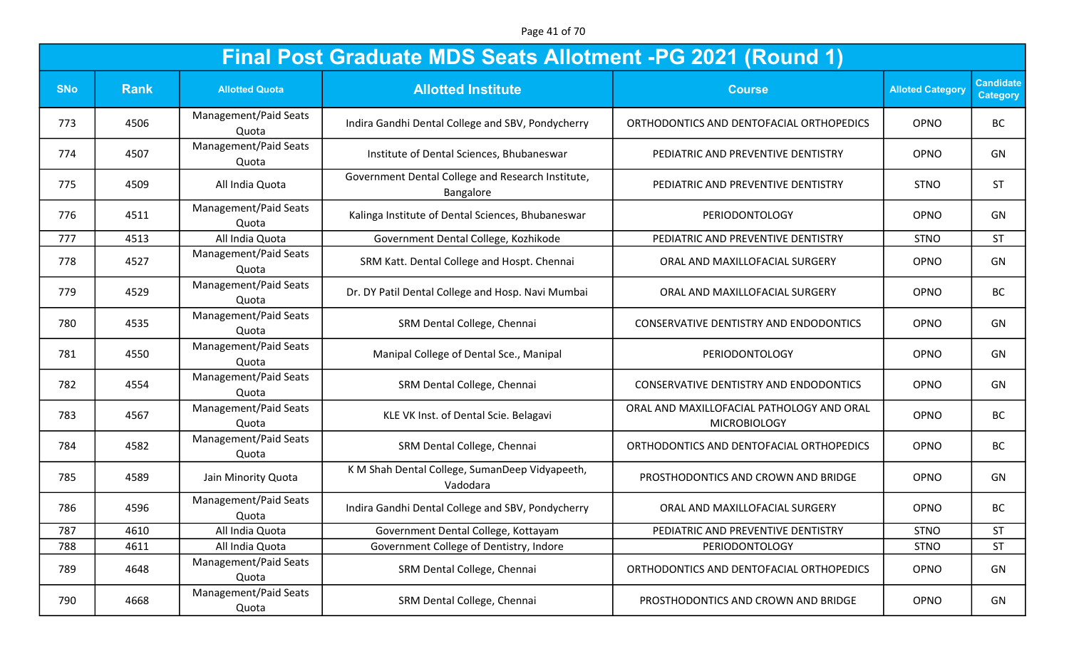# Final Post Graduate MDS Seats Allotment -PG 2021 (Round 1)

| SNo | Rank | Allotted Quota | Allotted Institute | Course | Alloted Category | Candidate Category |
|---|---|---|---|---|---|---|
| 773 | 4506 | Management/Paid Seats Quota | Indira Gandhi Dental College and SBV, Pondycherry | ORTHODONTICS AND DENTOFACIAL ORTHOPEDICS | OPNO | BC |
| 774 | 4507 | Management/Paid Seats Quota | Institute of Dental Sciences, Bhubaneswar | PEDIATRIC AND PREVENTIVE DENTISTRY | OPNO | GN |
| 775 | 4509 | All India Quota | Government Dental College and Research Institute, Bangalore | PEDIATRIC AND PREVENTIVE DENTISTRY | STNO | ST |
| 776 | 4511 | Management/Paid Seats Quota | Kalinga Institute of Dental Sciences, Bhubaneswar | PERIODONTOLOGY | OPNO | GN |
| 777 | 4513 | All India Quota | Government Dental College, Kozhikode | PEDIATRIC AND PREVENTIVE DENTISTRY | STNO | ST |
| 778 | 4527 | Management/Paid Seats Quota | SRM Katt. Dental College and Hospt. Chennai | ORAL AND MAXILLOFACIAL SURGERY | OPNO | GN |
| 779 | 4529 | Management/Paid Seats Quota | Dr. DY Patil Dental College and Hosp. Navi Mumbai | ORAL AND MAXILLOFACIAL SURGERY | OPNO | BC |
| 780 | 4535 | Management/Paid Seats Quota | SRM Dental College, Chennai | CONSERVATIVE DENTISTRY AND ENDODONTICS | OPNO | GN |
| 781 | 4550 | Management/Paid Seats Quota | Manipal College of Dental Sce., Manipal | PERIODONTOLOGY | OPNO | GN |
| 782 | 4554 | Management/Paid Seats Quota | SRM Dental College, Chennai | CONSERVATIVE DENTISTRY AND ENDODONTICS | OPNO | GN |
| 783 | 4567 | Management/Paid Seats Quota | KLE VK Inst. of Dental Scie. Belagavi | ORAL AND MAXILLOFACIAL PATHOLOGY AND ORAL MICROBIOLOGY | OPNO | BC |
| 784 | 4582 | Management/Paid Seats Quota | SRM Dental College, Chennai | ORTHODONTICS AND DENTOFACIAL ORTHOPEDICS | OPNO | BC |
| 785 | 4589 | Jain Minority Quota | K M Shah Dental College, SumanDeep Vidyapeeth, Vadodara | PROSTHODONTICS AND CROWN AND BRIDGE | OPNO | GN |
| 786 | 4596 | Management/Paid Seats Quota | Indira Gandhi Dental College and SBV, Pondycherry | ORAL AND MAXILLOFACIAL SURGERY | OPNO | BC |
| 787 | 4610 | All India Quota | Government Dental College, Kottayam | PEDIATRIC AND PREVENTIVE DENTISTRY | STNO | ST |
| 788 | 4611 | All India Quota | Government College of Dentistry, Indore | PERIODONTOLOGY | STNO | ST |
| 789 | 4648 | Management/Paid Seats Quota | SRM Dental College, Chennai | ORTHODONTICS AND DENTOFACIAL ORTHOPEDICS | OPNO | GN |
| 790 | 4668 | Management/Paid Seats Quota | SRM Dental College, Chennai | PROSTHODONTICS AND CROWN AND BRIDGE | OPNO | GN |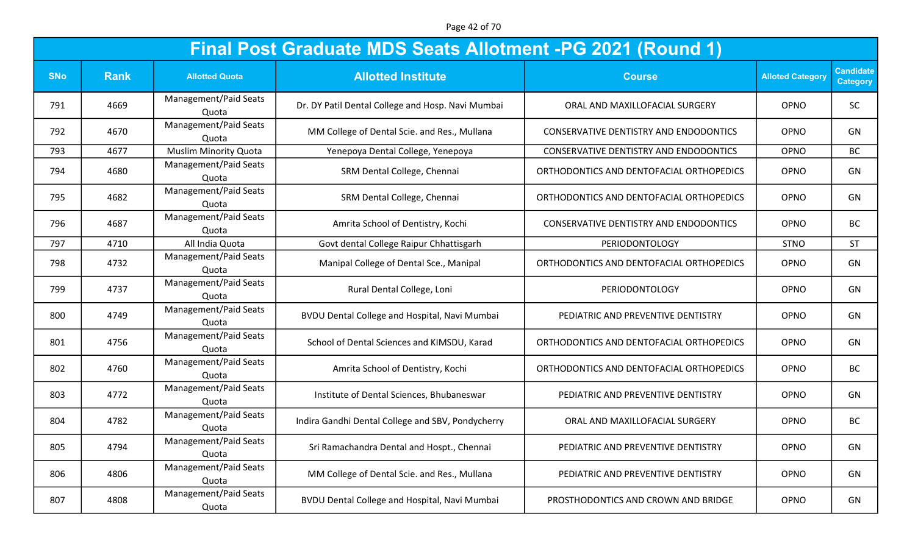# Final Post Graduate MDS Seats Allotment -PG 2021 (Round 1)

| SNo | Rank | Allotted Quota | Allotted Institute | Course | Alloted Category | Candidate Category |
|---|---|---|---|---|---|---|
| 791 | 4669 | Management/Paid Seats Quota | Dr. DY Patil Dental College and Hosp. Navi Mumbai | ORAL AND MAXILLOFACIAL SURGERY | OPNO | SC |
| 792 | 4670 | Management/Paid Seats Quota | MM College of Dental Scie. and Res., Mullana | CONSERVATIVE DENTISTRY AND ENDODONTICS | OPNO | GN |
| 793 | 4677 | Muslim Minority Quota | Yenepoya Dental College, Yenepoya | CONSERVATIVE DENTISTRY AND ENDODONTICS | OPNO | BC |
| 794 | 4680 | Management/Paid Seats Quota | SRM Dental College, Chennai | ORTHODONTICS AND DENTOFACIAL ORTHOPEDICS | OPNO | GN |
| 795 | 4682 | Management/Paid Seats Quota | SRM Dental College, Chennai | ORTHODONTICS AND DENTOFACIAL ORTHOPEDICS | OPNO | GN |
| 796 | 4687 | Management/Paid Seats Quota | Amrita School of Dentistry, Kochi | CONSERVATIVE DENTISTRY AND ENDODONTICS | OPNO | BC |
| 797 | 4710 | All India Quota | Govt dental College Raipur Chhattisgarh | PERIODONTOLOGY | STNO | ST |
| 798 | 4732 | Management/Paid Seats Quota | Manipal College of Dental Sce., Manipal | ORTHODONTICS AND DENTOFACIAL ORTHOPEDICS | OPNO | GN |
| 799 | 4737 | Management/Paid Seats Quota | Rural Dental College, Loni | PERIODONTOLOGY | OPNO | GN |
| 800 | 4749 | Management/Paid Seats Quota | BVDU Dental College and Hospital, Navi Mumbai | PEDIATRIC AND PREVENTIVE DENTISTRY | OPNO | GN |
| 801 | 4756 | Management/Paid Seats Quota | School of Dental Sciences and KIMSDU, Karad | ORTHODONTICS AND DENTOFACIAL ORTHOPEDICS | OPNO | GN |
| 802 | 4760 | Management/Paid Seats Quota | Amrita School of Dentistry, Kochi | ORTHODONTICS AND DENTOFACIAL ORTHOPEDICS | OPNO | BC |
| 803 | 4772 | Management/Paid Seats Quota | Institute of Dental Sciences, Bhubaneswar | PEDIATRIC AND PREVENTIVE DENTISTRY | OPNO | GN |
| 804 | 4782 | Management/Paid Seats Quota | Indira Gandhi Dental College and SBV, Pondycherry | ORAL AND MAXILLOFACIAL SURGERY | OPNO | BC |
| 805 | 4794 | Management/Paid Seats Quota | Sri Ramachandra Dental and Hospt., Chennai | PEDIATRIC AND PREVENTIVE DENTISTRY | OPNO | GN |
| 806 | 4806 | Management/Paid Seats Quota | MM College of Dental Scie. and Res., Mullana | PEDIATRIC AND PREVENTIVE DENTISTRY | OPNO | GN |
| 807 | 4808 | Management/Paid Seats Quota | BVDU Dental College and Hospital, Navi Mumbai | PROSTHODONTICS AND CROWN AND BRIDGE | OPNO | GN |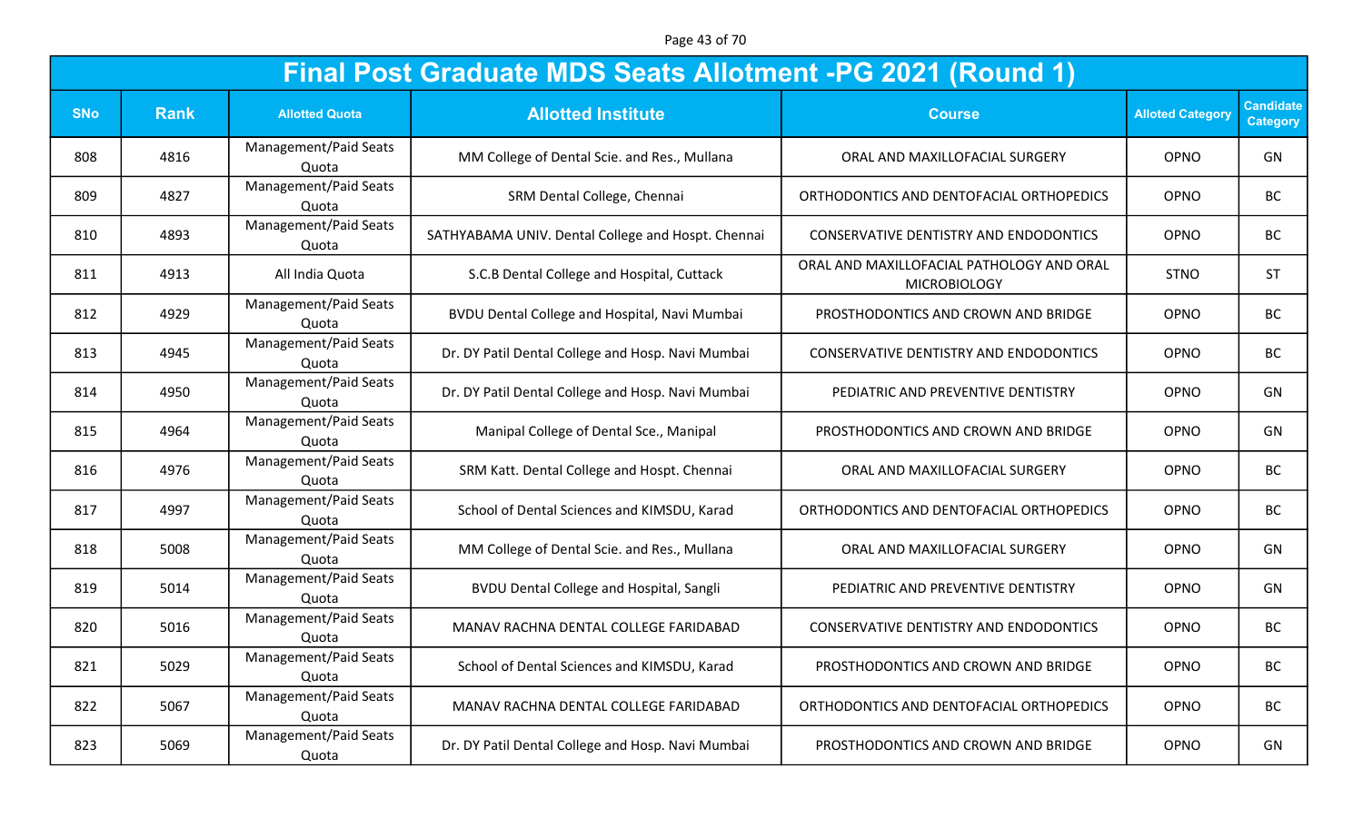# Final Post Graduate MDS Seats Allotment -PG 2021 (Round 1)

| SNo | Rank | Allotted Quota | Allotted Institute | Course | Alloted Category | Candidate Category |
|---|---|---|---|---|---|---|
| 808 | 4816 | Management/Paid Seats Quota | MM College of Dental Scie. and Res., Mullana | ORAL AND MAXILLOFACIAL SURGERY | OPNO | GN |
| 809 | 4827 | Management/Paid Seats Quota | SRM Dental College, Chennai | ORTHODONTICS AND DENTOFACIAL ORTHOPEDICS | OPNO | BC |
| 810 | 4893 | Management/Paid Seats Quota | SATHYABAMA UNIV. Dental College and Hospt. Chennai | CONSERVATIVE DENTISTRY AND ENDODONTICS | OPNO | BC |
| 811 | 4913 | All India Quota | S.C.B Dental College and Hospital, Cuttack | ORAL AND MAXILLOFACIAL PATHOLOGY AND ORAL MICROBIOLOGY | STNO | ST |
| 812 | 4929 | Management/Paid Seats Quota | BVDU Dental College and Hospital, Navi Mumbai | PROSTHODONTICS AND CROWN AND BRIDGE | OPNO | BC |
| 813 | 4945 | Management/Paid Seats Quota | Dr. DY Patil Dental College and Hosp. Navi Mumbai | CONSERVATIVE DENTISTRY AND ENDODONTICS | OPNO | BC |
| 814 | 4950 | Management/Paid Seats Quota | Dr. DY Patil Dental College and Hosp. Navi Mumbai | PEDIATRIC AND PREVENTIVE DENTISTRY | OPNO | GN |
| 815 | 4964 | Management/Paid Seats Quota | Manipal College of Dental Sce., Manipal | PROSTHODONTICS AND CROWN AND BRIDGE | OPNO | GN |
| 816 | 4976 | Management/Paid Seats Quota | SRM Katt. Dental College and Hospt. Chennai | ORAL AND MAXILLOFACIAL SURGERY | OPNO | BC |
| 817 | 4997 | Management/Paid Seats Quota | School of Dental Sciences and KIMSDU, Karad | ORTHODONTICS AND DENTOFACIAL ORTHOPEDICS | OPNO | BC |
| 818 | 5008 | Management/Paid Seats Quota | MM College of Dental Scie. and Res., Mullana | ORAL AND MAXILLOFACIAL SURGERY | OPNO | GN |
| 819 | 5014 | Management/Paid Seats Quota | BVDU Dental College and Hospital, Sangli | PEDIATRIC AND PREVENTIVE DENTISTRY | OPNO | GN |
| 820 | 5016 | Management/Paid Seats Quota | MANAV RACHNA DENTAL COLLEGE FARIDABAD | CONSERVATIVE DENTISTRY AND ENDODONTICS | OPNO | BC |
| 821 | 5029 | Management/Paid Seats Quota | School of Dental Sciences and KIMSDU, Karad | PROSTHODONTICS AND CROWN AND BRIDGE | OPNO | BC |
| 822 | 5067 | Management/Paid Seats Quota | MANAV RACHNA DENTAL COLLEGE FARIDABAD | ORTHODONTICS AND DENTOFACIAL ORTHOPEDICS | OPNO | BC |
| 823 | 5069 | Management/Paid Seats Quota | Dr. DY Patil Dental College and Hosp. Navi Mumbai | PROSTHODONTICS AND CROWN AND BRIDGE | OPNO | GN |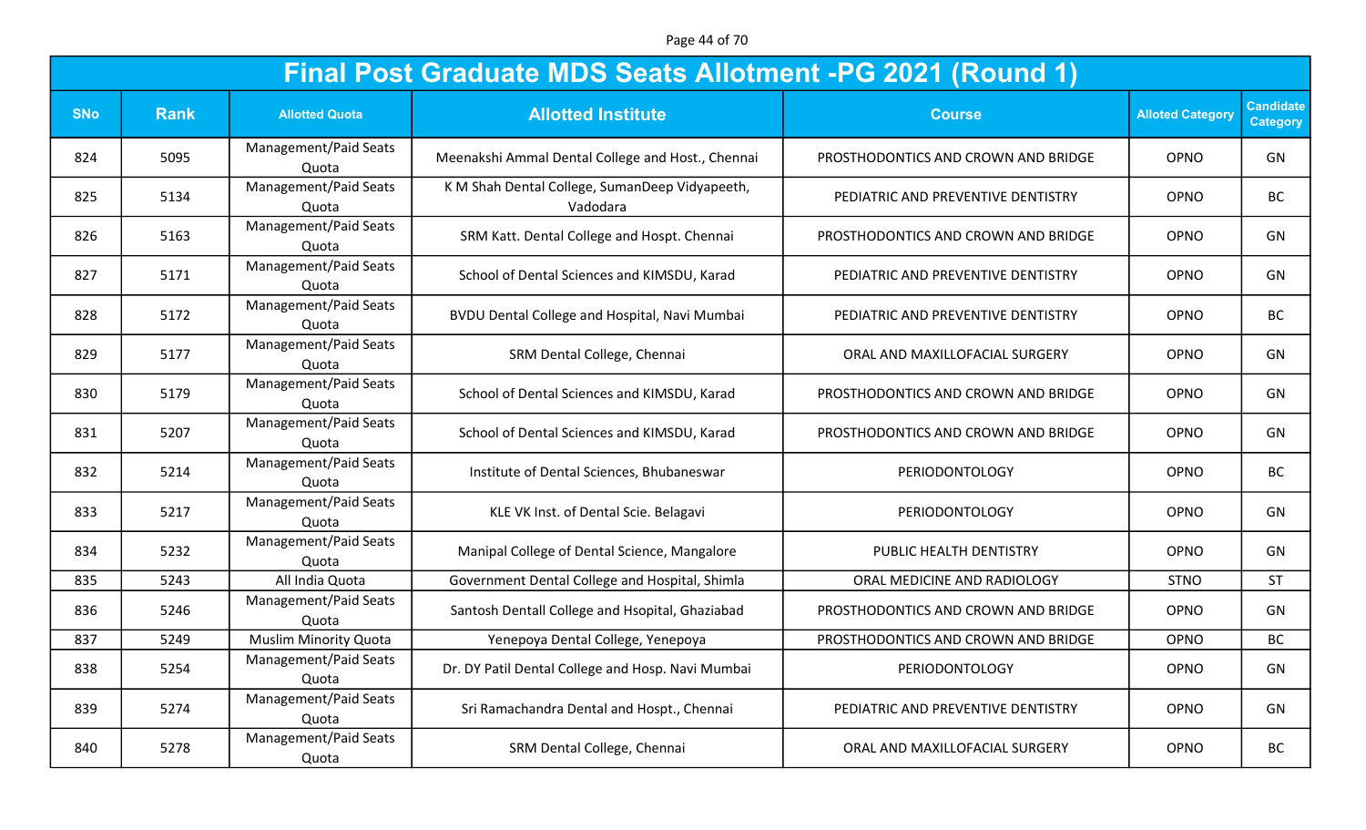# Final Post Graduate MDS Seats Allotment -PG 2021 (Round 1)

| SNo | Rank | Allotted Quota | Allotted Institute | Course | Alloted Category | Candidate Category |
|---|---|---|---|---|---|---|
| 824 | 5095 | Management/Paid Seats Quota | Meenakshi Ammal Dental College and Host., Chennai | PROSTHODONTICS AND CROWN AND BRIDGE | OPNO | GN |
| 825 | 5134 | Management/Paid Seats Quota | K M Shah Dental College, SumanDeep Vidyapeeth, Vadodara | PEDIATRIC AND PREVENTIVE DENTISTRY | OPNO | BC |
| 826 | 5163 | Management/Paid Seats Quota | SRM Katt. Dental College and Hospt. Chennai | PROSTHODONTICS AND CROWN AND BRIDGE | OPNO | GN |
| 827 | 5171 | Management/Paid Seats Quota | School of Dental Sciences and KIMSDU, Karad | PEDIATRIC AND PREVENTIVE DENTISTRY | OPNO | GN |
| 828 | 5172 | Management/Paid Seats Quota | BVDU Dental College and Hospital, Navi Mumbai | PEDIATRIC AND PREVENTIVE DENTISTRY | OPNO | BC |
| 829 | 5177 | Management/Paid Seats Quota | SRM Dental College, Chennai | ORAL AND MAXILLOFACIAL SURGERY | OPNO | GN |
| 830 | 5179 | Management/Paid Seats Quota | School of Dental Sciences and KIMSDU, Karad | PROSTHODONTICS AND CROWN AND BRIDGE | OPNO | GN |
| 831 | 5207 | Management/Paid Seats Quota | School of Dental Sciences and KIMSDU, Karad | PROSTHODONTICS AND CROWN AND BRIDGE | OPNO | GN |
| 832 | 5214 | Management/Paid Seats Quota | Institute of Dental Sciences, Bhubaneswar | PERIODONTOLOGY | OPNO | BC |
| 833 | 5217 | Management/Paid Seats Quota | KLE VK Inst. of Dental Scie. Belagavi | PERIODONTOLOGY | OPNO | GN |
| 834 | 5232 | Management/Paid Seats Quota | Manipal College of Dental Science, Mangalore | PUBLIC HEALTH DENTISTRY | OPNO | GN |
| 835 | 5243 | All India Quota | Government Dental College and Hospital, Shimla | ORAL MEDICINE AND RADIOLOGY | STNO | ST |
| 836 | 5246 | Management/Paid Seats Quota | Santosh Dentall College and Hsopital, Ghaziabad | PROSTHODONTICS AND CROWN AND BRIDGE | OPNO | GN |
| 837 | 5249 | Muslim Minority Quota | Yenepoya Dental College, Yenepoya | PROSTHODONTICS AND CROWN AND BRIDGE | OPNO | BC |
| 838 | 5254 | Management/Paid Seats Quota | Dr. DY Patil Dental College and Hosp. Navi Mumbai | PERIODONTOLOGY | OPNO | GN |
| 839 | 5274 | Management/Paid Seats Quota | Sri Ramachandra Dental and Hospt., Chennai | PEDIATRIC AND PREVENTIVE DENTISTRY | OPNO | GN |
| 840 | 5278 | Management/Paid Seats Quota | SRM Dental College, Chennai | ORAL AND MAXILLOFACIAL SURGERY | OPNO | BC |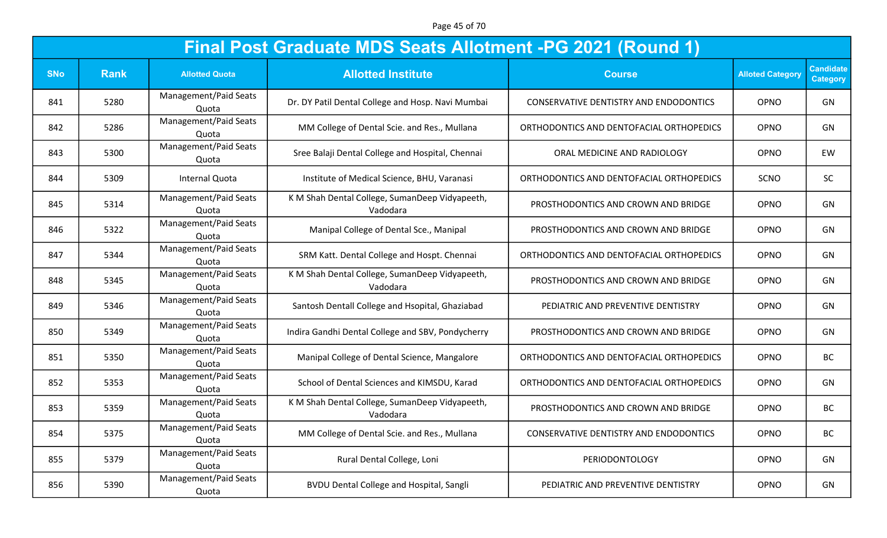# Final Post Graduate MDS Seats Allotment -PG 2021 (Round 1)

| SNo | Rank | Allotted Quota | Allotted Institute | Course | Alloted Category | Candidate Category |
|---|---|---|---|---|---|---|
| 841 | 5280 | Management/Paid Seats Quota | Dr. DY Patil Dental College and Hosp. Navi Mumbai | CONSERVATIVE DENTISTRY AND ENDODONTICS | OPNO | GN |
| 842 | 5286 | Management/Paid Seats Quota | MM College of Dental Scie. and Res., Mullana | ORTHODONTICS AND DENTOFACIAL ORTHOPEDICS | OPNO | GN |
| 843 | 5300 | Management/Paid Seats Quota | Sree Balaji Dental College and Hospital, Chennai | ORAL MEDICINE AND RADIOLOGY | OPNO | EW |
| 844 | 5309 | Internal Quota | Institute of Medical Science, BHU, Varanasi | ORTHODONTICS AND DENTOFACIAL ORTHOPEDICS | SCNO | SC |
| 845 | 5314 | Management/Paid Seats Quota | K M Shah Dental College, SumanDeep Vidyapeeth, Vadodara | PROSTHODONTICS AND CROWN AND BRIDGE | OPNO | GN |
| 846 | 5322 | Management/Paid Seats Quota | Manipal College of Dental Sce., Manipal | PROSTHODONTICS AND CROWN AND BRIDGE | OPNO | GN |
| 847 | 5344 | Management/Paid Seats Quota | SRM Katt. Dental College and Hospt. Chennai | ORTHODONTICS AND DENTOFACIAL ORTHOPEDICS | OPNO | GN |
| 848 | 5345 | Management/Paid Seats Quota | K M Shah Dental College, SumanDeep Vidyapeeth, Vadodara | PROSTHODONTICS AND CROWN AND BRIDGE | OPNO | GN |
| 849 | 5346 | Management/Paid Seats Quota | Santosh Dentall College and Hsopital, Ghaziabad | PEDIATRIC AND PREVENTIVE DENTISTRY | OPNO | GN |
| 850 | 5349 | Management/Paid Seats Quota | Indira Gandhi Dental College and SBV, Pondycherry | PROSTHODONTICS AND CROWN AND BRIDGE | OPNO | GN |
| 851 | 5350 | Management/Paid Seats Quota | Manipal College of Dental Science, Mangalore | ORTHODONTICS AND DENTOFACIAL ORTHOPEDICS | OPNO | BC |
| 852 | 5353 | Management/Paid Seats Quota | School of Dental Sciences and KIMSDU, Karad | ORTHODONTICS AND DENTOFACIAL ORTHOPEDICS | OPNO | GN |
| 853 | 5359 | Management/Paid Seats Quota | K M Shah Dental College, SumanDeep Vidyapeeth, Vadodara | PROSTHODONTICS AND CROWN AND BRIDGE | OPNO | BC |
| 854 | 5375 | Management/Paid Seats Quota | MM College of Dental Scie. and Res., Mullana | CONSERVATIVE DENTISTRY AND ENDODONTICS | OPNO | BC |
| 855 | 5379 | Management/Paid Seats Quota | Rural Dental College, Loni | PERIODONTOLOGY | OPNO | GN |
| 856 | 5390 | Management/Paid Seats Quota | BVDU Dental College and Hospital, Sangli | PEDIATRIC AND PREVENTIVE DENTISTRY | OPNO | GN |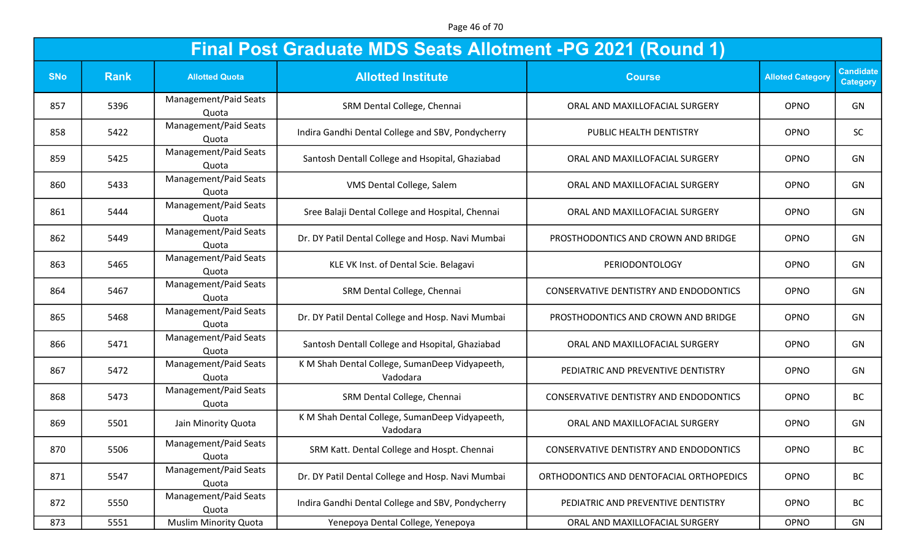# Final Post Graduate MDS Seats Allotment -PG 2021 (Round 1)

| SNo | Rank | Allotted Quota | Allotted Institute | Course | Alloted Category | Candidate Category |
|---|---|---|---|---|---|---|
| 857 | 5396 | Management/Paid Seats Quota | SRM Dental College, Chennai | ORAL AND MAXILLOFACIAL SURGERY | OPNO | GN |
| 858 | 5422 | Management/Paid Seats Quota | Indira Gandhi Dental College and SBV, Pondycherry | PUBLIC HEALTH DENTISTRY | OPNO | SC |
| 859 | 5425 | Management/Paid Seats Quota | Santosh Dentall College and Hsopital, Ghaziabad | ORAL AND MAXILLOFACIAL SURGERY | OPNO | GN |
| 860 | 5433 | Management/Paid Seats Quota | VMS Dental College, Salem | ORAL AND MAXILLOFACIAL SURGERY | OPNO | GN |
| 861 | 5444 | Management/Paid Seats Quota | Sree Balaji Dental College and Hospital, Chennai | ORAL AND MAXILLOFACIAL SURGERY | OPNO | GN |
| 862 | 5449 | Management/Paid Seats Quota | Dr. DY Patil Dental College and Hosp. Navi Mumbai | PROSTHODONTICS AND CROWN AND BRIDGE | OPNO | GN |
| 863 | 5465 | Management/Paid Seats Quota | KLE VK Inst. of Dental Scie. Belagavi | PERIODONTOLOGY | OPNO | GN |
| 864 | 5467 | Management/Paid Seats Quota | SRM Dental College, Chennai | CONSERVATIVE DENTISTRY AND ENDODONTICS | OPNO | GN |
| 865 | 5468 | Management/Paid Seats Quota | Dr. DY Patil Dental College and Hosp. Navi Mumbai | PROSTHODONTICS AND CROWN AND BRIDGE | OPNO | GN |
| 866 | 5471 | Management/Paid Seats Quota | Santosh Dentall College and Hsopital, Ghaziabad | ORAL AND MAXILLOFACIAL SURGERY | OPNO | GN |
| 867 | 5472 | Management/Paid Seats Quota | K M Shah Dental College, SumanDeep Vidyapeeth, Vadodara | PEDIATRIC AND PREVENTIVE DENTISTRY | OPNO | GN |
| 868 | 5473 | Management/Paid Seats Quota | SRM Dental College, Chennai | CONSERVATIVE DENTISTRY AND ENDODONTICS | OPNO | BC |
| 869 | 5501 | Jain Minority Quota | K M Shah Dental College, SumanDeep Vidyapeeth, Vadodara | ORAL AND MAXILLOFACIAL SURGERY | OPNO | GN |
| 870 | 5506 | Management/Paid Seats Quota | SRM Katt. Dental College and Hospt. Chennai | CONSERVATIVE DENTISTRY AND ENDODONTICS | OPNO | BC |
| 871 | 5547 | Management/Paid Seats Quota | Dr. DY Patil Dental College and Hosp. Navi Mumbai | ORTHODONTICS AND DENTOFACIAL ORTHOPEDICS | OPNO | BC |
| 872 | 5550 | Management/Paid Seats Quota | Indira Gandhi Dental College and SBV, Pondycherry | PEDIATRIC AND PREVENTIVE DENTISTRY | OPNO | BC |
| 873 | 5551 | Muslim Minority Quota | Yenepoya Dental College, Yenepoya | ORAL AND MAXILLOFACIAL SURGERY | OPNO | GN |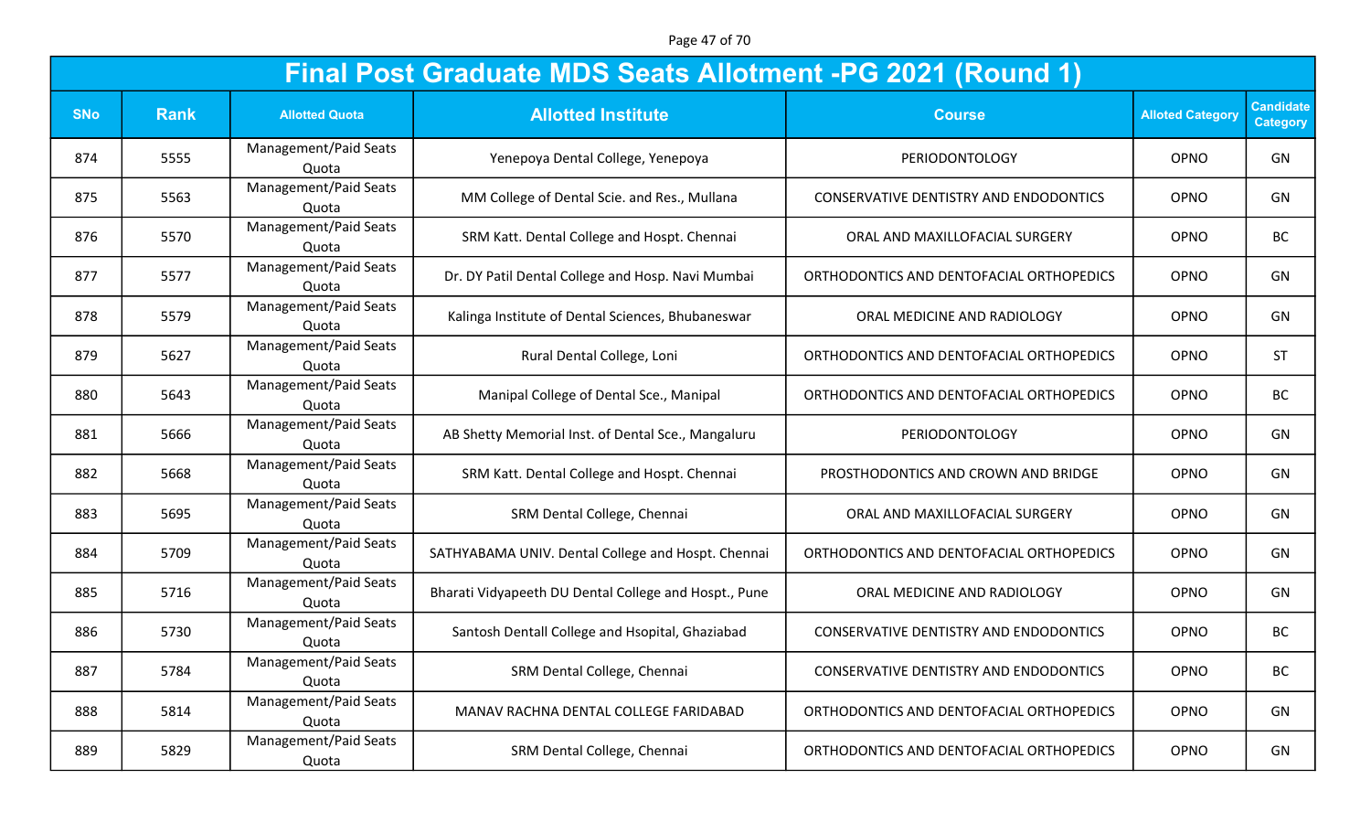# Final Post Graduate MDS Seats Allotment -PG 2021 (Round 1)

| SNo | Rank | Allotted Quota | Allotted Institute | Course | Alloted Category | Candidate Category |
|---|---|---|---|---|---|---|
| 874 | 5555 | Management/Paid Seats Quota | Yenepoya Dental College, Yenepoya | PERIODONTOLOGY | OPNO | GN |
| 875 | 5563 | Management/Paid Seats Quota | MM College of Dental Scie. and Res., Mullana | CONSERVATIVE DENTISTRY AND ENDODONTICS | OPNO | GN |
| 876 | 5570 | Management/Paid Seats Quota | SRM Katt. Dental College and Hospt. Chennai | ORAL AND MAXILLOFACIAL SURGERY | OPNO | BC |
| 877 | 5577 | Management/Paid Seats Quota | Dr. DY Patil Dental College and Hosp. Navi Mumbai | ORTHODONTICS AND DENTOFACIAL ORTHOPEDICS | OPNO | GN |
| 878 | 5579 | Management/Paid Seats Quota | Kalinga Institute of Dental Sciences, Bhubaneswar | ORAL MEDICINE AND RADIOLOGY | OPNO | GN |
| 879 | 5627 | Management/Paid Seats Quota | Rural Dental College, Loni | ORTHODONTICS AND DENTOFACIAL ORTHOPEDICS | OPNO | ST |
| 880 | 5643 | Management/Paid Seats Quota | Manipal College of Dental Sce., Manipal | ORTHODONTICS AND DENTOFACIAL ORTHOPEDICS | OPNO | BC |
| 881 | 5666 | Management/Paid Seats Quota | AB Shetty Memorial Inst. of Dental Sce., Mangaluru | PERIODONTOLOGY | OPNO | GN |
| 882 | 5668 | Management/Paid Seats Quota | SRM Katt. Dental College and Hospt. Chennai | PROSTHODONTICS AND CROWN AND BRIDGE | OPNO | GN |
| 883 | 5695 | Management/Paid Seats Quota | SRM Dental College, Chennai | ORAL AND MAXILLOFACIAL SURGERY | OPNO | GN |
| 884 | 5709 | Management/Paid Seats Quota | SATHYABAMA UNIV. Dental College and Hospt. Chennai | ORTHODONTICS AND DENTOFACIAL ORTHOPEDICS | OPNO | GN |
| 885 | 5716 | Management/Paid Seats Quota | Bharati Vidyapeeth DU Dental College and Hospt., Pune | ORAL MEDICINE AND RADIOLOGY | OPNO | GN |
| 886 | 5730 | Management/Paid Seats Quota | Santosh Dentall College and Hsopital, Ghaziabad | CONSERVATIVE DENTISTRY AND ENDODONTICS | OPNO | BC |
| 887 | 5784 | Management/Paid Seats Quota | SRM Dental College, Chennai | CONSERVATIVE DENTISTRY AND ENDODONTICS | OPNO | BC |
| 888 | 5814 | Management/Paid Seats Quota | MANAV RACHNA DENTAL COLLEGE FARIDABAD | ORTHODONTICS AND DENTOFACIAL ORTHOPEDICS | OPNO | GN |
| 889 | 5829 | Management/Paid Seats Quota | SRM Dental College, Chennai | ORTHODONTICS AND DENTOFACIAL ORTHOPEDICS | OPNO | GN |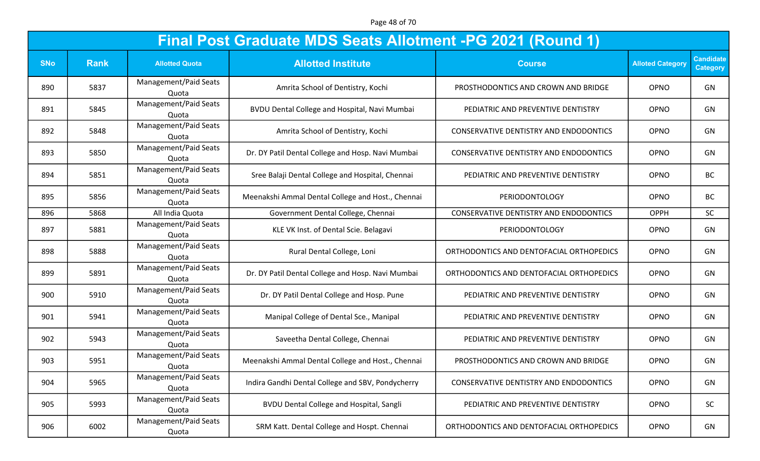# Final Post Graduate MDS Seats Allotment -PG 2021 (Round 1)

| SNo | Rank | Allotted Quota | Allotted Institute | Course | Alloted Category | Candidate Category |
|---|---|---|---|---|---|---|
| 890 | 5837 | Management/Paid Seats Quota | Amrita School of Dentistry, Kochi | PROSTHODONTICS AND CROWN AND BRIDGE | OPNO | GN |
| 891 | 5845 | Management/Paid Seats Quota | BVDU Dental College and Hospital, Navi Mumbai | PEDIATRIC AND PREVENTIVE DENTISTRY | OPNO | GN |
| 892 | 5848 | Management/Paid Seats Quota | Amrita School of Dentistry, Kochi | CONSERVATIVE DENTISTRY AND ENDODONTICS | OPNO | GN |
| 893 | 5850 | Management/Paid Seats Quota | Dr. DY Patil Dental College and Hosp. Navi Mumbai | CONSERVATIVE DENTISTRY AND ENDODONTICS | OPNO | GN |
| 894 | 5851 | Management/Paid Seats Quota | Sree Balaji Dental College and Hospital, Chennai | PEDIATRIC AND PREVENTIVE DENTISTRY | OPNO | BC |
| 895 | 5856 | Management/Paid Seats Quota | Meenakshi Ammal Dental College and Host., Chennai | PERIODONTOLOGY | OPNO | BC |
| 896 | 5868 | All India Quota | Government Dental College, Chennai | CONSERVATIVE DENTISTRY AND ENDODONTICS | OPPH | SC |
| 897 | 5881 | Management/Paid Seats Quota | KLE VK Inst. of Dental Scie. Belagavi | PERIODONTOLOGY | OPNO | GN |
| 898 | 5888 | Management/Paid Seats Quota | Rural Dental College, Loni | ORTHODONTICS AND DENTOFACIAL ORTHOPEDICS | OPNO | GN |
| 899 | 5891 | Management/Paid Seats Quota | Dr. DY Patil Dental College and Hosp. Navi Mumbai | ORTHODONTICS AND DENTOFACIAL ORTHOPEDICS | OPNO | GN |
| 900 | 5910 | Management/Paid Seats Quota | Dr. DY Patil Dental College and Hosp. Pune | PEDIATRIC AND PREVENTIVE DENTISTRY | OPNO | GN |
| 901 | 5941 | Management/Paid Seats Quota | Manipal College of Dental Sce., Manipal | PEDIATRIC AND PREVENTIVE DENTISTRY | OPNO | GN |
| 902 | 5943 | Management/Paid Seats Quota | Saveetha Dental College, Chennai | PEDIATRIC AND PREVENTIVE DENTISTRY | OPNO | GN |
| 903 | 5951 | Management/Paid Seats Quota | Meenakshi Ammal Dental College and Host., Chennai | PROSTHODONTICS AND CROWN AND BRIDGE | OPNO | GN |
| 904 | 5965 | Management/Paid Seats Quota | Indira Gandhi Dental College and SBV, Pondycherry | CONSERVATIVE DENTISTRY AND ENDODONTICS | OPNO | GN |
| 905 | 5993 | Management/Paid Seats Quota | BVDU Dental College and Hospital, Sangli | PEDIATRIC AND PREVENTIVE DENTISTRY | OPNO | SC |
| 906 | 6002 | Management/Paid Seats Quota | SRM Katt. Dental College and Hospt. Chennai | ORTHODONTICS AND DENTOFACIAL ORTHOPEDICS | OPNO | GN |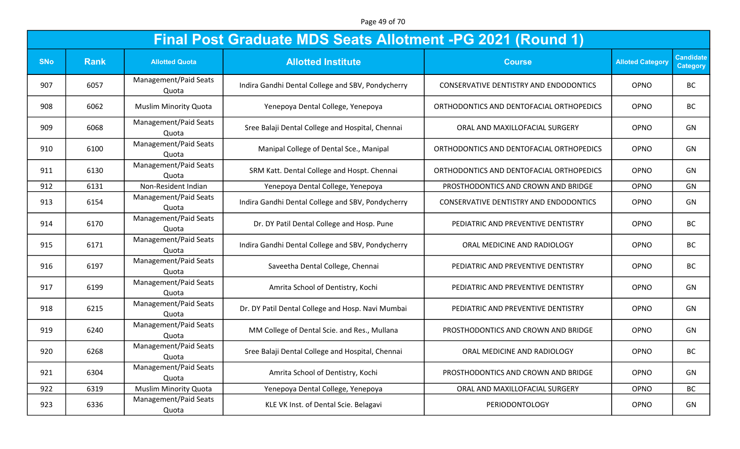# Final Post Graduate MDS Seats Allotment -PG 2021 (Round 1)

| SNo | Rank | Allotted Quota | Allotted Institute | Course | Alloted Category | Candidate Category |
|---|---|---|---|---|---|---|
| 907 | 6057 | Management/Paid Seats Quota | Indira Gandhi Dental College and SBV, Pondycherry | CONSERVATIVE DENTISTRY AND ENDODONTICS | OPNO | BC |
| 908 | 6062 | Muslim Minority Quota | Yenepoya Dental College, Yenepoya | ORTHODONTICS AND DENTOFACIAL ORTHOPEDICS | OPNO | BC |
| 909 | 6068 | Management/Paid Seats Quota | Sree Balaji Dental College and Hospital, Chennai | ORAL AND MAXILLOFACIAL SURGERY | OPNO | GN |
| 910 | 6100 | Management/Paid Seats Quota | Manipal College of Dental Sce., Manipal | ORTHODONTICS AND DENTOFACIAL ORTHOPEDICS | OPNO | GN |
| 911 | 6130 | Management/Paid Seats Quota | SRM Katt. Dental College and Hospt. Chennai | ORTHODONTICS AND DENTOFACIAL ORTHOPEDICS | OPNO | GN |
| 912 | 6131 | Non-Resident Indian | Yenepoya Dental College, Yenepoya | PROSTHODONTICS AND CROWN AND BRIDGE | OPNO | GN |
| 913 | 6154 | Management/Paid Seats Quota | Indira Gandhi Dental College and SBV, Pondycherry | CONSERVATIVE DENTISTRY AND ENDODONTICS | OPNO | GN |
| 914 | 6170 | Management/Paid Seats Quota | Dr. DY Patil Dental College and Hosp. Pune | PEDIATRIC AND PREVENTIVE DENTISTRY | OPNO | BC |
| 915 | 6171 | Management/Paid Seats Quota | Indira Gandhi Dental College and SBV, Pondycherry | ORAL MEDICINE AND RADIOLOGY | OPNO | BC |
| 916 | 6197 | Management/Paid Seats Quota | Saveetha Dental College, Chennai | PEDIATRIC AND PREVENTIVE DENTISTRY | OPNO | BC |
| 917 | 6199 | Management/Paid Seats Quota | Amrita School of Dentistry, Kochi | PEDIATRIC AND PREVENTIVE DENTISTRY | OPNO | GN |
| 918 | 6215 | Management/Paid Seats Quota | Dr. DY Patil Dental College and Hosp. Navi Mumbai | PEDIATRIC AND PREVENTIVE DENTISTRY | OPNO | GN |
| 919 | 6240 | Management/Paid Seats Quota | MM College of Dental Scie. and Res., Mullana | PROSTHODONTICS AND CROWN AND BRIDGE | OPNO | GN |
| 920 | 6268 | Management/Paid Seats Quota | Sree Balaji Dental College and Hospital, Chennai | ORAL MEDICINE AND RADIOLOGY | OPNO | BC |
| 921 | 6304 | Management/Paid Seats Quota | Amrita School of Dentistry, Kochi | PROSTHODONTICS AND CROWN AND BRIDGE | OPNO | GN |
| 922 | 6319 | Muslim Minority Quota | Yenepoya Dental College, Yenepoya | ORAL AND MAXILLOFACIAL SURGERY | OPNO | BC |
| 923 | 6336 | Management/Paid Seats Quota | KLE VK Inst. of Dental Scie. Belagavi | PERIODONTOLOGY | OPNO | GN |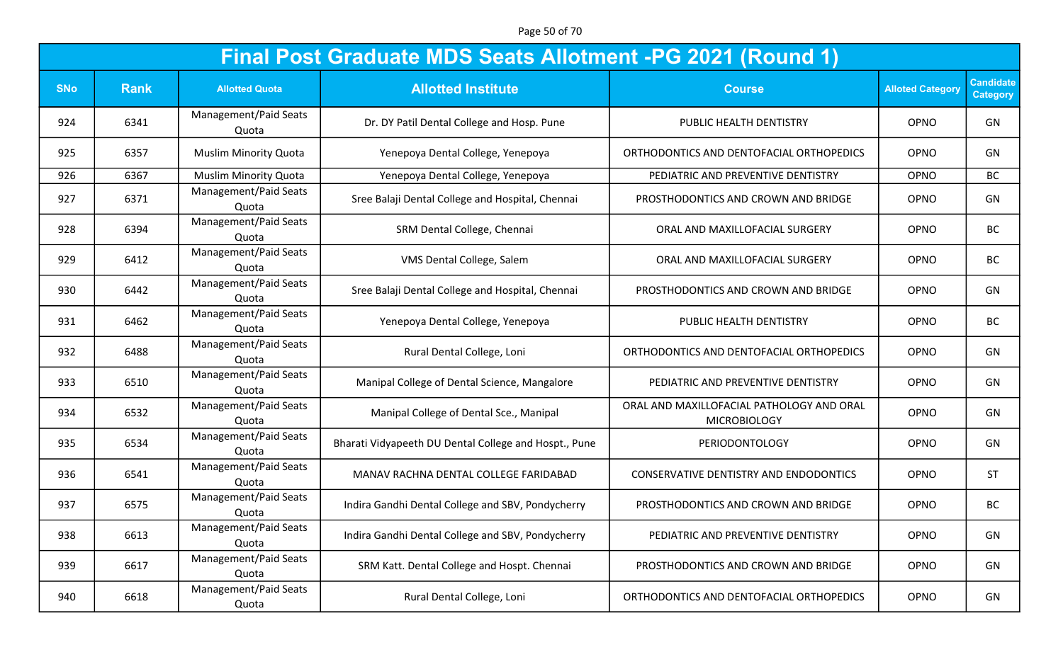# Final Post Graduate MDS Seats Allotment -PG 2021 (Round 1)

| SNo | Rank | Allotted Quota | Allotted Institute | Course | Alloted Category | Candidate Category |
|---|---|---|---|---|---|---|
| 924 | 6341 | Management/Paid Seats Quota | Dr. DY Patil Dental College and Hosp. Pune | PUBLIC HEALTH DENTISTRY | OPNO | GN |
| 925 | 6357 | Muslim Minority Quota | Yenepoya Dental College, Yenepoya | ORTHODONTICS AND DENTOFACIAL ORTHOPEDICS | OPNO | GN |
| 926 | 6367 | Muslim Minority Quota | Yenepoya Dental College, Yenepoya | PEDIATRIC AND PREVENTIVE DENTISTRY | OPNO | BC |
| 927 | 6371 | Management/Paid Seats Quota | Sree Balaji Dental College and Hospital, Chennai | PROSTHODONTICS AND CROWN AND BRIDGE | OPNO | GN |
| 928 | 6394 | Management/Paid Seats Quota | SRM Dental College, Chennai | ORAL AND MAXILLOFACIAL SURGERY | OPNO | BC |
| 929 | 6412 | Management/Paid Seats Quota | VMS Dental College, Salem | ORAL AND MAXILLOFACIAL SURGERY | OPNO | BC |
| 930 | 6442 | Management/Paid Seats Quota | Sree Balaji Dental College and Hospital, Chennai | PROSTHODONTICS AND CROWN AND BRIDGE | OPNO | GN |
| 931 | 6462 | Management/Paid Seats Quota | Yenepoya Dental College, Yenepoya | PUBLIC HEALTH DENTISTRY | OPNO | BC |
| 932 | 6488 | Management/Paid Seats Quota | Rural Dental College, Loni | ORTHODONTICS AND DENTOFACIAL ORTHOPEDICS | OPNO | GN |
| 933 | 6510 | Management/Paid Seats Quota | Manipal College of Dental Science, Mangalore | PEDIATRIC AND PREVENTIVE DENTISTRY | OPNO | GN |
| 934 | 6532 | Management/Paid Seats Quota | Manipal College of Dental Sce., Manipal | ORAL AND MAXILLOFACIAL PATHOLOGY AND ORAL MICROBIOLOGY | OPNO | GN |
| 935 | 6534 | Management/Paid Seats Quota | Bharati Vidyapeeth DU Dental College and Hospt., Pune | PERIODONTOLOGY | OPNO | GN |
| 936 | 6541 | Management/Paid Seats Quota | MANAV RACHNA DENTAL COLLEGE FARIDABAD | CONSERVATIVE DENTISTRY AND ENDODONTICS | OPNO | ST |
| 937 | 6575 | Management/Paid Seats Quota | Indira Gandhi Dental College and SBV, Pondycherry | PROSTHODONTICS AND CROWN AND BRIDGE | OPNO | BC |
| 938 | 6613 | Management/Paid Seats Quota | Indira Gandhi Dental College and SBV, Pondycherry | PEDIATRIC AND PREVENTIVE DENTISTRY | OPNO | GN |
| 939 | 6617 | Management/Paid Seats Quota | SRM Katt. Dental College and Hospt. Chennai | PROSTHODONTICS AND CROWN AND BRIDGE | OPNO | GN |
| 940 | 6618 | Management/Paid Seats Quota | Rural Dental College, Loni | ORTHODONTICS AND DENTOFACIAL ORTHOPEDICS | OPNO | GN |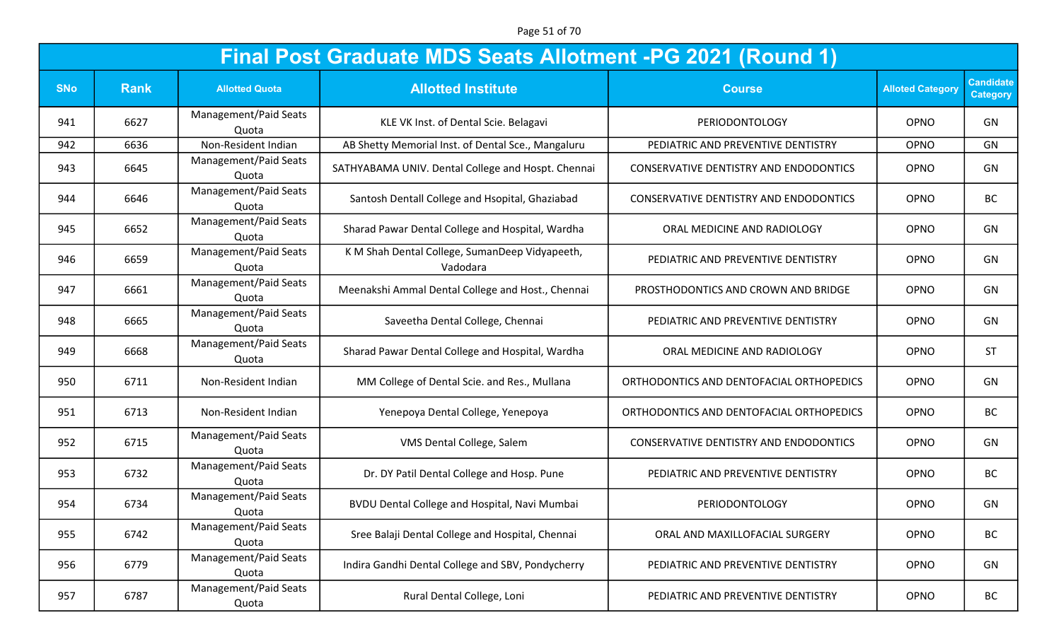# Final Post Graduate MDS Seats Allotment -PG 2021 (Round 1)

| SNo | Rank | Allotted Quota | Allotted Institute | Course | Alloted Category | Candidate Category |
|---|---|---|---|---|---|---|
| 941 | 6627 | Management/Paid Seats Quota | KLE VK Inst. of Dental Scie. Belagavi | PERIODONTOLOGY | OPNO | GN |
| 942 | 6636 | Non-Resident Indian | AB Shetty Memorial Inst. of Dental Sce., Mangaluru | PEDIATRIC AND PREVENTIVE DENTISTRY | OPNO | GN |
| 943 | 6645 | Management/Paid Seats Quota | SATHYABAMA UNIV. Dental College and Hospt. Chennai | CONSERVATIVE DENTISTRY AND ENDODONTICS | OPNO | GN |
| 944 | 6646 | Management/Paid Seats Quota | Santosh Dentall College and Hsopital, Ghaziabad | CONSERVATIVE DENTISTRY AND ENDODONTICS | OPNO | BC |
| 945 | 6652 | Management/Paid Seats Quota | Sharad Pawar Dental College and Hospital, Wardha | ORAL MEDICINE AND RADIOLOGY | OPNO | GN |
| 946 | 6659 | Management/Paid Seats Quota | K M Shah Dental College, SumanDeep Vidyapeeth, Vadodara | PEDIATRIC AND PREVENTIVE DENTISTRY | OPNO | GN |
| 947 | 6661 | Management/Paid Seats Quota | Meenakshi Ammal Dental College and Host., Chennai | PROSTHODONTICS AND CROWN AND BRIDGE | OPNO | GN |
| 948 | 6665 | Management/Paid Seats Quota | Saveetha Dental College, Chennai | PEDIATRIC AND PREVENTIVE DENTISTRY | OPNO | GN |
| 949 | 6668 | Management/Paid Seats Quota | Sharad Pawar Dental College and Hospital, Wardha | ORAL MEDICINE AND RADIOLOGY | OPNO | ST |
| 950 | 6711 | Non-Resident Indian | MM College of Dental Scie. and Res., Mullana | ORTHODONTICS AND DENTOFACIAL ORTHOPEDICS | OPNO | GN |
| 951 | 6713 | Non-Resident Indian | Yenepoya Dental College, Yenepoya | ORTHODONTICS AND DENTOFACIAL ORTHOPEDICS | OPNO | BC |
| 952 | 6715 | Management/Paid Seats Quota | VMS Dental College, Salem | CONSERVATIVE DENTISTRY AND ENDODONTICS | OPNO | GN |
| 953 | 6732 | Management/Paid Seats Quota | Dr. DY Patil Dental College and Hosp. Pune | PEDIATRIC AND PREVENTIVE DENTISTRY | OPNO | BC |
| 954 | 6734 | Management/Paid Seats Quota | BVDU Dental College and Hospital, Navi Mumbai | PERIODONTOLOGY | OPNO | GN |
| 955 | 6742 | Management/Paid Seats Quota | Sree Balaji Dental College and Hospital, Chennai | ORAL AND MAXILLOFACIAL SURGERY | OPNO | BC |
| 956 | 6779 | Management/Paid Seats Quota | Indira Gandhi Dental College and SBV, Pondycherry | PEDIATRIC AND PREVENTIVE DENTISTRY | OPNO | GN |
| 957 | 6787 | Management/Paid Seats Quota | Rural Dental College, Loni | PEDIATRIC AND PREVENTIVE DENTISTRY | OPNO | BC |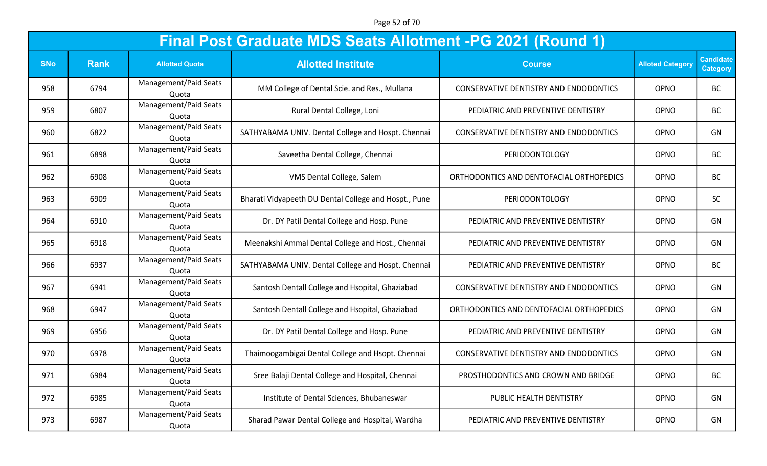# Final Post Graduate MDS Seats Allotment -PG 2021 (Round 1)

| SNo | Rank | Allotted Quota | Allotted Institute | Course | Alloted Category | Candidate Category |
|---|---|---|---|---|---|---|
| 958 | 6794 | Management/Paid Seats Quota | MM College of Dental Scie. and Res., Mullana | CONSERVATIVE DENTISTRY AND ENDODONTICS | OPNO | BC |
| 959 | 6807 | Management/Paid Seats Quota | Rural Dental College, Loni | PEDIATRIC AND PREVENTIVE DENTISTRY | OPNO | BC |
| 960 | 6822 | Management/Paid Seats Quota | SATHYABAMA UNIV. Dental College and Hospt. Chennai | CONSERVATIVE DENTISTRY AND ENDODONTICS | OPNO | GN |
| 961 | 6898 | Management/Paid Seats Quota | Saveetha Dental College, Chennai | PERIODONTOLOGY | OPNO | BC |
| 962 | 6908 | Management/Paid Seats Quota | VMS Dental College, Salem | ORTHODONTICS AND DENTOFACIAL ORTHOPEDICS | OPNO | BC |
| 963 | 6909 | Management/Paid Seats Quota | Bharati Vidyapeeth DU Dental College and Hospt., Pune | PERIODONTOLOGY | OPNO | SC |
| 964 | 6910 | Management/Paid Seats Quota | Dr. DY Patil Dental College and Hosp. Pune | PEDIATRIC AND PREVENTIVE DENTISTRY | OPNO | GN |
| 965 | 6918 | Management/Paid Seats Quota | Meenakshi Ammal Dental College and Host., Chennai | PEDIATRIC AND PREVENTIVE DENTISTRY | OPNO | GN |
| 966 | 6937 | Management/Paid Seats Quota | SATHYABAMA UNIV. Dental College and Hospt. Chennai | PEDIATRIC AND PREVENTIVE DENTISTRY | OPNO | BC |
| 967 | 6941 | Management/Paid Seats Quota | Santosh Dentall College and Hsopital, Ghaziabad | CONSERVATIVE DENTISTRY AND ENDODONTICS | OPNO | GN |
| 968 | 6947 | Management/Paid Seats Quota | Santosh Dentall College and Hsopital, Ghaziabad | ORTHODONTICS AND DENTOFACIAL ORTHOPEDICS | OPNO | GN |
| 969 | 6956 | Management/Paid Seats Quota | Dr. DY Patil Dental College and Hosp. Pune | PEDIATRIC AND PREVENTIVE DENTISTRY | OPNO | GN |
| 970 | 6978 | Management/Paid Seats Quota | Thaimoogambigai Dental College and Hsopt. Chennai | CONSERVATIVE DENTISTRY AND ENDODONTICS | OPNO | GN |
| 971 | 6984 | Management/Paid Seats Quota | Sree Balaji Dental College and Hospital, Chennai | PROSTHODONTICS AND CROWN AND BRIDGE | OPNO | BC |
| 972 | 6985 | Management/Paid Seats Quota | Institute of Dental Sciences, Bhubaneswar | PUBLIC HEALTH DENTISTRY | OPNO | GN |
| 973 | 6987 | Management/Paid Seats Quota | Sharad Pawar Dental College and Hospital, Wardha | PEDIATRIC AND PREVENTIVE DENTISTRY | OPNO | GN |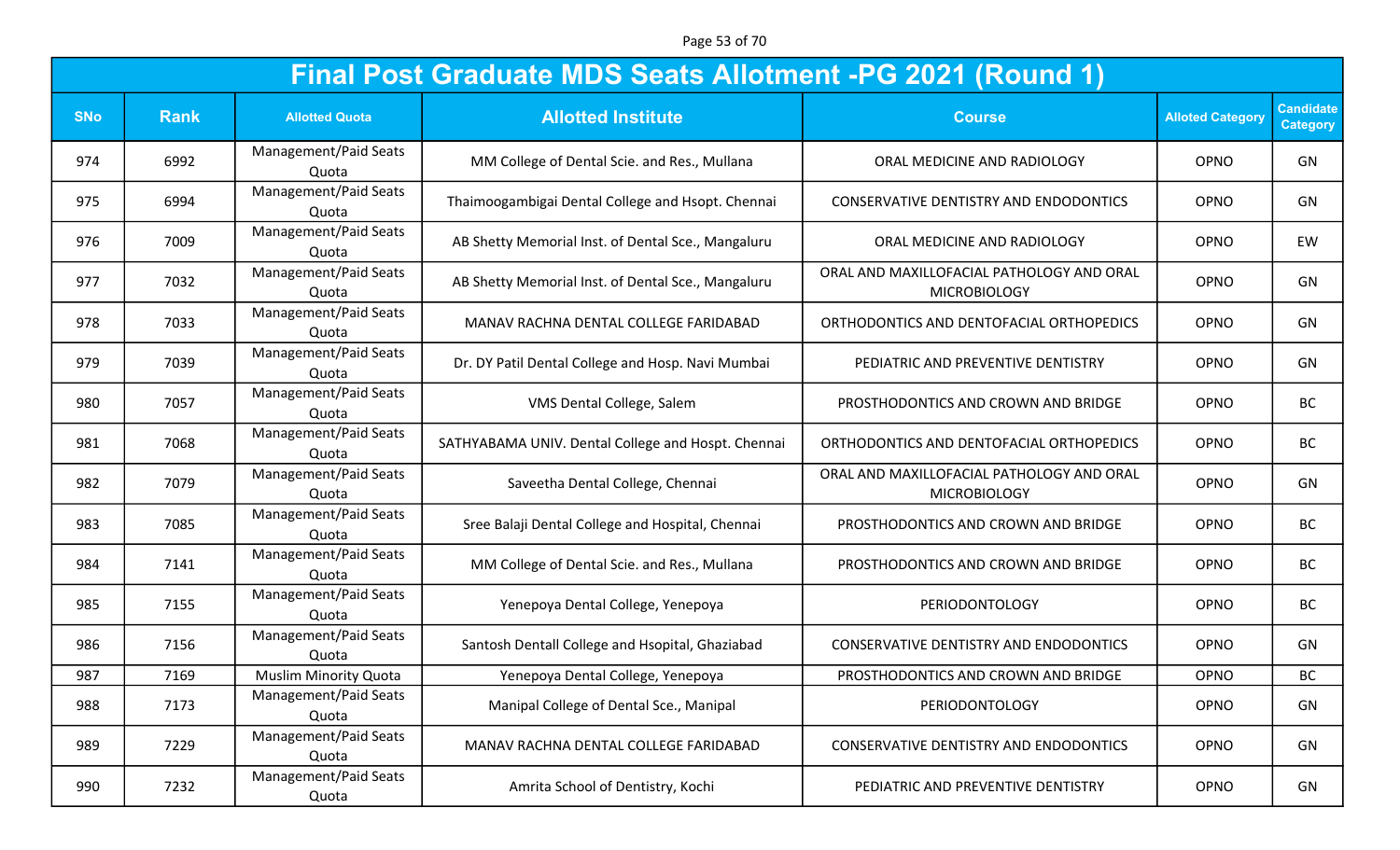# Final Post Graduate MDS Seats Allotment -PG 2021 (Round 1)

| SNo | Rank | Allotted Quota | Allotted Institute | Course | Alloted Category | Candidate Category |
|---|---|---|---|---|---|---|
| 974 | 6992 | Management/Paid Seats Quota | MM College of Dental Scie. and Res., Mullana | ORAL MEDICINE AND RADIOLOGY | OPNO | GN |
| 975 | 6994 | Management/Paid Seats Quota | Thaimoogambigai Dental College and Hsopt. Chennai | CONSERVATIVE DENTISTRY AND ENDODONTICS | OPNO | GN |
| 976 | 7009 | Management/Paid Seats Quota | AB Shetty Memorial Inst. of Dental Sce., Mangaluru | ORAL MEDICINE AND RADIOLOGY | OPNO | EW |
| 977 | 7032 | Management/Paid Seats Quota | AB Shetty Memorial Inst. of Dental Sce., Mangaluru | ORAL AND MAXILLOFACIAL PATHOLOGY AND ORAL MICROBIOLOGY | OPNO | GN |
| 978 | 7033 | Management/Paid Seats Quota | MANAV RACHNA DENTAL COLLEGE FARIDABAD | ORTHODONTICS AND DENTOFACIAL ORTHOPEDICS | OPNO | GN |
| 979 | 7039 | Management/Paid Seats Quota | Dr. DY Patil Dental College and Hosp. Navi Mumbai | PEDIATRIC AND PREVENTIVE DENTISTRY | OPNO | GN |
| 980 | 7057 | Management/Paid Seats Quota | VMS Dental College, Salem | PROSTHODONTICS AND CROWN AND BRIDGE | OPNO | BC |
| 981 | 7068 | Management/Paid Seats Quota | SATHYABAMA UNIV. Dental College and Hospt. Chennai | ORTHODONTICS AND DENTOFACIAL ORTHOPEDICS | OPNO | BC |
| 982 | 7079 | Management/Paid Seats Quota | Saveetha Dental College, Chennai | ORAL AND MAXILLOFACIAL PATHOLOGY AND ORAL MICROBIOLOGY | OPNO | GN |
| 983 | 7085 | Management/Paid Seats Quota | Sree Balaji Dental College and Hospital, Chennai | PROSTHODONTICS AND CROWN AND BRIDGE | OPNO | BC |
| 984 | 7141 | Management/Paid Seats Quota | MM College of Dental Scie. and Res., Mullana | PROSTHODONTICS AND CROWN AND BRIDGE | OPNO | BC |
| 985 | 7155 | Management/Paid Seats Quota | Yenepoya Dental College, Yenepoya | PERIODONTOLOGY | OPNO | BC |
| 986 | 7156 | Management/Paid Seats Quota | Santosh Dentall College and Hsopital, Ghaziabad | CONSERVATIVE DENTISTRY AND ENDODONTICS | OPNO | GN |
| 987 | 7169 | Muslim Minority Quota | Yenepoya Dental College, Yenepoya | PROSTHODONTICS AND CROWN AND BRIDGE | OPNO | BC |
| 988 | 7173 | Management/Paid Seats Quota | Manipal College of Dental Sce., Manipal | PERIODONTOLOGY | OPNO | GN |
| 989 | 7229 | Management/Paid Seats Quota | MANAV RACHNA DENTAL COLLEGE FARIDABAD | CONSERVATIVE DENTISTRY AND ENDODONTICS | OPNO | GN |
| 990 | 7232 | Management/Paid Seats Quota | Amrita School of Dentistry, Kochi | PEDIATRIC AND PREVENTIVE DENTISTRY | OPNO | GN |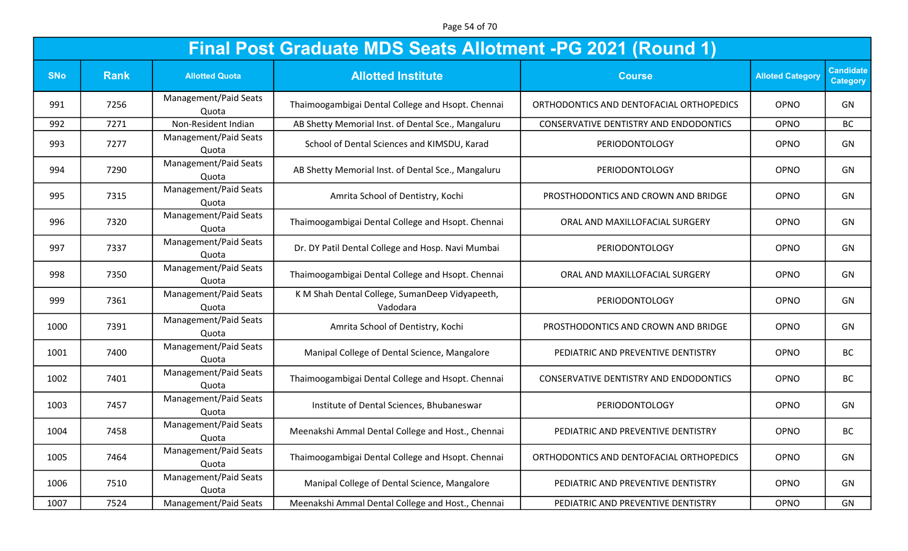# Final Post Graduate MDS Seats Allotment -PG 2021 (Round 1)

| SNo | Rank | Allotted Quota | Allotted Institute | Course | Alloted Category | Candidate Category |
|---|---|---|---|---|---|---|
| 991 | 7256 | Management/Paid Seats Quota | Thaimoogambigai Dental College and Hsopt. Chennai | ORTHODONTICS AND DENTOFACIAL ORTHOPEDICS | OPNO | GN |
| 992 | 7271 | Non-Resident Indian | AB Shetty Memorial Inst. of Dental Sce., Mangaluru | CONSERVATIVE DENTISTRY AND ENDODONTICS | OPNO | BC |
| 993 | 7277 | Management/Paid Seats Quota | School of Dental Sciences and KIMSDU, Karad | PERIODONTOLOGY | OPNO | GN |
| 994 | 7290 | Management/Paid Seats Quota | AB Shetty Memorial Inst. of Dental Sce., Mangaluru | PERIODONTOLOGY | OPNO | GN |
| 995 | 7315 | Management/Paid Seats Quota | Amrita School of Dentistry, Kochi | PROSTHODONTICS AND CROWN AND BRIDGE | OPNO | GN |
| 996 | 7320 | Management/Paid Seats Quota | Thaimoogambigai Dental College and Hsopt. Chennai | ORAL AND MAXILLOFACIAL SURGERY | OPNO | GN |
| 997 | 7337 | Management/Paid Seats Quota | Dr. DY Patil Dental College and Hosp. Navi Mumbai | PERIODONTOLOGY | OPNO | GN |
| 998 | 7350 | Management/Paid Seats Quota | Thaimoogambigai Dental College and Hsopt. Chennai | ORAL AND MAXILLOFACIAL SURGERY | OPNO | GN |
| 999 | 7361 | Management/Paid Seats Quota | K M Shah Dental College, SumanDeep Vidyapeeth, Vadodara | PERIODONTOLOGY | OPNO | GN |
| 1000 | 7391 | Management/Paid Seats Quota | Amrita School of Dentistry, Kochi | PROSTHODONTICS AND CROWN AND BRIDGE | OPNO | GN |
| 1001 | 7400 | Management/Paid Seats Quota | Manipal College of Dental Science, Mangalore | PEDIATRIC AND PREVENTIVE DENTISTRY | OPNO | BC |
| 1002 | 7401 | Management/Paid Seats Quota | Thaimoogambigai Dental College and Hsopt. Chennai | CONSERVATIVE DENTISTRY AND ENDODONTICS | OPNO | BC |
| 1003 | 7457 | Management/Paid Seats Quota | Institute of Dental Sciences, Bhubaneswar | PERIODONTOLOGY | OPNO | GN |
| 1004 | 7458 | Management/Paid Seats Quota | Meenakshi Ammal Dental College and Host., Chennai | PEDIATRIC AND PREVENTIVE DENTISTRY | OPNO | BC |
| 1005 | 7464 | Management/Paid Seats Quota | Thaimoogambigai Dental College and Hsopt. Chennai | ORTHODONTICS AND DENTOFACIAL ORTHOPEDICS | OPNO | GN |
| 1006 | 7510 | Management/Paid Seats Quota | Manipal College of Dental Science, Mangalore | PEDIATRIC AND PREVENTIVE DENTISTRY | OPNO | GN |
| 1007 | 7524 | Management/Paid Seats | Meenakshi Ammal Dental College and Host., Chennai | PEDIATRIC AND PREVENTIVE DENTISTRY | OPNO | GN |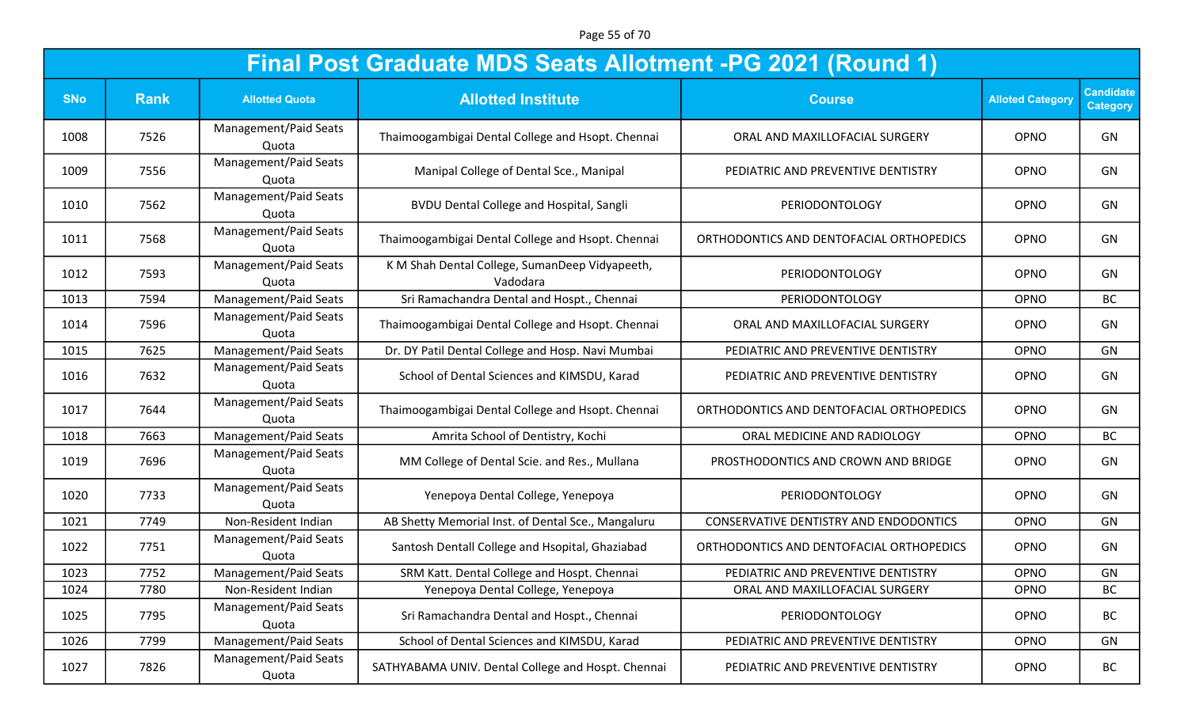# Final Post Graduate MDS Seats Allotment -PG 2021 (Round 1)

| SNo | Rank | Allotted Quota | Allotted Institute | Course | Alloted Category | Candidate Category |
|---|---|---|---|---|---|---|
| 1008 | 7526 | Management/Paid Seats Quota | Thaimoogambigai Dental College and Hsopt. Chennai | ORAL AND MAXILLOFACIAL SURGERY | OPNO | GN |
| 1009 | 7556 | Management/Paid Seats Quota | Manipal College of Dental Sce., Manipal | PEDIATRIC AND PREVENTIVE DENTISTRY | OPNO | GN |
| 1010 | 7562 | Management/Paid Seats Quota | BVDU Dental College and Hospital, Sangli | PERIODONTOLOGY | OPNO | GN |
| 1011 | 7568 | Management/Paid Seats Quota | Thaimoogambigai Dental College and Hsopt. Chennai | ORTHODONTICS AND DENTOFACIAL ORTHOPEDICS | OPNO | GN |
| 1012 | 7593 | Management/Paid Seats Quota | K M Shah Dental College, SumanDeep Vidyapeeth, Vadodara | PERIODONTOLOGY | OPNO | GN |
| 1013 | 7594 | Management/Paid Seats | Sri Ramachandra Dental and Hospt., Chennai | PERIODONTOLOGY | OPNO | BC |
| 1014 | 7596 | Management/Paid Seats Quota | Thaimoogambigai Dental College and Hsopt. Chennai | ORAL AND MAXILLOFACIAL SURGERY | OPNO | GN |
| 1015 | 7625 | Management/Paid Seats | Dr. DY Patil Dental College and Hosp. Navi Mumbai | PEDIATRIC AND PREVENTIVE DENTISTRY | OPNO | GN |
| 1016 | 7632 | Management/Paid Seats Quota | School of Dental Sciences and KIMSDU, Karad | PEDIATRIC AND PREVENTIVE DENTISTRY | OPNO | GN |
| 1017 | 7644 | Management/Paid Seats Quota | Thaimoogambigai Dental College and Hsopt. Chennai | ORTHODONTICS AND DENTOFACIAL ORTHOPEDICS | OPNO | GN |
| 1018 | 7663 | Management/Paid Seats | Amrita School of Dentistry, Kochi | ORAL MEDICINE AND RADIOLOGY | OPNO | BC |
| 1019 | 7696 | Management/Paid Seats Quota | MM College of Dental Scie. and Res., Mullana | PROSTHODONTICS AND CROWN AND BRIDGE | OPNO | GN |
| 1020 | 7733 | Management/Paid Seats Quota | Yenepoya Dental College, Yenepoya | PERIODONTOLOGY | OPNO | GN |
| 1021 | 7749 | Non-Resident Indian | AB Shetty Memorial Inst. of Dental Sce., Mangaluru | CONSERVATIVE DENTISTRY AND ENDODONTICS | OPNO | GN |
| 1022 | 7751 | Management/Paid Seats Quota | Santosh Dentall College and Hsopital, Ghaziabad | ORTHODONTICS AND DENTOFACIAL ORTHOPEDICS | OPNO | GN |
| 1023 | 7752 | Management/Paid Seats | SRM Katt. Dental College and Hospt. Chennai | PEDIATRIC AND PREVENTIVE DENTISTRY | OPNO | GN |
| 1024 | 7780 | Non-Resident Indian | Yenepoya Dental College, Yenepoya | ORAL AND MAXILLOFACIAL SURGERY | OPNO | BC |
| 1025 | 7795 | Management/Paid Seats Quota | Sri Ramachandra Dental and Hospt., Chennai | PERIODONTOLOGY | OPNO | BC |
| 1026 | 7799 | Management/Paid Seats | School of Dental Sciences and KIMSDU, Karad | PEDIATRIC AND PREVENTIVE DENTISTRY | OPNO | GN |
| 1027 | 7826 | Management/Paid Seats Quota | SATHYABAMA UNIV. Dental College and Hospt. Chennai | PEDIATRIC AND PREVENTIVE DENTISTRY | OPNO | BC |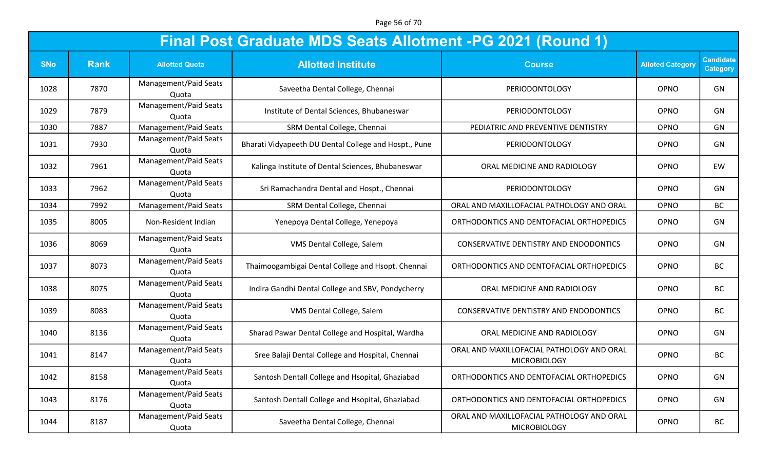# Final Post Graduate MDS Seats Allotment -PG 2021 (Round 1)

| SNo | Rank | Allotted Quota | Allotted Institute | Course | Alloted Category | Candidate Category |
|---|---|---|---|---|---|---|
| 1028 | 7870 | Management/Paid Seats Quota | Saveetha Dental College, Chennai | PERIODONTOLOGY | OPNO | GN |
| 1029 | 7879 | Management/Paid Seats Quota | Institute of Dental Sciences, Bhubaneswar | PERIODONTOLOGY | OPNO | GN |
| 1030 | 7887 | Management/Paid Seats | SRM Dental College, Chennai | PEDIATRIC AND PREVENTIVE DENTISTRY | OPNO | GN |
| 1031 | 7930 | Management/Paid Seats Quota | Bharati Vidyapeeth DU Dental College and Hospt., Pune | PERIODONTOLOGY | OPNO | GN |
| 1032 | 7961 | Management/Paid Seats Quota | Kalinga Institute of Dental Sciences, Bhubaneswar | ORAL MEDICINE AND RADIOLOGY | OPNO | EW |
| 1033 | 7962 | Management/Paid Seats Quota | Sri Ramachandra Dental and Hospt., Chennai | PERIODONTOLOGY | OPNO | GN |
| 1034 | 7992 | Management/Paid Seats | SRM Dental College, Chennai | ORAL AND MAXILLOFACIAL PATHOLOGY AND ORAL | OPNO | BC |
| 1035 | 8005 | Non-Resident Indian | Yenepoya Dental College, Yenepoya | ORTHODONTICS AND DENTOFACIAL ORTHOPEDICS | OPNO | GN |
| 1036 | 8069 | Management/Paid Seats Quota | VMS Dental College, Salem | CONSERVATIVE DENTISTRY AND ENDODONTICS | OPNO | GN |
| 1037 | 8073 | Management/Paid Seats Quota | Thaimoogambigai Dental College and Hsopt. Chennai | ORTHODONTICS AND DENTOFACIAL ORTHOPEDICS | OPNO | BC |
| 1038 | 8075 | Management/Paid Seats Quota | Indira Gandhi Dental College and SBV, Pondycherry | ORAL MEDICINE AND RADIOLOGY | OPNO | BC |
| 1039 | 8083 | Management/Paid Seats Quota | VMS Dental College, Salem | CONSERVATIVE DENTISTRY AND ENDODONTICS | OPNO | BC |
| 1040 | 8136 | Management/Paid Seats Quota | Sharad Pawar Dental College and Hospital, Wardha | ORAL MEDICINE AND RADIOLOGY | OPNO | GN |
| 1041 | 8147 | Management/Paid Seats Quota | Sree Balaji Dental College and Hospital, Chennai | ORAL AND MAXILLOFACIAL PATHOLOGY AND ORAL MICROBIOLOGY | OPNO | BC |
| 1042 | 8158 | Management/Paid Seats Quota | Santosh Dentall College and Hsopital, Ghaziabad | ORTHODONTICS AND DENTOFACIAL ORTHOPEDICS | OPNO | GN |
| 1043 | 8176 | Management/Paid Seats Quota | Santosh Dentall College and Hsopital, Ghaziabad | ORTHODONTICS AND DENTOFACIAL ORTHOPEDICS | OPNO | GN |
| 1044 | 8187 | Management/Paid Seats Quota | Saveetha Dental College, Chennai | ORAL AND MAXILLOFACIAL PATHOLOGY AND ORAL MICROBIOLOGY | OPNO | BC |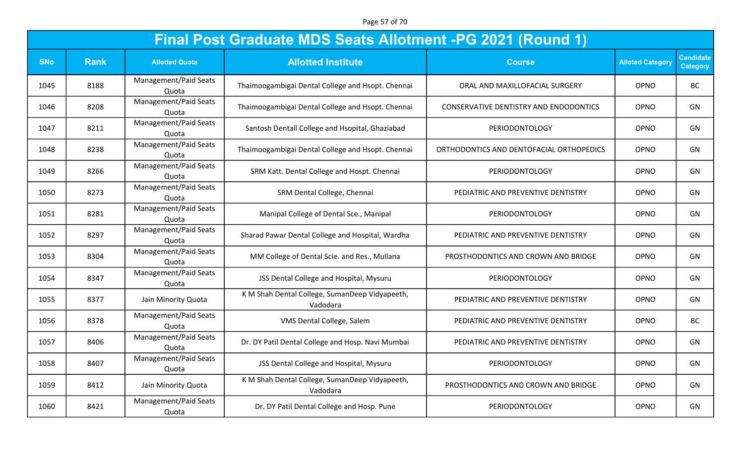# Final Post Graduate MDS Seats Allotment -PG 2021 (Round 1)

| SNo | Rank | Allotted Quota | Allotted Institute | Course | Alloted Category | Candidate Category |
|---|---|---|---|---|---|---|
| 1045 | 8188 | Management/Paid Seats Quota | Thaimoogambigai Dental College and Hsopt. Chennai | ORAL AND MAXILLOFACIAL SURGERY | OPNO | BC |
| 1046 | 8208 | Management/Paid Seats Quota | Thaimoogambigai Dental College and Hsopt. Chennai | CONSERVATIVE DENTISTRY AND ENDODONTICS | OPNO | GN |
| 1047 | 8211 | Management/Paid Seats Quota | Santosh Dentall College and Hsopital, Ghaziabad | PERIODONTOLOGY | OPNO | GN |
| 1048 | 8238 | Management/Paid Seats Quota | Thaimoogambigai Dental College and Hsopt. Chennai | ORTHODONTICS AND DENTOFACIAL ORTHOPEDICS | OPNO | GN |
| 1049 | 8266 | Management/Paid Seats Quota | SRM Katt. Dental College and Hospt. Chennai | PERIODONTOLOGY | OPNO | GN |
| 1050 | 8273 | Management/Paid Seats Quota | SRM Dental College, Chennai | PEDIATRIC AND PREVENTIVE DENTISTRY | OPNO | GN |
| 1051 | 8281 | Management/Paid Seats Quota | Manipal College of Dental Sce., Manipal | PERIODONTOLOGY | OPNO | GN |
| 1052 | 8297 | Management/Paid Seats Quota | Sharad Pawar Dental College and Hospital, Wardha | PEDIATRIC AND PREVENTIVE DENTISTRY | OPNO | GN |
| 1053 | 8304 | Management/Paid Seats Quota | MM College of Dental Scie. and Res., Mullana | PROSTHODONTICS AND CROWN AND BRIDGE | OPNO | GN |
| 1054 | 8347 | Management/Paid Seats Quota | JSS Dental College and Hospital, Mysuru | PERIODONTOLOGY | OPNO | GN |
| 1055 | 8377 | Jain Minority Quota | K M Shah Dental College, SumanDeep Vidyapeeth, Vadodara | PEDIATRIC AND PREVENTIVE DENTISTRY | OPNO | GN |
| 1056 | 8378 | Management/Paid Seats Quota | VMS Dental College, Salem | PEDIATRIC AND PREVENTIVE DENTISTRY | OPNO | BC |
| 1057 | 8406 | Management/Paid Seats Quota | Dr. DY Patil Dental College and Hosp. Navi Mumbai | PEDIATRIC AND PREVENTIVE DENTISTRY | OPNO | GN |
| 1058 | 8407 | Management/Paid Seats Quota | JSS Dental College and Hospital, Mysuru | PERIODONTOLOGY | OPNO | GN |
| 1059 | 8412 | Jain Minority Quota | K M Shah Dental College, SumanDeep Vidyapeeth, Vadodara | PROSTHODONTICS AND CROWN AND BRIDGE | OPNO | GN |
| 1060 | 8421 | Management/Paid Seats Quota | Dr. DY Patil Dental College and Hosp. Pune | PERIODONTOLOGY | OPNO | GN |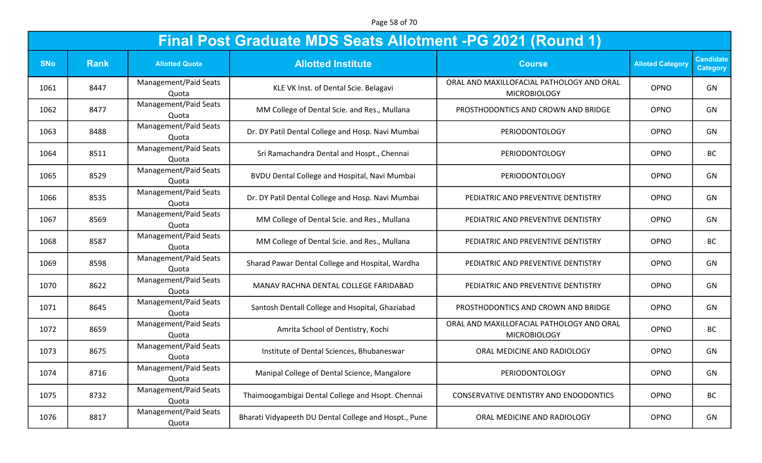# Final Post Graduate MDS Seats Allotment -PG 2021 (Round 1)

| SNo | Rank | Allotted Quota | Allotted Institute | Course | Alloted Category | Candidate Category |
|---|---|---|---|---|---|---|
| 1061 | 8447 | Management/Paid Seats Quota | KLE VK Inst. of Dental Scie. Belagavi | ORAL AND MAXILLOFACIAL PATHOLOGY AND ORAL MICROBIOLOGY | OPNO | GN |
| 1062 | 8477 | Management/Paid Seats Quota | MM College of Dental Scie. and Res., Mullana | PROSTHODONTICS AND CROWN AND BRIDGE | OPNO | GN |
| 1063 | 8488 | Management/Paid Seats Quota | Dr. DY Patil Dental College and Hosp. Navi Mumbai | PERIODONTOLOGY | OPNO | GN |
| 1064 | 8511 | Management/Paid Seats Quota | Sri Ramachandra Dental and Hospt., Chennai | PERIODONTOLOGY | OPNO | BC |
| 1065 | 8529 | Management/Paid Seats Quota | BVDU Dental College and Hospital, Navi Mumbai | PERIODONTOLOGY | OPNO | GN |
| 1066 | 8535 | Management/Paid Seats Quota | Dr. DY Patil Dental College and Hosp. Navi Mumbai | PEDIATRIC AND PREVENTIVE DENTISTRY | OPNO | GN |
| 1067 | 8569 | Management/Paid Seats Quota | MM College of Dental Scie. and Res., Mullana | PEDIATRIC AND PREVENTIVE DENTISTRY | OPNO | GN |
| 1068 | 8587 | Management/Paid Seats Quota | MM College of Dental Scie. and Res., Mullana | PEDIATRIC AND PREVENTIVE DENTISTRY | OPNO | BC |
| 1069 | 8598 | Management/Paid Seats Quota | Sharad Pawar Dental College and Hospital, Wardha | PEDIATRIC AND PREVENTIVE DENTISTRY | OPNO | GN |
| 1070 | 8622 | Management/Paid Seats Quota | MANAV RACHNA DENTAL COLLEGE FARIDABAD | PEDIATRIC AND PREVENTIVE DENTISTRY | OPNO | GN |
| 1071 | 8645 | Management/Paid Seats Quota | Santosh Dentall College and Hsopital, Ghaziabad | PROSTHODONTICS AND CROWN AND BRIDGE | OPNO | GN |
| 1072 | 8659 | Management/Paid Seats Quota | Amrita School of Dentistry, Kochi | ORAL AND MAXILLOFACIAL PATHOLOGY AND ORAL MICROBIOLOGY | OPNO | BC |
| 1073 | 8675 | Management/Paid Seats Quota | Institute of Dental Sciences, Bhubaneswar | ORAL MEDICINE AND RADIOLOGY | OPNO | GN |
| 1074 | 8716 | Management/Paid Seats Quota | Manipal College of Dental Science, Mangalore | PERIODONTOLOGY | OPNO | GN |
| 1075 | 8732 | Management/Paid Seats Quota | Thaimoogambigai Dental College and Hsopt. Chennai | CONSERVATIVE DENTISTRY AND ENDODONTICS | OPNO | BC |
| 1076 | 8817 | Management/Paid Seats Quota | Bharati Vidyapeeth DU Dental College and Hospt., Pune | ORAL MEDICINE AND RADIOLOGY | OPNO | GN |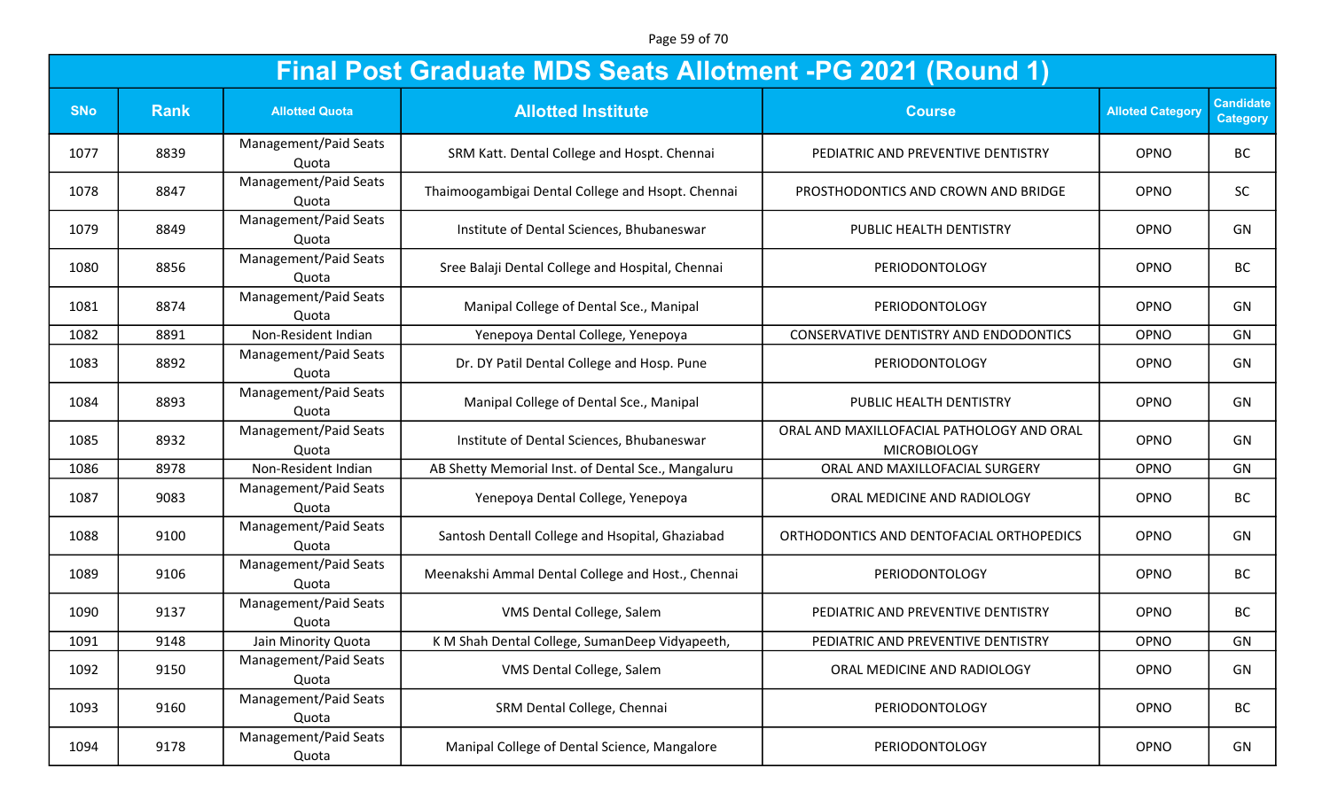# Final Post Graduate MDS Seats Allotment -PG 2021 (Round 1)

| SNo | Rank | Allotted Quota | Allotted Institute | Course | Alloted Category | Candidate Category |
|---|---|---|---|---|---|---|
| 1077 | 8839 | Management/Paid Seats Quota | SRM Katt. Dental College and Hospt. Chennai | PEDIATRIC AND PREVENTIVE DENTISTRY | OPNO | BC |
| 1078 | 8847 | Management/Paid Seats Quota | Thaimoogambigai Dental College and Hsopt. Chennai | PROSTHODONTICS AND CROWN AND BRIDGE | OPNO | SC |
| 1079 | 8849 | Management/Paid Seats Quota | Institute of Dental Sciences, Bhubaneswar | PUBLIC HEALTH DENTISTRY | OPNO | GN |
| 1080 | 8856 | Management/Paid Seats Quota | Sree Balaji Dental College and Hospital, Chennai | PERIODONTOLOGY | OPNO | BC |
| 1081 | 8874 | Management/Paid Seats Quota | Manipal College of Dental Sce., Manipal | PERIODONTOLOGY | OPNO | GN |
| 1082 | 8891 | Non-Resident Indian | Yenepoya Dental College, Yenepoya | CONSERVATIVE DENTISTRY AND ENDODONTICS | OPNO | GN |
| 1083 | 8892 | Management/Paid Seats Quota | Dr. DY Patil Dental College and Hosp. Pune | PERIODONTOLOGY | OPNO | GN |
| 1084 | 8893 | Management/Paid Seats Quota | Manipal College of Dental Sce., Manipal | PUBLIC HEALTH DENTISTRY | OPNO | GN |
| 1085 | 8932 | Management/Paid Seats Quota | Institute of Dental Sciences, Bhubaneswar | ORAL AND MAXILLOFACIAL PATHOLOGY AND ORAL MICROBIOLOGY | OPNO | GN |
| 1086 | 8978 | Non-Resident Indian | AB Shetty Memorial Inst. of Dental Sce., Mangaluru | ORAL AND MAXILLOFACIAL SURGERY | OPNO | GN |
| 1087 | 9083 | Management/Paid Seats Quota | Yenepoya Dental College, Yenepoya | ORAL MEDICINE AND RADIOLOGY | OPNO | BC |
| 1088 | 9100 | Management/Paid Seats Quota | Santosh Dentall College and Hsopital, Ghaziabad | ORTHODONTICS AND DENTOFACIAL ORTHOPEDICS | OPNO | GN |
| 1089 | 9106 | Management/Paid Seats Quota | Meenakshi Ammal Dental College and Host., Chennai | PERIODONTOLOGY | OPNO | BC |
| 1090 | 9137 | Management/Paid Seats Quota | VMS Dental College, Salem | PEDIATRIC AND PREVENTIVE DENTISTRY | OPNO | BC |
| 1091 | 9148 | Jain Minority Quota | K M Shah Dental College, SumanDeep Vidyapeeth, | PEDIATRIC AND PREVENTIVE DENTISTRY | OPNO | GN |
| 1092 | 9150 | Management/Paid Seats Quota | VMS Dental College, Salem | ORAL MEDICINE AND RADIOLOGY | OPNO | GN |
| 1093 | 9160 | Management/Paid Seats Quota | SRM Dental College, Chennai | PERIODONTOLOGY | OPNO | BC |
| 1094 | 9178 | Management/Paid Seats Quota | Manipal College of Dental Science, Mangalore | PERIODONTOLOGY | OPNO | GN |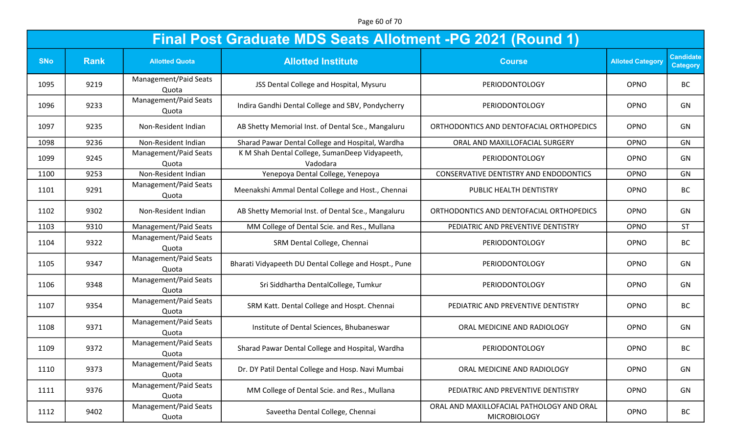# Final Post Graduate MDS Seats Allotment -PG 2021 (Round 1)

| SNo | Rank | Allotted Quota | Allotted Institute | Course | Alloted Category | Candidate Category |
|---|---|---|---|---|---|---|
| 1095 | 9219 | Management/Paid Seats Quota | JSS Dental College and Hospital, Mysuru | PERIODONTOLOGY | OPNO | BC |
| 1096 | 9233 | Management/Paid Seats Quota | Indira Gandhi Dental College and SBV, Pondycherry | PERIODONTOLOGY | OPNO | GN |
| 1097 | 9235 | Non-Resident Indian | AB Shetty Memorial Inst. of Dental Sce., Mangaluru | ORTHODONTICS AND DENTOFACIAL ORTHOPEDICS | OPNO | GN |
| 1098 | 9236 | Non-Resident Indian | Sharad Pawar Dental College and Hospital, Wardha | ORAL AND MAXILLOFACIAL SURGERY | OPNO | GN |
| 1099 | 9245 | Management/Paid Seats Quota | K M Shah Dental College, SumanDeep Vidyapeeth, Vadodara | PERIODONTOLOGY | OPNO | GN |
| 1100 | 9253 | Non-Resident Indian | Yenepoya Dental College, Yenepoya | CONSERVATIVE DENTISTRY AND ENDODONTICS | OPNO | GN |
| 1101 | 9291 | Management/Paid Seats Quota | Meenakshi Ammal Dental College and Host., Chennai | PUBLIC HEALTH DENTISTRY | OPNO | BC |
| 1102 | 9302 | Non-Resident Indian | AB Shetty Memorial Inst. of Dental Sce., Mangaluru | ORTHODONTICS AND DENTOFACIAL ORTHOPEDICS | OPNO | GN |
| 1103 | 9310 | Management/Paid Seats | MM College of Dental Scie. and Res., Mullana | PEDIATRIC AND PREVENTIVE DENTISTRY | OPNO | ST |
| 1104 | 9322 | Management/Paid Seats Quota | SRM Dental College, Chennai | PERIODONTOLOGY | OPNO | BC |
| 1105 | 9347 | Management/Paid Seats Quota | Bharati Vidyapeeth DU Dental College and Hospt., Pune | PERIODONTOLOGY | OPNO | GN |
| 1106 | 9348 | Management/Paid Seats Quota | Sri Siddhartha DentalCollege, Tumkur | PERIODONTOLOGY | OPNO | GN |
| 1107 | 9354 | Management/Paid Seats Quota | SRM Katt. Dental College and Hospt. Chennai | PEDIATRIC AND PREVENTIVE DENTISTRY | OPNO | BC |
| 1108 | 9371 | Management/Paid Seats Quota | Institute of Dental Sciences, Bhubaneswar | ORAL MEDICINE AND RADIOLOGY | OPNO | GN |
| 1109 | 9372 | Management/Paid Seats Quota | Sharad Pawar Dental College and Hospital, Wardha | PERIODONTOLOGY | OPNO | BC |
| 1110 | 9373 | Management/Paid Seats Quota | Dr. DY Patil Dental College and Hosp. Navi Mumbai | ORAL MEDICINE AND RADIOLOGY | OPNO | GN |
| 1111 | 9376 | Management/Paid Seats Quota | MM College of Dental Scie. and Res., Mullana | PEDIATRIC AND PREVENTIVE DENTISTRY | OPNO | GN |
| 1112 | 9402 | Management/Paid Seats Quota | Saveetha Dental College, Chennai | ORAL AND MAXILLOFACIAL PATHOLOGY AND ORAL MICROBIOLOGY | OPNO | BC |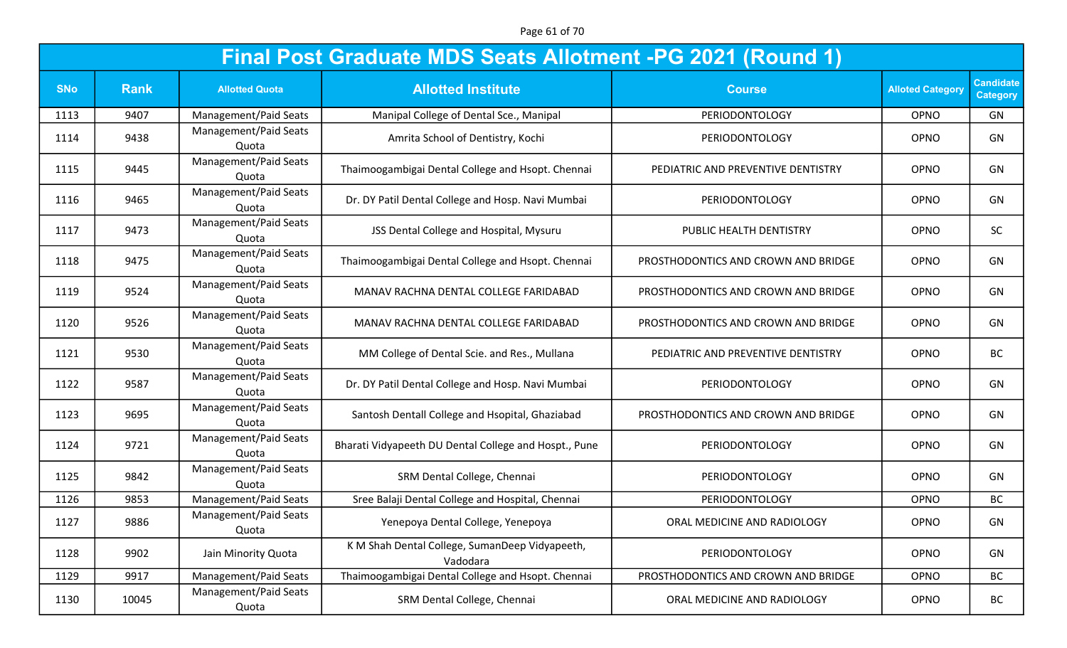# Final Post Graduate MDS Seats Allotment -PG 2021 (Round 1)

| SNo | Rank | Allotted Quota | Allotted Institute | Course | Alloted Category | Candidate Category |
|---|---|---|---|---|---|---|
| 1113 | 9407 | Management/Paid Seats | Manipal College of Dental Sce., Manipal | PERIODONTOLOGY | OPNO | GN |
| 1114 | 9438 | Management/Paid Seats Quota | Amrita School of Dentistry, Kochi | PERIODONTOLOGY | OPNO | GN |
| 1115 | 9445 | Management/Paid Seats Quota | Thaimoogambigai Dental College and Hsopt. Chennai | PEDIATRIC AND PREVENTIVE DENTISTRY | OPNO | GN |
| 1116 | 9465 | Management/Paid Seats Quota | Dr. DY Patil Dental College and Hosp. Navi Mumbai | PERIODONTOLOGY | OPNO | GN |
| 1117 | 9473 | Management/Paid Seats Quota | JSS Dental College and Hospital, Mysuru | PUBLIC HEALTH DENTISTRY | OPNO | SC |
| 1118 | 9475 | Management/Paid Seats Quota | Thaimoogambigai Dental College and Hsopt. Chennai | PROSTHODONTICS AND CROWN AND BRIDGE | OPNO | GN |
| 1119 | 9524 | Management/Paid Seats Quota | MANAV RACHNA DENTAL COLLEGE FARIDABAD | PROSTHODONTICS AND CROWN AND BRIDGE | OPNO | GN |
| 1120 | 9526 | Management/Paid Seats Quota | MANAV RACHNA DENTAL COLLEGE FARIDABAD | PROSTHODONTICS AND CROWN AND BRIDGE | OPNO | GN |
| 1121 | 9530 | Management/Paid Seats Quota | MM College of Dental Scie. and Res., Mullana | PEDIATRIC AND PREVENTIVE DENTISTRY | OPNO | BC |
| 1122 | 9587 | Management/Paid Seats Quota | Dr. DY Patil Dental College and Hosp. Navi Mumbai | PERIODONTOLOGY | OPNO | GN |
| 1123 | 9695 | Management/Paid Seats Quota | Santosh Dentall College and Hsopital, Ghaziabad | PROSTHODONTICS AND CROWN AND BRIDGE | OPNO | GN |
| 1124 | 9721 | Management/Paid Seats Quota | Bharati Vidyapeeth DU Dental College and Hospt., Pune | PERIODONTOLOGY | OPNO | GN |
| 1125 | 9842 | Management/Paid Seats Quota | SRM Dental College, Chennai | PERIODONTOLOGY | OPNO | GN |
| 1126 | 9853 | Management/Paid Seats | Sree Balaji Dental College and Hospital, Chennai | PERIODONTOLOGY | OPNO | BC |
| 1127 | 9886 | Management/Paid Seats Quota | Yenepoya Dental College, Yenepoya | ORAL MEDICINE AND RADIOLOGY | OPNO | GN |
| 1128 | 9902 | Jain Minority Quota | K M Shah Dental College, SumanDeep Vidyapeeth, Vadodara | PERIODONTOLOGY | OPNO | GN |
| 1129 | 9917 | Management/Paid Seats | Thaimoogambigai Dental College and Hsopt. Chennai | PROSTHODONTICS AND CROWN AND BRIDGE | OPNO | BC |
| 1130 | 10045 | Management/Paid Seats Quota | SRM Dental College, Chennai | ORAL MEDICINE AND RADIOLOGY | OPNO | BC |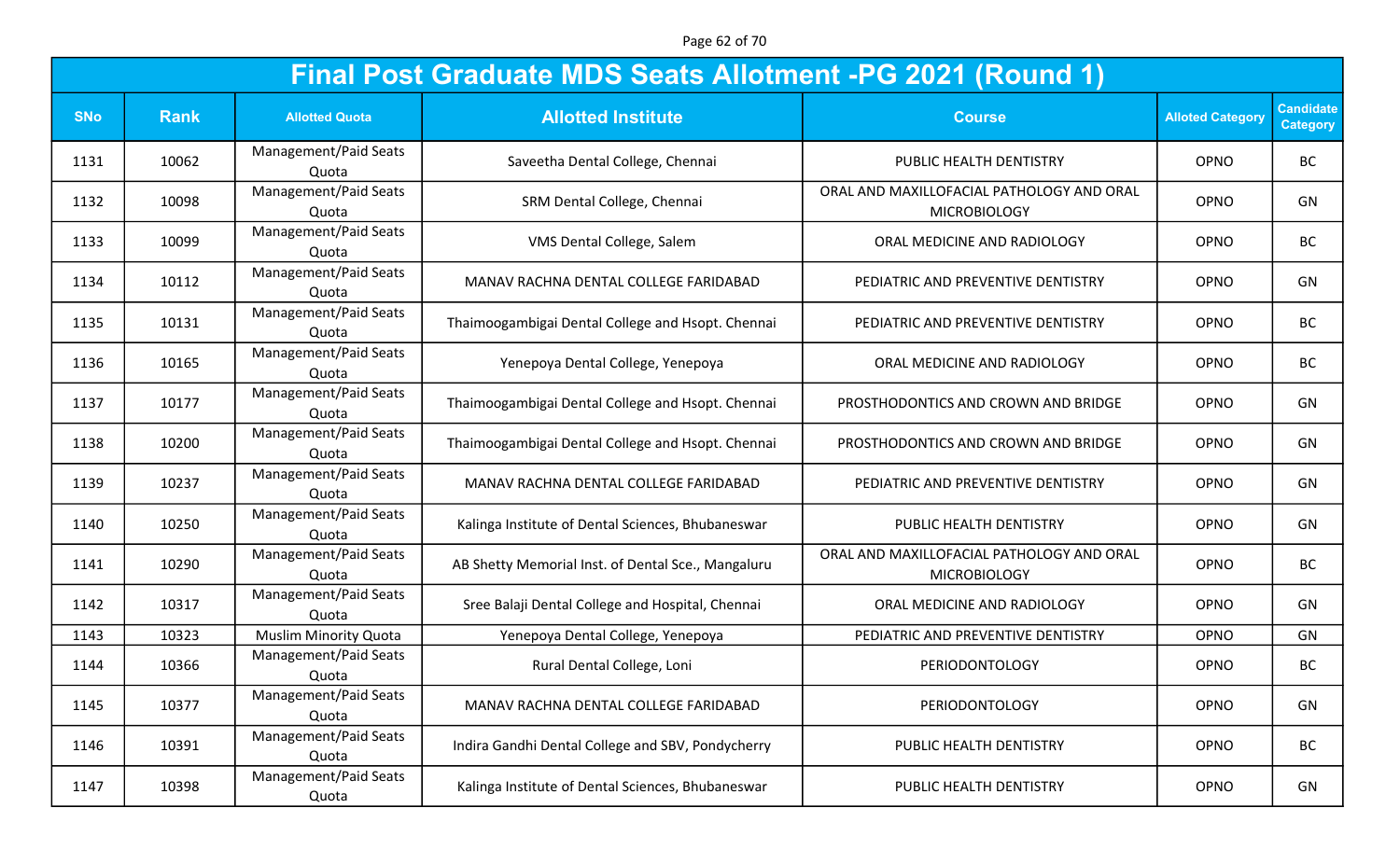# Final Post Graduate MDS Seats Allotment -PG 2021 (Round 1)

| SNo | Rank | Allotted Quota | Allotted Institute | Course | Alloted Category | Candidate Category |
|---|---|---|---|---|---|---|
| 1131 | 10062 | Management/Paid Seats Quota | Saveetha Dental College, Chennai | PUBLIC HEALTH DENTISTRY | OPNO | BC |
| 1132 | 10098 | Management/Paid Seats Quota | SRM Dental College, Chennai | ORAL AND MAXILLOFACIAL PATHOLOGY AND ORAL MICROBIOLOGY | OPNO | GN |
| 1133 | 10099 | Management/Paid Seats Quota | VMS Dental College, Salem | ORAL MEDICINE AND RADIOLOGY | OPNO | BC |
| 1134 | 10112 | Management/Paid Seats Quota | MANAV RACHNA DENTAL COLLEGE FARIDABAD | PEDIATRIC AND PREVENTIVE DENTISTRY | OPNO | GN |
| 1135 | 10131 | Management/Paid Seats Quota | Thaimoogambigai Dental College and Hsopt. Chennai | PEDIATRIC AND PREVENTIVE DENTISTRY | OPNO | BC |
| 1136 | 10165 | Management/Paid Seats Quota | Yenepoya Dental College, Yenepoya | ORAL MEDICINE AND RADIOLOGY | OPNO | BC |
| 1137 | 10177 | Management/Paid Seats Quota | Thaimoogambigai Dental College and Hsopt. Chennai | PROSTHODONTICS AND CROWN AND BRIDGE | OPNO | GN |
| 1138 | 10200 | Management/Paid Seats Quota | Thaimoogambigai Dental College and Hsopt. Chennai | PROSTHODONTICS AND CROWN AND BRIDGE | OPNO | GN |
| 1139 | 10237 | Management/Paid Seats Quota | MANAV RACHNA DENTAL COLLEGE FARIDABAD | PEDIATRIC AND PREVENTIVE DENTISTRY | OPNO | GN |
| 1140 | 10250 | Management/Paid Seats Quota | Kalinga Institute of Dental Sciences, Bhubaneswar | PUBLIC HEALTH DENTISTRY | OPNO | GN |
| 1141 | 10290 | Management/Paid Seats Quota | AB Shetty Memorial Inst. of Dental Sce., Mangaluru | ORAL AND MAXILLOFACIAL PATHOLOGY AND ORAL MICROBIOLOGY | OPNO | BC |
| 1142 | 10317 | Management/Paid Seats Quota | Sree Balaji Dental College and Hospital, Chennai | ORAL MEDICINE AND RADIOLOGY | OPNO | GN |
| 1143 | 10323 | Muslim Minority Quota | Yenepoya Dental College, Yenepoya | PEDIATRIC AND PREVENTIVE DENTISTRY | OPNO | GN |
| 1144 | 10366 | Management/Paid Seats Quota | Rural Dental College, Loni | PERIODONTOLOGY | OPNO | BC |
| 1145 | 10377 | Management/Paid Seats Quota | MANAV RACHNA DENTAL COLLEGE FARIDABAD | PERIODONTOLOGY | OPNO | GN |
| 1146 | 10391 | Management/Paid Seats Quota | Indira Gandhi Dental College and SBV, Pondycherry | PUBLIC HEALTH DENTISTRY | OPNO | BC |
| 1147 | 10398 | Management/Paid Seats Quota | Kalinga Institute of Dental Sciences, Bhubaneswar | PUBLIC HEALTH DENTISTRY | OPNO | GN |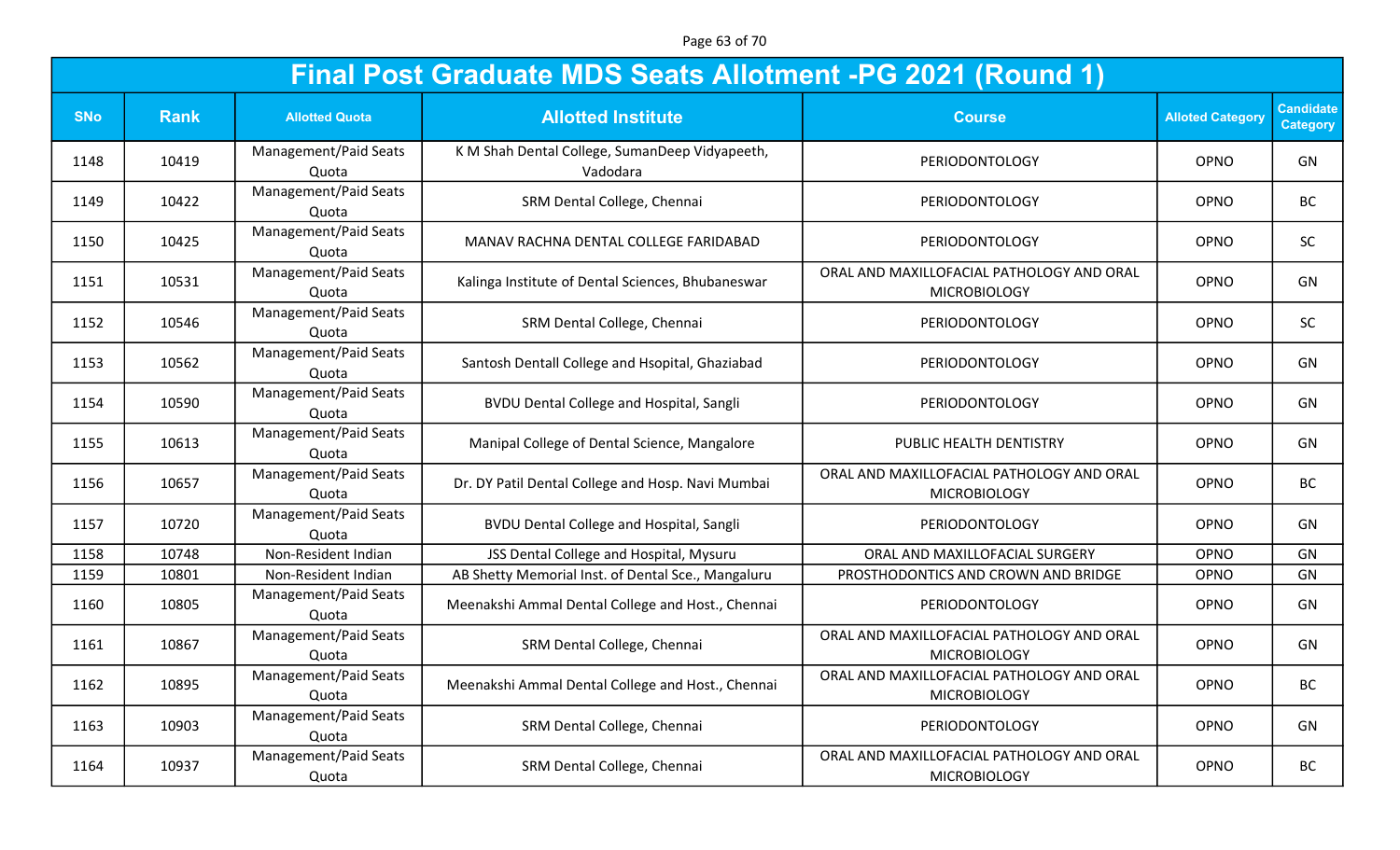# Final Post Graduate MDS Seats Allotment -PG 2021 (Round 1)

| SNo | Rank | Allotted Quota | Allotted Institute | Course | Alloted Category | Candidate Category |
|---|---|---|---|---|---|---|
| 1148 | 10419 | Management/Paid Seats Quota | K M Shah Dental College, SumanDeep Vidyapeeth, Vadodara | PERIODONTOLOGY | OPNO | GN |
| 1149 | 10422 | Management/Paid Seats Quota | SRM Dental College, Chennai | PERIODONTOLOGY | OPNO | BC |
| 1150 | 10425 | Management/Paid Seats Quota | MANAV RACHNA DENTAL COLLEGE FARIDABAD | PERIODONTOLOGY | OPNO | SC |
| 1151 | 10531 | Management/Paid Seats Quota | Kalinga Institute of Dental Sciences, Bhubaneswar | ORAL AND MAXILLOFACIAL PATHOLOGY AND ORAL MICROBIOLOGY | OPNO | GN |
| 1152 | 10546 | Management/Paid Seats Quota | SRM Dental College, Chennai | PERIODONTOLOGY | OPNO | SC |
| 1153 | 10562 | Management/Paid Seats Quota | Santosh Dentall College and Hsopital, Ghaziabad | PERIODONTOLOGY | OPNO | GN |
| 1154 | 10590 | Management/Paid Seats Quota | BVDU Dental College and Hospital, Sangli | PERIODONTOLOGY | OPNO | GN |
| 1155 | 10613 | Management/Paid Seats Quota | Manipal College of Dental Science, Mangalore | PUBLIC HEALTH DENTISTRY | OPNO | GN |
| 1156 | 10657 | Management/Paid Seats Quota | Dr. DY Patil Dental College and Hosp. Navi Mumbai | ORAL AND MAXILLOFACIAL PATHOLOGY AND ORAL MICROBIOLOGY | OPNO | BC |
| 1157 | 10720 | Management/Paid Seats Quota | BVDU Dental College and Hospital, Sangli | PERIODONTOLOGY | OPNO | GN |
| 1158 | 10748 | Non-Resident Indian | JSS Dental College and Hospital, Mysuru | ORAL AND MAXILLOFACIAL SURGERY | OPNO | GN |
| 1159 | 10801 | Non-Resident Indian | AB Shetty Memorial Inst. of Dental Sce., Mangaluru | PROSTHODONTICS AND CROWN AND BRIDGE | OPNO | GN |
| 1160 | 10805 | Management/Paid Seats Quota | Meenakshi Ammal Dental College and Host., Chennai | PERIODONTOLOGY | OPNO | GN |
| 1161 | 10867 | Management/Paid Seats Quota | SRM Dental College, Chennai | ORAL AND MAXILLOFACIAL PATHOLOGY AND ORAL MICROBIOLOGY | OPNO | GN |
| 1162 | 10895 | Management/Paid Seats Quota | Meenakshi Ammal Dental College and Host., Chennai | ORAL AND MAXILLOFACIAL PATHOLOGY AND ORAL MICROBIOLOGY | OPNO | BC |
| 1163 | 10903 | Management/Paid Seats Quota | SRM Dental College, Chennai | PERIODONTOLOGY | OPNO | GN |
| 1164 | 10937 | Management/Paid Seats Quota | SRM Dental College, Chennai | ORAL AND MAXILLOFACIAL PATHOLOGY AND ORAL MICROBIOLOGY | OPNO | BC |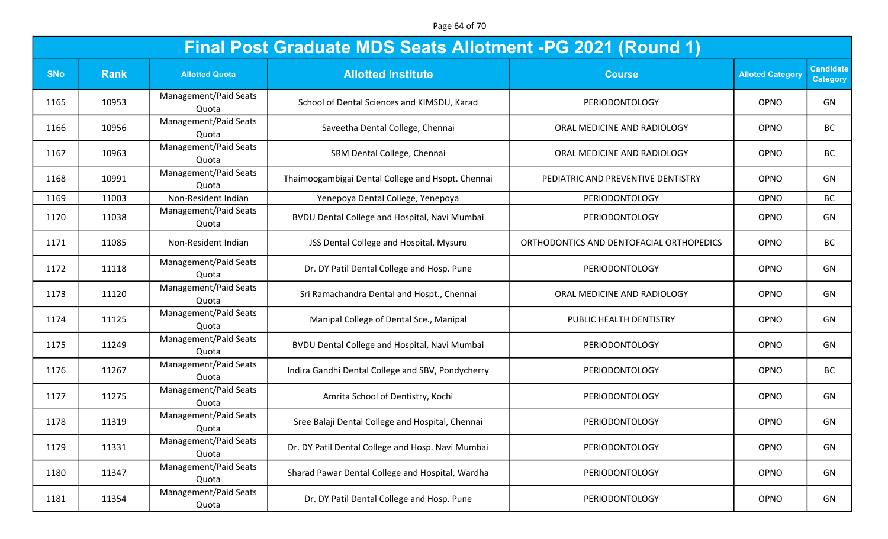# Final Post Graduate MDS Seats Allotment -PG 2021 (Round 1)

| SNo | Rank | Allotted Quota | Allotted Institute | Course | Alloted Category | Candidate Category |
|---|---|---|---|---|---|---|
| 1165 | 10953 | Management/Paid Seats Quota | School of Dental Sciences and KIMSDU, Karad | PERIODONTOLOGY | OPNO | GN |
| 1166 | 10956 | Management/Paid Seats Quota | Saveetha Dental College, Chennai | ORAL MEDICINE AND RADIOLOGY | OPNO | BC |
| 1167 | 10963 | Management/Paid Seats Quota | SRM Dental College, Chennai | ORAL MEDICINE AND RADIOLOGY | OPNO | BC |
| 1168 | 10991 | Management/Paid Seats Quota | Thaimoogambigai Dental College and Hsopt. Chennai | PEDIATRIC AND PREVENTIVE DENTISTRY | OPNO | GN |
| 1169 | 11003 | Non-Resident Indian | Yenepoya Dental College, Yenepoya | PERIODONTOLOGY | OPNO | BC |
| 1170 | 11038 | Management/Paid Seats Quota | BVDU Dental College and Hospital, Navi Mumbai | PERIODONTOLOGY | OPNO | GN |
| 1171 | 11085 | Non-Resident Indian | JSS Dental College and Hospital, Mysuru | ORTHODONTICS AND DENTOFACIAL ORTHOPEDICS | OPNO | BC |
| 1172 | 11118 | Management/Paid Seats Quota | Dr. DY Patil Dental College and Hosp. Pune | PERIODONTOLOGY | OPNO | GN |
| 1173 | 11120 | Management/Paid Seats Quota | Sri Ramachandra Dental and Hospt., Chennai | ORAL MEDICINE AND RADIOLOGY | OPNO | GN |
| 1174 | 11125 | Management/Paid Seats Quota | Manipal College of Dental Sce., Manipal | PUBLIC HEALTH DENTISTRY | OPNO | GN |
| 1175 | 11249 | Management/Paid Seats Quota | BVDU Dental College and Hospital, Navi Mumbai | PERIODONTOLOGY | OPNO | GN |
| 1176 | 11267 | Management/Paid Seats Quota | Indira Gandhi Dental College and SBV, Pondycherry | PERIODONTOLOGY | OPNO | BC |
| 1177 | 11275 | Management/Paid Seats Quota | Amrita School of Dentistry, Kochi | PERIODONTOLOGY | OPNO | GN |
| 1178 | 11319 | Management/Paid Seats Quota | Sree Balaji Dental College and Hospital, Chennai | PERIODONTOLOGY | OPNO | GN |
| 1179 | 11331 | Management/Paid Seats Quota | Dr. DY Patil Dental College and Hosp. Navi Mumbai | PERIODONTOLOGY | OPNO | GN |
| 1180 | 11347 | Management/Paid Seats Quota | Sharad Pawar Dental College and Hospital, Wardha | PERIODONTOLOGY | OPNO | GN |
| 1181 | 11354 | Management/Paid Seats Quota | Dr. DY Patil Dental College and Hosp. Pune | PERIODONTOLOGY | OPNO | GN |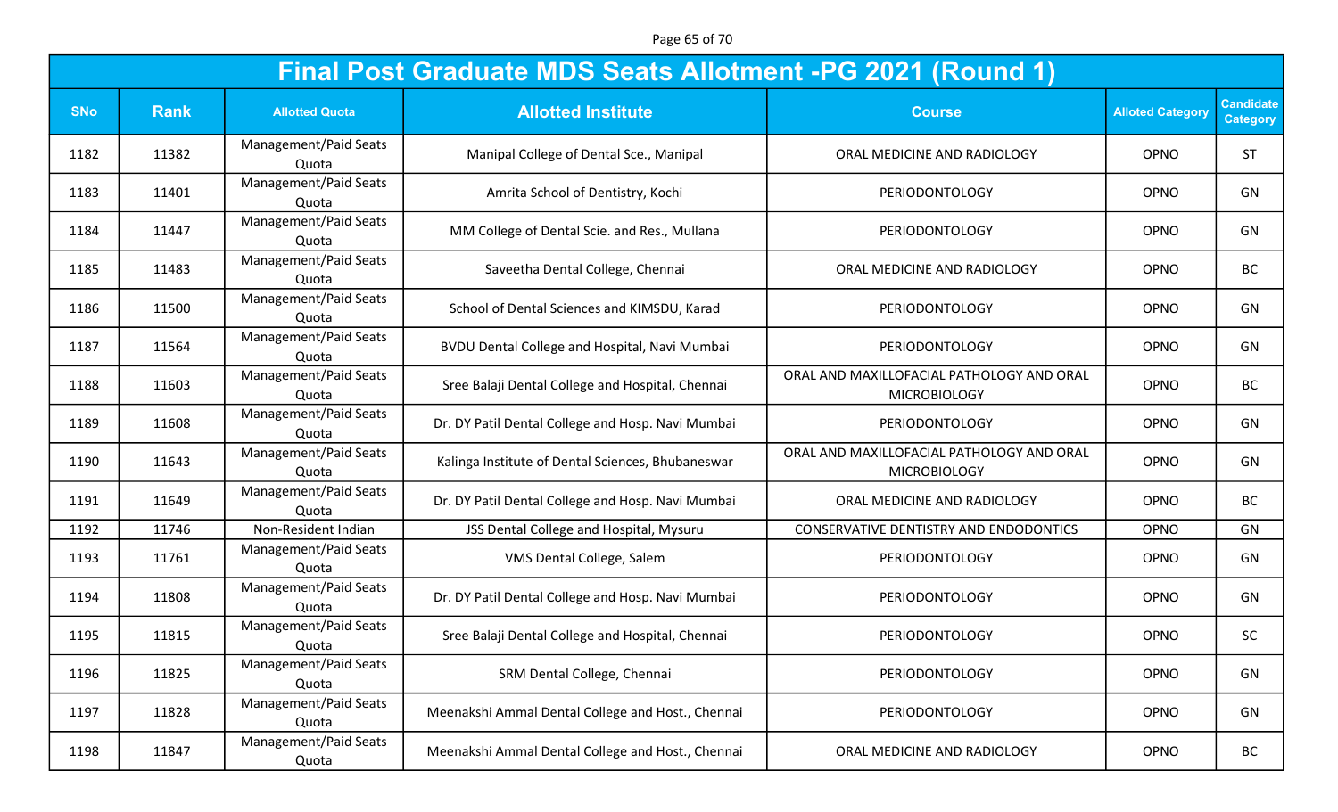# Final Post Graduate MDS Seats Allotment -PG 2021 (Round 1)

| SNo | Rank | Allotted Quota | Allotted Institute | Course | Alloted Category | Candidate Category |
|---|---|---|---|---|---|---|
| 1182 | 11382 | Management/Paid Seats Quota | Manipal College of Dental Sce., Manipal | ORAL MEDICINE AND RADIOLOGY | OPNO | ST |
| 1183 | 11401 | Management/Paid Seats Quota | Amrita School of Dentistry, Kochi | PERIODONTOLOGY | OPNO | GN |
| 1184 | 11447 | Management/Paid Seats Quota | MM College of Dental Scie. and Res., Mullana | PERIODONTOLOGY | OPNO | GN |
| 1185 | 11483 | Management/Paid Seats Quota | Saveetha Dental College, Chennai | ORAL MEDICINE AND RADIOLOGY | OPNO | BC |
| 1186 | 11500 | Management/Paid Seats Quota | School of Dental Sciences and KIMSDU, Karad | PERIODONTOLOGY | OPNO | GN |
| 1187 | 11564 | Management/Paid Seats Quota | BVDU Dental College and Hospital, Navi Mumbai | PERIODONTOLOGY | OPNO | GN |
| 1188 | 11603 | Management/Paid Seats Quota | Sree Balaji Dental College and Hospital, Chennai | ORAL AND MAXILLOFACIAL PATHOLOGY AND ORAL MICROBIOLOGY | OPNO | BC |
| 1189 | 11608 | Management/Paid Seats Quota | Dr. DY Patil Dental College and Hosp. Navi Mumbai | PERIODONTOLOGY | OPNO | GN |
| 1190 | 11643 | Management/Paid Seats Quota | Kalinga Institute of Dental Sciences, Bhubaneswar | ORAL AND MAXILLOFACIAL PATHOLOGY AND ORAL MICROBIOLOGY | OPNO | GN |
| 1191 | 11649 | Management/Paid Seats Quota | Dr. DY Patil Dental College and Hosp. Navi Mumbai | ORAL MEDICINE AND RADIOLOGY | OPNO | BC |
| 1192 | 11746 | Non-Resident Indian | JSS Dental College and Hospital, Mysuru | CONSERVATIVE DENTISTRY AND ENDODONTICS | OPNO | GN |
| 1193 | 11761 | Management/Paid Seats Quota | VMS Dental College, Salem | PERIODONTOLOGY | OPNO | GN |
| 1194 | 11808 | Management/Paid Seats Quota | Dr. DY Patil Dental College and Hosp. Navi Mumbai | PERIODONTOLOGY | OPNO | GN |
| 1195 | 11815 | Management/Paid Seats Quota | Sree Balaji Dental College and Hospital, Chennai | PERIODONTOLOGY | OPNO | SC |
| 1196 | 11825 | Management/Paid Seats Quota | SRM Dental College, Chennai | PERIODONTOLOGY | OPNO | GN |
| 1197 | 11828 | Management/Paid Seats Quota | Meenakshi Ammal Dental College and Host., Chennai | PERIODONTOLOGY | OPNO | GN |
| 1198 | 11847 | Management/Paid Seats Quota | Meenakshi Ammal Dental College and Host., Chennai | ORAL MEDICINE AND RADIOLOGY | OPNO | BC |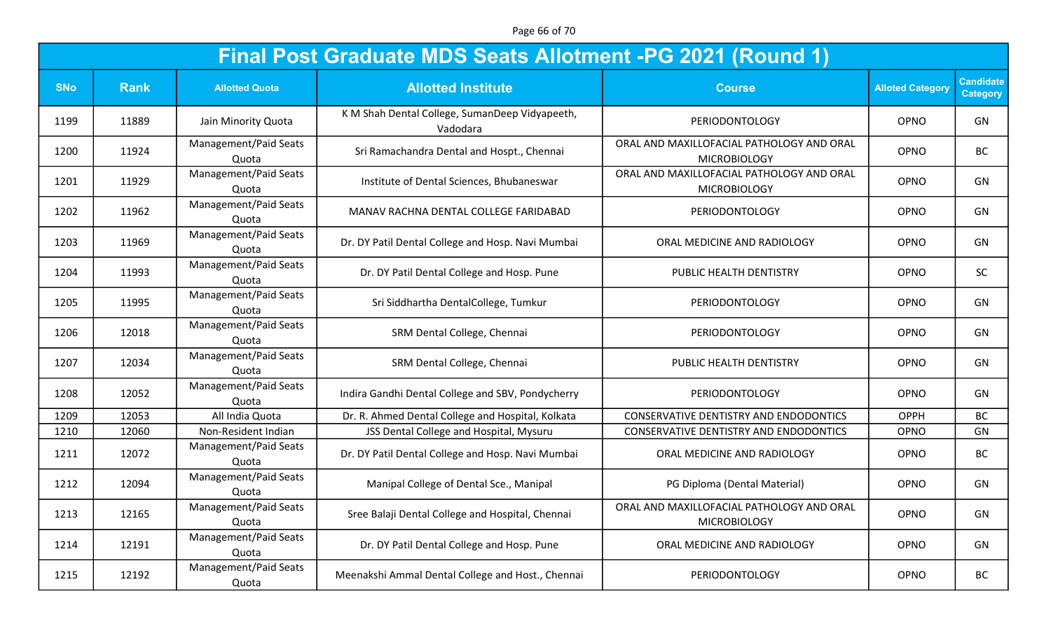# Final Post Graduate MDS Seats Allotment -PG 2021 (Round 1)

| SNo | Rank | Allotted Quota | Allotted Institute | Course | Alloted Category | Candidate Category |
|---|---|---|---|---|---|---|
| 1199 | 11889 | Jain Minority Quota | K M Shah Dental College, SumanDeep Vidyapeeth, Vadodara | PERIODONTOLOGY | OPNO | GN |
| 1200 | 11924 | Management/Paid Seats Quota | Sri Ramachandra Dental and Hospt., Chennai | ORAL AND MAXILLOFACIAL PATHOLOGY AND ORAL MICROBIOLOGY | OPNO | BC |
| 1201 | 11929 | Management/Paid Seats Quota | Institute of Dental Sciences, Bhubaneswar | ORAL AND MAXILLOFACIAL PATHOLOGY AND ORAL MICROBIOLOGY | OPNO | GN |
| 1202 | 11962 | Management/Paid Seats Quota | MANAV RACHNA DENTAL COLLEGE FARIDABAD | PERIODONTOLOGY | OPNO | GN |
| 1203 | 11969 | Management/Paid Seats Quota | Dr. DY Patil Dental College and Hosp. Navi Mumbai | ORAL MEDICINE AND RADIOLOGY | OPNO | GN |
| 1204 | 11993 | Management/Paid Seats Quota | Dr. DY Patil Dental College and Hosp. Pune | PUBLIC HEALTH DENTISTRY | OPNO | SC |
| 1205 | 11995 | Management/Paid Seats Quota | Sri Siddhartha DentalCollege, Tumkur | PERIODONTOLOGY | OPNO | GN |
| 1206 | 12018 | Management/Paid Seats Quota | SRM Dental College, Chennai | PERIODONTOLOGY | OPNO | GN |
| 1207 | 12034 | Management/Paid Seats Quota | SRM Dental College, Chennai | PUBLIC HEALTH DENTISTRY | OPNO | GN |
| 1208 | 12052 | Management/Paid Seats Quota | Indira Gandhi Dental College and SBV, Pondycherry | PERIODONTOLOGY | OPNO | GN |
| 1209 | 12053 | All India Quota | Dr. R. Ahmed Dental College and Hospital, Kolkata | CONSERVATIVE DENTISTRY AND ENDODONTICS | OPPH | BC |
| 1210 | 12060 | Non-Resident Indian | JSS Dental College and Hospital, Mysuru | CONSERVATIVE DENTISTRY AND ENDODONTICS | OPNO | GN |
| 1211 | 12072 | Management/Paid Seats Quota | Dr. DY Patil Dental College and Hosp. Navi Mumbai | ORAL MEDICINE AND RADIOLOGY | OPNO | BC |
| 1212 | 12094 | Management/Paid Seats Quota | Manipal College of Dental Sce., Manipal | PG Diploma (Dental Material) | OPNO | GN |
| 1213 | 12165 | Management/Paid Seats Quota | Sree Balaji Dental College and Hospital, Chennai | ORAL AND MAXILLOFACIAL PATHOLOGY AND ORAL MICROBIOLOGY | OPNO | GN |
| 1214 | 12191 | Management/Paid Seats Quota | Dr. DY Patil Dental College and Hosp. Pune | ORAL MEDICINE AND RADIOLOGY | OPNO | GN |
| 1215 | 12192 | Management/Paid Seats Quota | Meenakshi Ammal Dental College and Host., Chennai | PERIODONTOLOGY | OPNO | BC |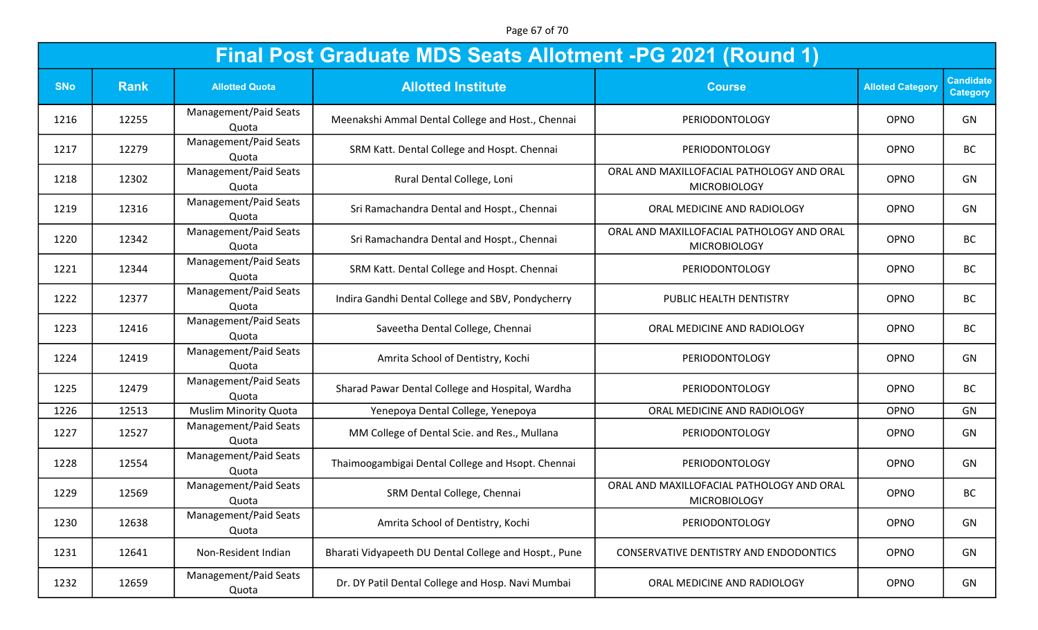# Final Post Graduate MDS Seats Allotment -PG 2021 (Round 1)

| SNo | Rank | Allotted Quota | Allotted Institute | Course | Alloted Category | Candidate Category |
|---|---|---|---|---|---|---|
| 1216 | 12255 | Management/Paid Seats Quota | Meenakshi Ammal Dental College and Host., Chennai | PERIODONTOLOGY | OPNO | GN |
| 1217 | 12279 | Management/Paid Seats Quota | SRM Katt. Dental College and Hospt. Chennai | PERIODONTOLOGY | OPNO | BC |
| 1218 | 12302 | Management/Paid Seats Quota | Rural Dental College, Loni | ORAL AND MAXILLOFACIAL PATHOLOGY AND ORAL MICROBIOLOGY | OPNO | GN |
| 1219 | 12316 | Management/Paid Seats Quota | Sri Ramachandra Dental and Hospt., Chennai | ORAL MEDICINE AND RADIOLOGY | OPNO | GN |
| 1220 | 12342 | Management/Paid Seats Quota | Sri Ramachandra Dental and Hospt., Chennai | ORAL AND MAXILLOFACIAL PATHOLOGY AND ORAL MICROBIOLOGY | OPNO | BC |
| 1221 | 12344 | Management/Paid Seats Quota | SRM Katt. Dental College and Hospt. Chennai | PERIODONTOLOGY | OPNO | BC |
| 1222 | 12377 | Management/Paid Seats Quota | Indira Gandhi Dental College and SBV, Pondycherry | PUBLIC HEALTH DENTISTRY | OPNO | BC |
| 1223 | 12416 | Management/Paid Seats Quota | Saveetha Dental College, Chennai | ORAL MEDICINE AND RADIOLOGY | OPNO | BC |
| 1224 | 12419 | Management/Paid Seats Quota | Amrita School of Dentistry, Kochi | PERIODONTOLOGY | OPNO | GN |
| 1225 | 12479 | Management/Paid Seats Quota | Sharad Pawar Dental College and Hospital, Wardha | PERIODONTOLOGY | OPNO | BC |
| 1226 | 12513 | Muslim Minority Quota | Yenepoya Dental College, Yenepoya | ORAL MEDICINE AND RADIOLOGY | OPNO | GN |
| 1227 | 12527 | Management/Paid Seats Quota | MM College of Dental Scie. and Res., Mullana | PERIODONTOLOGY | OPNO | GN |
| 1228 | 12554 | Management/Paid Seats Quota | Thaimoogambigai Dental College and Hsopt. Chennai | PERIODONTOLOGY | OPNO | GN |
| 1229 | 12569 | Management/Paid Seats Quota | SRM Dental College, Chennai | ORAL AND MAXILLOFACIAL PATHOLOGY AND ORAL MICROBIOLOGY | OPNO | BC |
| 1230 | 12638 | Management/Paid Seats Quota | Amrita School of Dentistry, Kochi | PERIODONTOLOGY | OPNO | GN |
| 1231 | 12641 | Non-Resident Indian | Bharati Vidyapeeth DU Dental College and Hospt., Pune | CONSERVATIVE DENTISTRY AND ENDODONTICS | OPNO | GN |
| 1232 | 12659 | Management/Paid Seats Quota | Dr. DY Patil Dental College and Hosp. Navi Mumbai | ORAL MEDICINE AND RADIOLOGY | OPNO | GN |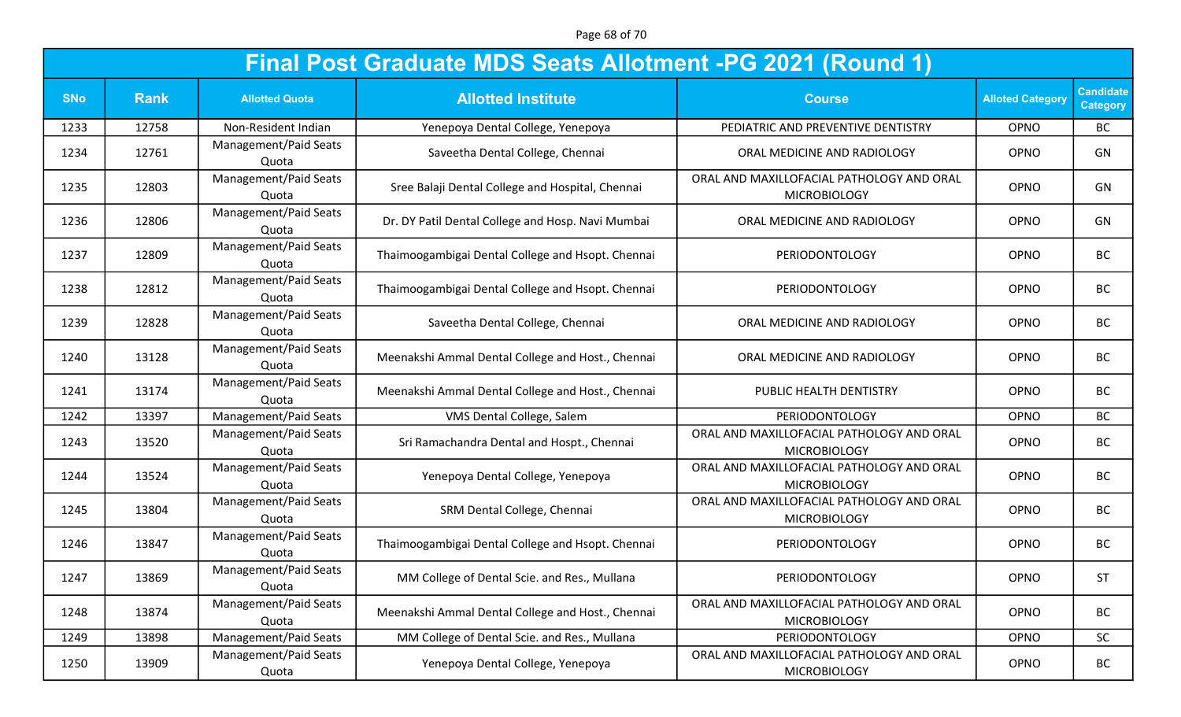# Final Post Graduate MDS Seats Allotment -PG 2021 (Round 1)

| SNo | Rank | Allotted Quota | Allotted Institute | Course | Alloted Category | Candidate Category |
|---|---|---|---|---|---|---|
| 1233 | 12758 | Non-Resident Indian | Yenepoya Dental College, Yenepoya | PEDIATRIC AND PREVENTIVE DENTISTRY | OPNO | BC |
| 1234 | 12761 | Management/Paid Seats Quota | Saveetha Dental College, Chennai | ORAL MEDICINE AND RADIOLOGY | OPNO | GN |
| 1235 | 12803 | Management/Paid Seats Quota | Sree Balaji Dental College and Hospital, Chennai | ORAL AND MAXILLOFACIAL PATHOLOGY AND ORAL MICROBIOLOGY | OPNO | GN |
| 1236 | 12806 | Management/Paid Seats Quota | Dr. DY Patil Dental College and Hosp. Navi Mumbai | ORAL MEDICINE AND RADIOLOGY | OPNO | GN |
| 1237 | 12809 | Management/Paid Seats Quota | Thaimoogambigai Dental College and Hsopt. Chennai | PERIODONTOLOGY | OPNO | BC |
| 1238 | 12812 | Management/Paid Seats Quota | Thaimoogambigai Dental College and Hsopt. Chennai | PERIODONTOLOGY | OPNO | BC |
| 1239 | 12828 | Management/Paid Seats Quota | Saveetha Dental College, Chennai | ORAL MEDICINE AND RADIOLOGY | OPNO | BC |
| 1240 | 13128 | Management/Paid Seats Quota | Meenakshi Ammal Dental College and Host., Chennai | ORAL MEDICINE AND RADIOLOGY | OPNO | BC |
| 1241 | 13174 | Management/Paid Seats Quota | Meenakshi Ammal Dental College and Host., Chennai | PUBLIC HEALTH DENTISTRY | OPNO | BC |
| 1242 | 13397 | Management/Paid Seats | VMS Dental College, Salem | PERIODONTOLOGY | OPNO | BC |
| 1243 | 13520 | Management/Paid Seats Quota | Sri Ramachandra Dental and Hospt., Chennai | ORAL AND MAXILLOFACIAL PATHOLOGY AND ORAL MICROBIOLOGY | OPNO | BC |
| 1244 | 13524 | Management/Paid Seats Quota | Yenepoya Dental College, Yenepoya | ORAL AND MAXILLOFACIAL PATHOLOGY AND ORAL MICROBIOLOGY | OPNO | BC |
| 1245 | 13804 | Management/Paid Seats Quota | SRM Dental College, Chennai | ORAL AND MAXILLOFACIAL PATHOLOGY AND ORAL MICROBIOLOGY | OPNO | BC |
| 1246 | 13847 | Management/Paid Seats Quota | Thaimoogambigai Dental College and Hsopt. Chennai | PERIODONTOLOGY | OPNO | BC |
| 1247 | 13869 | Management/Paid Seats Quota | MM College of Dental Scie. and Res., Mullana | PERIODONTOLOGY | OPNO | ST |
| 1248 | 13874 | Management/Paid Seats Quota | Meenakshi Ammal Dental College and Host., Chennai | ORAL AND MAXILLOFACIAL PATHOLOGY AND ORAL MICROBIOLOGY | OPNO | BC |
| 1249 | 13898 | Management/Paid Seats | MM College of Dental Scie. and Res., Mullana | PERIODONTOLOGY | OPNO | SC |
| 1250 | 13909 | Management/Paid Seats Quota | Yenepoya Dental College, Yenepoya | ORAL AND MAXILLOFACIAL PATHOLOGY AND ORAL MICROBIOLOGY | OPNO | BC |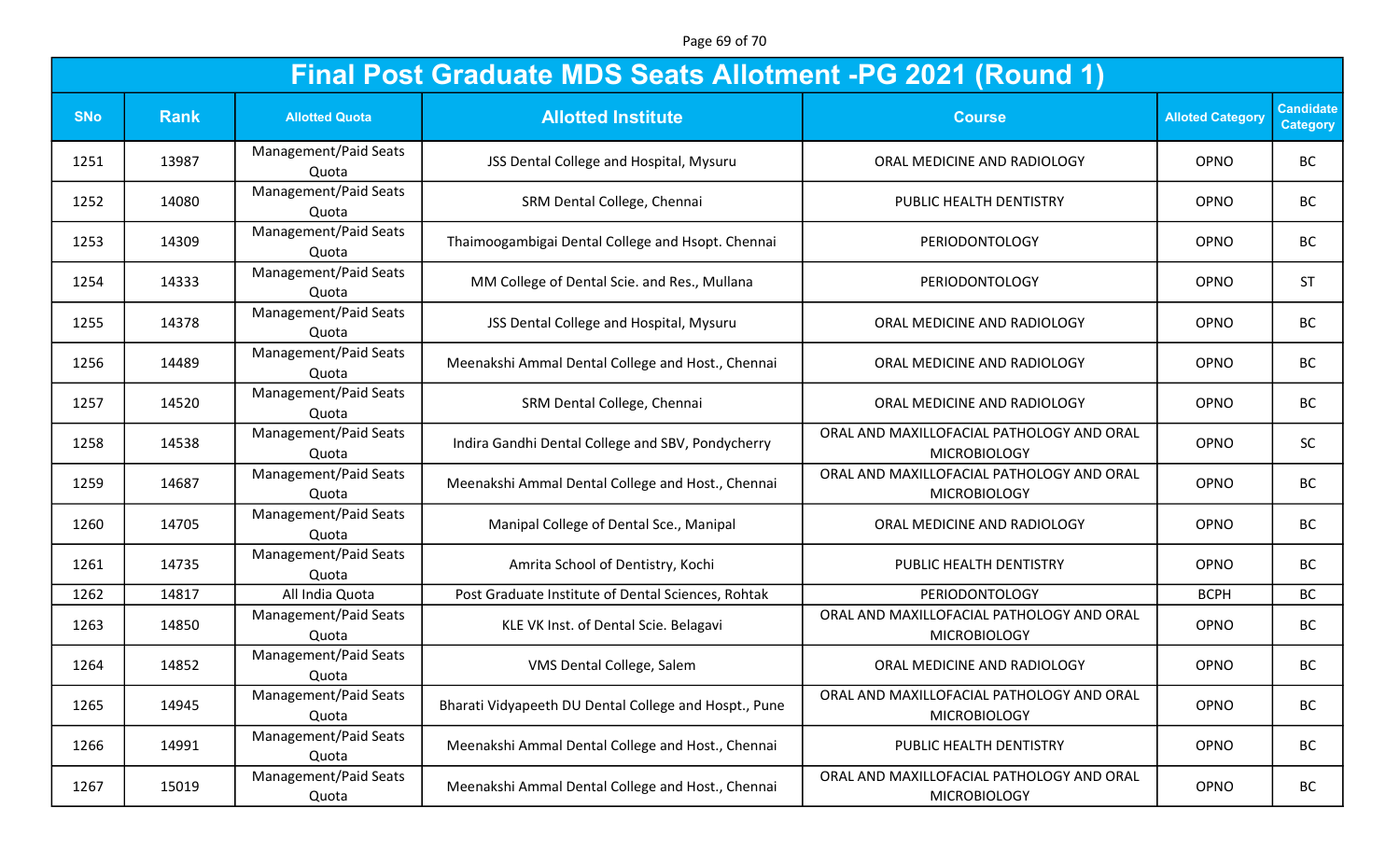# Final Post Graduate MDS Seats Allotment -PG 2021 (Round 1)

| SNo | Rank | Allotted Quota | Allotted Institute | Course | Alloted Category | Candidate Category |
|---|---|---|---|---|---|---|
| 1251 | 13987 | Management/Paid Seats Quota | JSS Dental College and Hospital, Mysuru | ORAL MEDICINE AND RADIOLOGY | OPNO | BC |
| 1252 | 14080 | Management/Paid Seats Quota | SRM Dental College, Chennai | PUBLIC HEALTH DENTISTRY | OPNO | BC |
| 1253 | 14309 | Management/Paid Seats Quota | Thaimoogambigai Dental College and Hsopt. Chennai | PERIODONTOLOGY | OPNO | BC |
| 1254 | 14333 | Management/Paid Seats Quota | MM College of Dental Scie. and Res., Mullana | PERIODONTOLOGY | OPNO | ST |
| 1255 | 14378 | Management/Paid Seats Quota | JSS Dental College and Hospital, Mysuru | ORAL MEDICINE AND RADIOLOGY | OPNO | BC |
| 1256 | 14489 | Management/Paid Seats Quota | Meenakshi Ammal Dental College and Host., Chennai | ORAL MEDICINE AND RADIOLOGY | OPNO | BC |
| 1257 | 14520 | Management/Paid Seats Quota | SRM Dental College, Chennai | ORAL MEDICINE AND RADIOLOGY | OPNO | BC |
| 1258 | 14538 | Management/Paid Seats Quota | Indira Gandhi Dental College and SBV, Pondycherry | ORAL AND MAXILLOFACIAL PATHOLOGY AND ORAL MICROBIOLOGY | OPNO | SC |
| 1259 | 14687 | Management/Paid Seats Quota | Meenakshi Ammal Dental College and Host., Chennai | ORAL AND MAXILLOFACIAL PATHOLOGY AND ORAL MICROBIOLOGY | OPNO | BC |
| 1260 | 14705 | Management/Paid Seats Quota | Manipal College of Dental Sce., Manipal | ORAL MEDICINE AND RADIOLOGY | OPNO | BC |
| 1261 | 14735 | Management/Paid Seats Quota | Amrita School of Dentistry, Kochi | PUBLIC HEALTH DENTISTRY | OPNO | BC |
| 1262 | 14817 | All India Quota | Post Graduate Institute of Dental Sciences, Rohtak | PERIODONTOLOGY | BCPH | BC |
| 1263 | 14850 | Management/Paid Seats Quota | KLE VK Inst. of Dental Scie. Belagavi | ORAL AND MAXILLOFACIAL PATHOLOGY AND ORAL MICROBIOLOGY | OPNO | BC |
| 1264 | 14852 | Management/Paid Seats Quota | VMS Dental College, Salem | ORAL MEDICINE AND RADIOLOGY | OPNO | BC |
| 1265 | 14945 | Management/Paid Seats Quota | Bharati Vidyapeeth DU Dental College and Hospt., Pune | ORAL AND MAXILLOFACIAL PATHOLOGY AND ORAL MICROBIOLOGY | OPNO | BC |
| 1266 | 14991 | Management/Paid Seats Quota | Meenakshi Ammal Dental College and Host., Chennai | PUBLIC HEALTH DENTISTRY | OPNO | BC |
| 1267 | 15019 | Management/Paid Seats Quota | Meenakshi Ammal Dental College and Host., Chennai | ORAL AND MAXILLOFACIAL PATHOLOGY AND ORAL MICROBIOLOGY | OPNO | BC |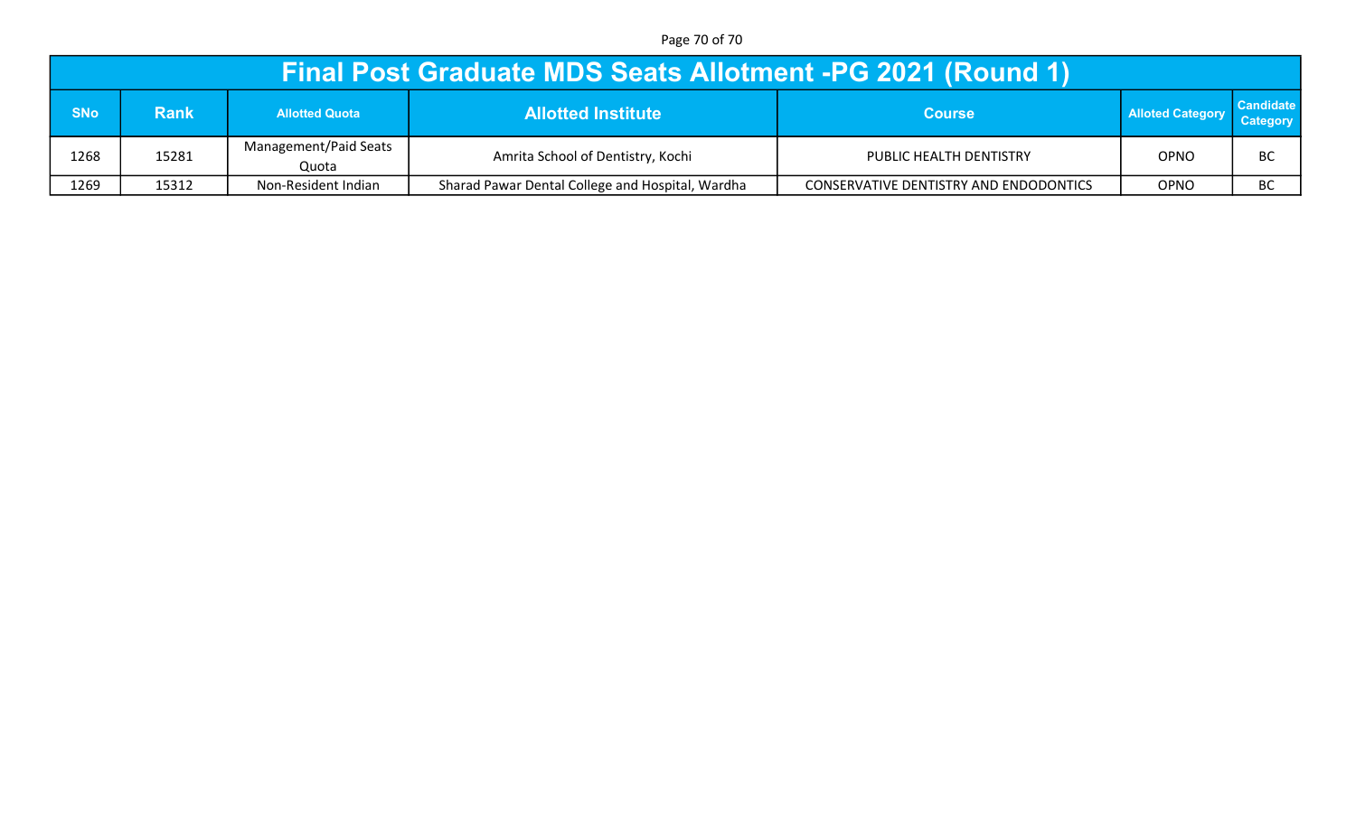| Final Post Graduate MDS Seats Allotment -PG 2021 (Round 1) | | | | | | |
|---|---|---|---|---|---|---|
| SNo | Rank | Allotted Quota | Allotted Institute | Course | Alloted Category | Candidate Category |
| 1268 | 15281 | Management/Paid Seats Quota | Amrita School of Dentistry, Kochi | PUBLIC HEALTH DENTISTRY | OPNO | BC |
| 1269 | 15312 | Non-Resident Indian | Sharad Pawar Dental College and Hospital, Wardha | CONSERVATIVE DENTISTRY AND ENDODONTICS | OPNO | BC |